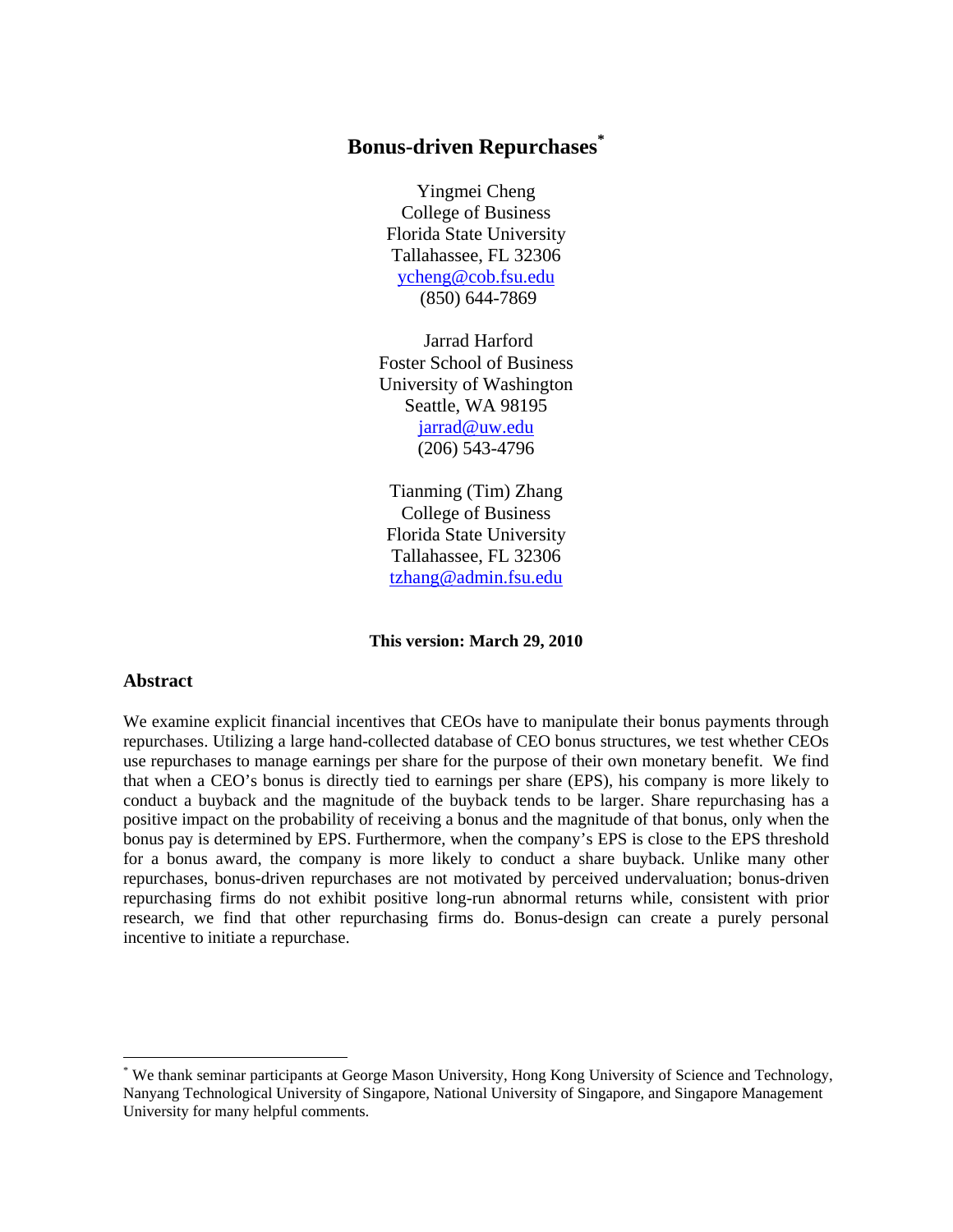# Bonus-driven Repurchases[*]

Yingmei Cheng
College of Business
Florida State University
Tallahassee, FL 32306
ycheng@cob.fsu.edu
(850) 644-7869

Jarrad Harford
Foster School of Business
University of Washington
Seattle, WA 98195
jarrad@uw.edu
(206) 543-4796

Tianming (Tim) Zhang
College of Business
Florida State University
Tallahassee, FL 32306
tzhang@admin.fsu.edu

**This version: March 29, 2010**

## Abstract

We examine explicit financial incentives that CEOs have to manipulate their bonus payments through repurchases. Utilizing a large hand-collected database of CEO bonus structures, we test whether CEOs use repurchases to manage earnings per share for the purpose of their own monetary benefit. We find that when a CEO's bonus is directly tied to earnings per share (EPS), his company is more likely to conduct a buyback and the magnitude of the buyback tends to be larger. Share repurchasing has a positive impact on the probability of receiving a bonus and the magnitude of that bonus, only when the bonus pay is determined by EPS. Furthermore, when the company's EPS is close to the EPS threshold for a bonus award, the company is more likely to conduct a share buyback. Unlike many other repurchases, bonus-driven repurchases are not motivated by perceived undervaluation; bonus-driven repurchasing firms do not exhibit positive long-run abnormal returns while, consistent with prior research, we find that other repurchasing firms do. Bonus-design can create a purely personal incentive to initiate a repurchase.

---

[*] We thank seminar participants at George Mason University, Hong Kong University of Science and Technology, Nanyang Technological University of Singapore, National University of Singapore, and Singapore Management University for many helpful comments.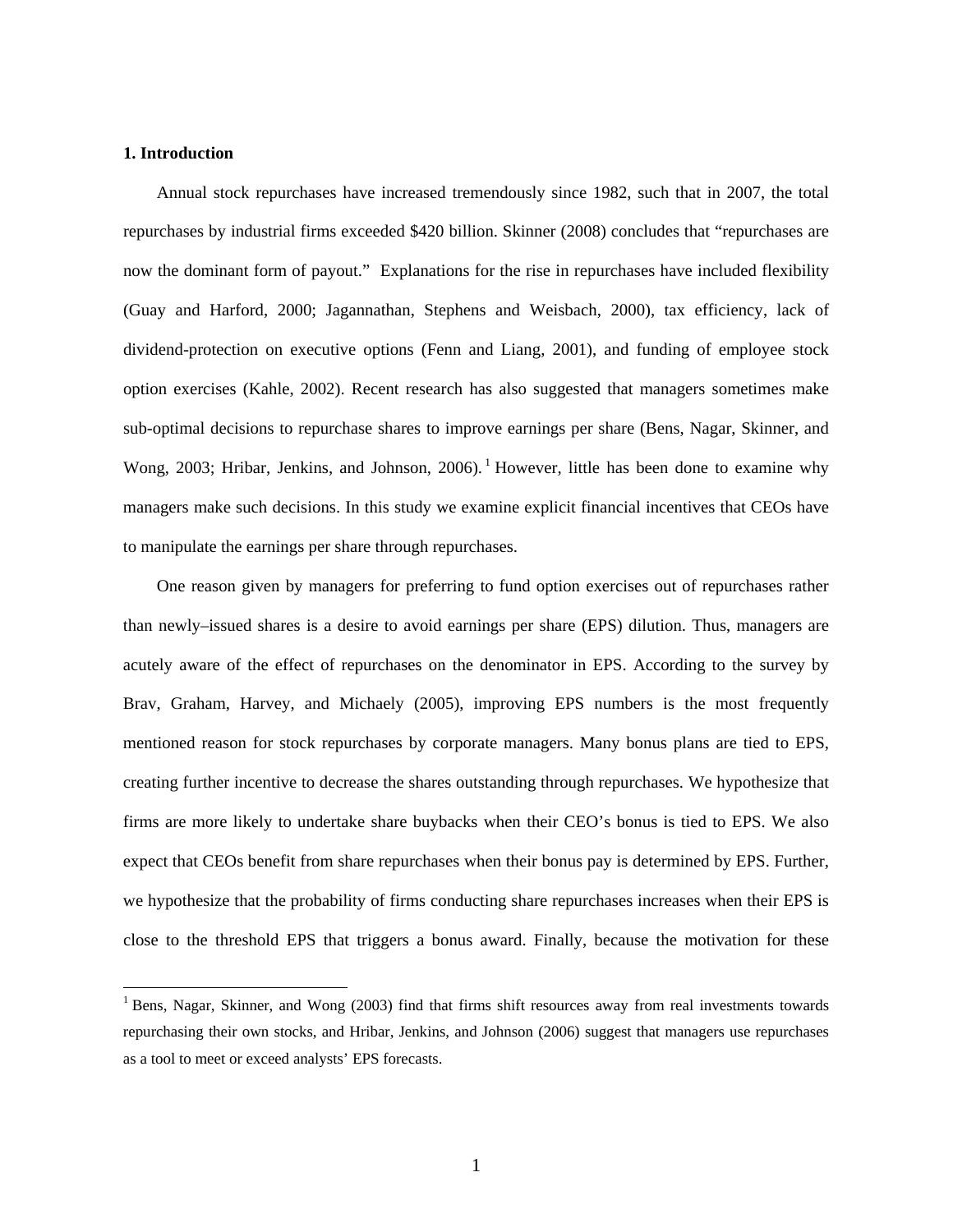## 1. Introduction

Annual stock repurchases have increased tremendously since 1982, such that in 2007, the total repurchases by industrial firms exceeded $420 billion. Skinner (2008) concludes that "repurchases are now the dominant form of payout." Explanations for the rise in repurchases have included flexibility (Guay and Harford, 2000; Jagannathan, Stephens and Weisbach, 2000), tax efficiency, lack of dividend-protection on executive options (Fenn and Liang, 2001), and funding of employee stock option exercises (Kahle, 2002). Recent research has also suggested that managers sometimes make sub-optimal decisions to repurchase shares to improve earnings per share (Bens, Nagar, Skinner, and Wong, 2003; Hribar, Jenkins, and Johnson, 2006).[1] However, little has been done to examine why managers make such decisions. In this study we examine explicit financial incentives that CEOs have to manipulate the earnings per share through repurchases.

One reason given by managers for preferring to fund option exercises out of repurchases rather than newly–issued shares is a desire to avoid earnings per share (EPS) dilution. Thus, managers are acutely aware of the effect of repurchases on the denominator in EPS. According to the survey by Brav, Graham, Harvey, and Michaely (2005), improving EPS numbers is the most frequently mentioned reason for stock repurchases by corporate managers. Many bonus plans are tied to EPS, creating further incentive to decrease the shares outstanding through repurchases. We hypothesize that firms are more likely to undertake share buybacks when their CEO's bonus is tied to EPS. We also expect that CEOs benefit from share repurchases when their bonus pay is determined by EPS. Further, we hypothesize that the probability of firms conducting share repurchases increases when their EPS is close to the threshold EPS that triggers a bonus award. Finally, because the motivation for these

[1] Bens, Nagar, Skinner, and Wong (2003) find that firms shift resources away from real investments towards repurchasing their own stocks, and Hribar, Jenkins, and Johnson (2006) suggest that managers use repurchases as a tool to meet or exceed analysts' EPS forecasts.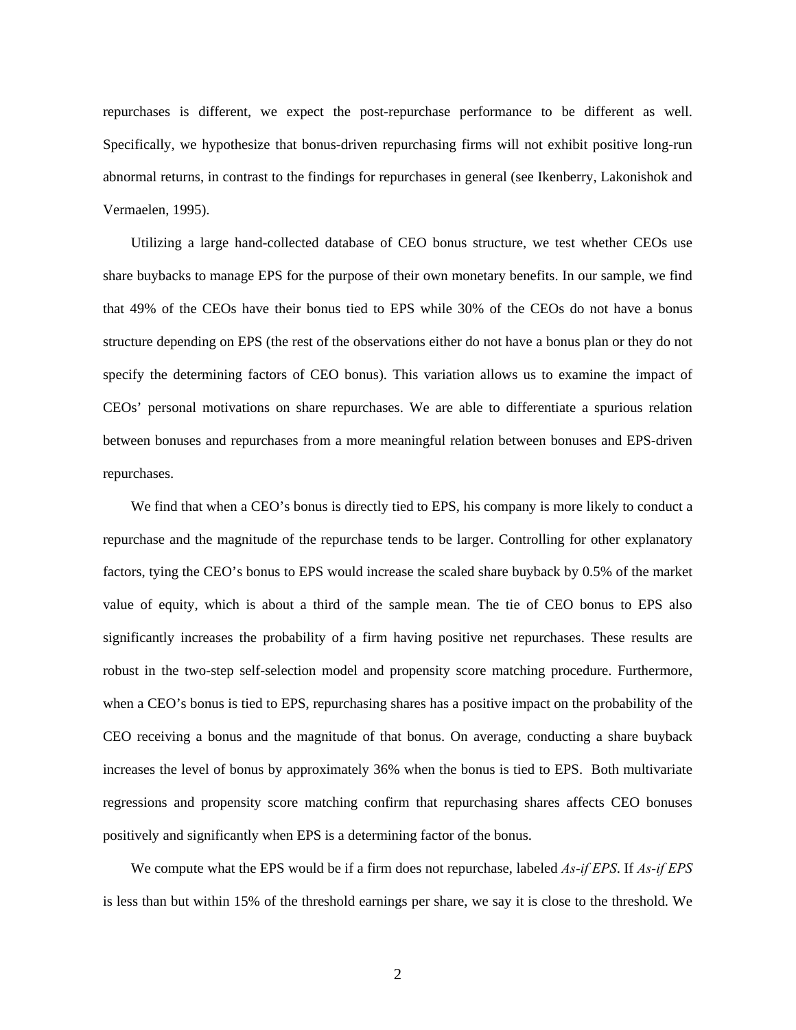repurchases is different, we expect the post-repurchase performance to be different as well. Specifically, we hypothesize that bonus-driven repurchasing firms will not exhibit positive long-run abnormal returns, in contrast to the findings for repurchases in general (see Ikenberry, Lakonishok and Vermaelen, 1995).

Utilizing a large hand-collected database of CEO bonus structure, we test whether CEOs use share buybacks to manage EPS for the purpose of their own monetary benefits. In our sample, we find that 49% of the CEOs have their bonus tied to EPS while 30% of the CEOs do not have a bonus structure depending on EPS (the rest of the observations either do not have a bonus plan or they do not specify the determining factors of CEO bonus). This variation allows us to examine the impact of CEOs' personal motivations on share repurchases. We are able to differentiate a spurious relation between bonuses and repurchases from a more meaningful relation between bonuses and EPS-driven repurchases.

We find that when a CEO's bonus is directly tied to EPS, his company is more likely to conduct a repurchase and the magnitude of the repurchase tends to be larger. Controlling for other explanatory factors, tying the CEO's bonus to EPS would increase the scaled share buyback by 0.5% of the market value of equity, which is about a third of the sample mean. The tie of CEO bonus to EPS also significantly increases the probability of a firm having positive net repurchases. These results are robust in the two-step self-selection model and propensity score matching procedure. Furthermore, when a CEO's bonus is tied to EPS, repurchasing shares has a positive impact on the probability of the CEO receiving a bonus and the magnitude of that bonus. On average, conducting a share buyback increases the level of bonus by approximately 36% when the bonus is tied to EPS. Both multivariate regressions and propensity score matching confirm that repurchasing shares affects CEO bonuses positively and significantly when EPS is a determining factor of the bonus.

We compute what the EPS would be if a firm does not repurchase, labeled *As-if EPS*. If *As-if EPS* is less than but within 15% of the threshold earnings per share, we say it is close to the threshold. We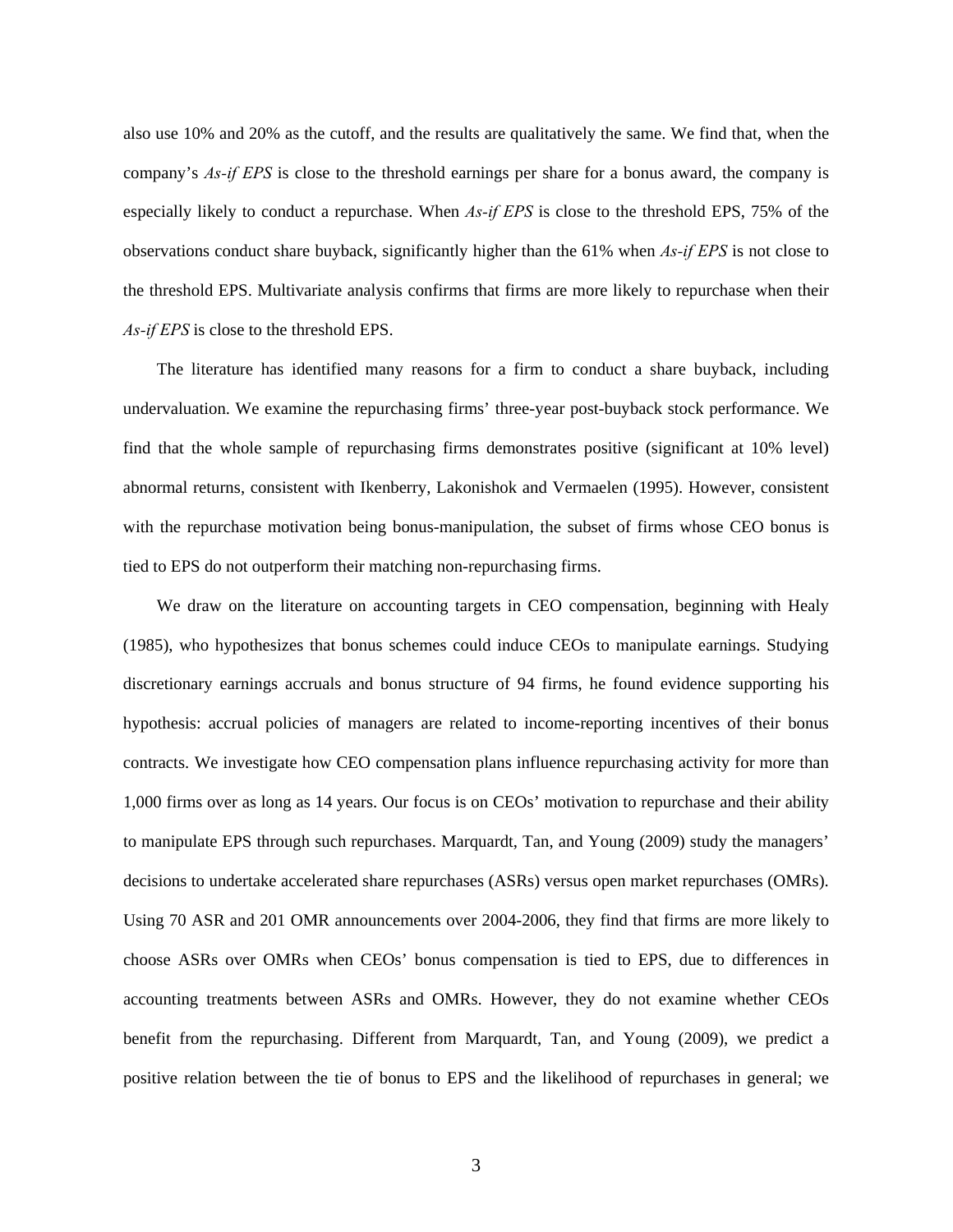also use 10% and 20% as the cutoff, and the results are qualitatively the same. We find that, when the company's *As-if EPS* is close to the threshold earnings per share for a bonus award, the company is especially likely to conduct a repurchase. When *As-if EPS* is close to the threshold EPS, 75% of the observations conduct share buyback, significantly higher than the 61% when *As-if EPS* is not close to the threshold EPS. Multivariate analysis confirms that firms are more likely to repurchase when their *As-if EPS* is close to the threshold EPS.

The literature has identified many reasons for a firm to conduct a share buyback, including undervaluation. We examine the repurchasing firms' three-year post-buyback stock performance. We find that the whole sample of repurchasing firms demonstrates positive (significant at 10% level) abnormal returns, consistent with Ikenberry, Lakonishok and Vermaelen (1995). However, consistent with the repurchase motivation being bonus-manipulation, the subset of firms whose CEO bonus is tied to EPS do not outperform their matching non-repurchasing firms.

We draw on the literature on accounting targets in CEO compensation, beginning with Healy (1985), who hypothesizes that bonus schemes could induce CEOs to manipulate earnings. Studying discretionary earnings accruals and bonus structure of 94 firms, he found evidence supporting his hypothesis: accrual policies of managers are related to income-reporting incentives of their bonus contracts. We investigate how CEO compensation plans influence repurchasing activity for more than 1,000 firms over as long as 14 years. Our focus is on CEOs' motivation to repurchase and their ability to manipulate EPS through such repurchases. Marquardt, Tan, and Young (2009) study the managers' decisions to undertake accelerated share repurchases (ASRs) versus open market repurchases (OMRs). Using 70 ASR and 201 OMR announcements over 2004-2006, they find that firms are more likely to choose ASRs over OMRs when CEOs' bonus compensation is tied to EPS, due to differences in accounting treatments between ASRs and OMRs. However, they do not examine whether CEOs benefit from the repurchasing. Different from Marquardt, Tan, and Young (2009), we predict a positive relation between the tie of bonus to EPS and the likelihood of repurchases in general; we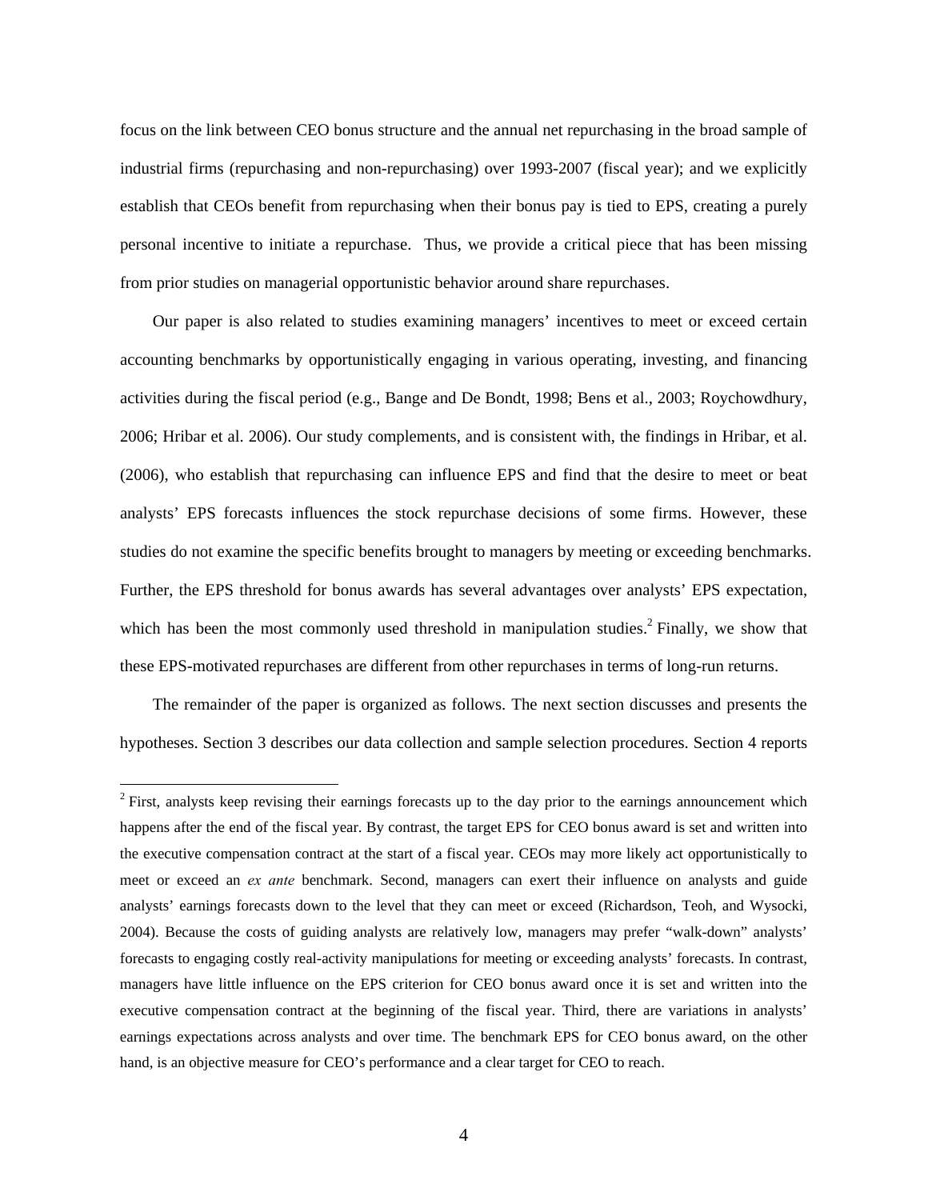focus on the link between CEO bonus structure and the annual net repurchasing in the broad sample of industrial firms (repurchasing and non-repurchasing) over 1993-2007 (fiscal year); and we explicitly establish that CEOs benefit from repurchasing when their bonus pay is tied to EPS, creating a purely personal incentive to initiate a repurchase. Thus, we provide a critical piece that has been missing from prior studies on managerial opportunistic behavior around share repurchases.

Our paper is also related to studies examining managers' incentives to meet or exceed certain accounting benchmarks by opportunistically engaging in various operating, investing, and financing activities during the fiscal period (e.g., Bange and De Bondt, 1998; Bens et al., 2003; Roychowdhury, 2006; Hribar et al. 2006). Our study complements, and is consistent with, the findings in Hribar, et al. (2006), who establish that repurchasing can influence EPS and find that the desire to meet or beat analysts' EPS forecasts influences the stock repurchase decisions of some firms. However, these studies do not examine the specific benefits brought to managers by meeting or exceeding benchmarks. Further, the EPS threshold for bonus awards has several advantages over analysts' EPS expectation, which has been the most commonly used threshold in manipulation studies.[2] Finally, we show that these EPS-motivated repurchases are different from other repurchases in terms of long-run returns.

The remainder of the paper is organized as follows. The next section discusses and presents the hypotheses. Section 3 describes our data collection and sample selection procedures. Section 4 reports

[2] First, analysts keep revising their earnings forecasts up to the day prior to the earnings announcement which happens after the end of the fiscal year. By contrast, the target EPS for CEO bonus award is set and written into the executive compensation contract at the start of a fiscal year. CEOs may more likely act opportunistically to meet or exceed an *ex ante* benchmark. Second, managers can exert their influence on analysts and guide analysts' earnings forecasts down to the level that they can meet or exceed (Richardson, Teoh, and Wysocki, 2004). Because the costs of guiding analysts are relatively low, managers may prefer "walk-down" analysts' forecasts to engaging costly real-activity manipulations for meeting or exceeding analysts' forecasts. In contrast, managers have little influence on the EPS criterion for CEO bonus award once it is set and written into the executive compensation contract at the beginning of the fiscal year. Third, there are variations in analysts' earnings expectations across analysts and over time. The benchmark EPS for CEO bonus award, on the other hand, is an objective measure for CEO's performance and a clear target for CEO to reach.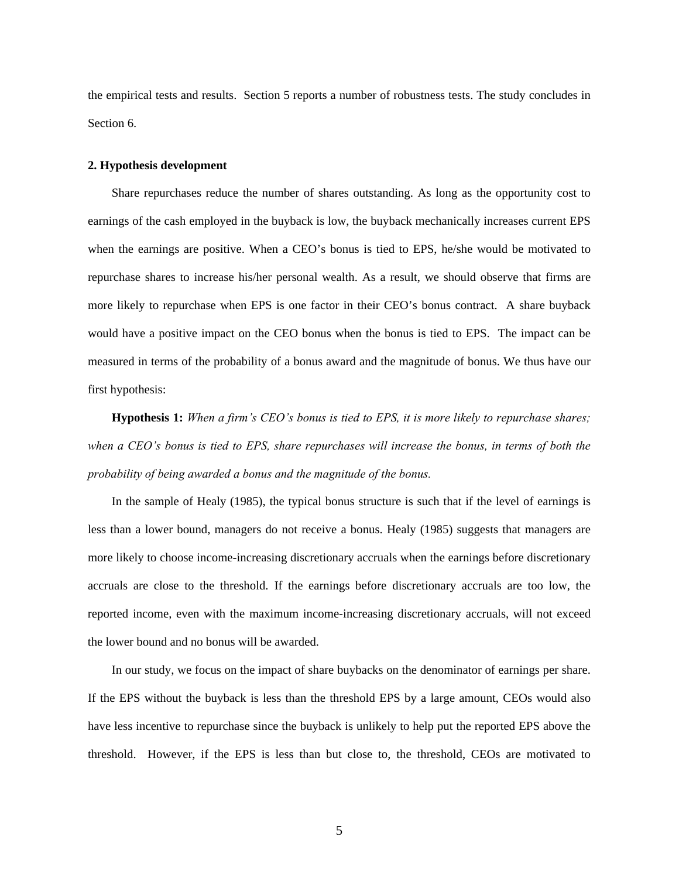the empirical tests and results. Section 5 reports a number of robustness tests. The study concludes in Section 6.

## 2. Hypothesis development

Share repurchases reduce the number of shares outstanding. As long as the opportunity cost to earnings of the cash employed in the buyback is low, the buyback mechanically increases current EPS when the earnings are positive. When a CEO's bonus is tied to EPS, he/she would be motivated to repurchase shares to increase his/her personal wealth. As a result, we should observe that firms are more likely to repurchase when EPS is one factor in their CEO's bonus contract. A share buyback would have a positive impact on the CEO bonus when the bonus is tied to EPS. The impact can be measured in terms of the probability of a bonus award and the magnitude of bonus. We thus have our first hypothesis:

**Hypothesis 1:** *When a firm's CEO's bonus is tied to EPS, it is more likely to repurchase shares; when a CEO's bonus is tied to EPS, share repurchases will increase the bonus, in terms of both the probability of being awarded a bonus and the magnitude of the bonus.*

In the sample of Healy (1985), the typical bonus structure is such that if the level of earnings is less than a lower bound, managers do not receive a bonus. Healy (1985) suggests that managers are more likely to choose income-increasing discretionary accruals when the earnings before discretionary accruals are close to the threshold. If the earnings before discretionary accruals are too low, the reported income, even with the maximum income-increasing discretionary accruals, will not exceed the lower bound and no bonus will be awarded.

In our study, we focus on the impact of share buybacks on the denominator of earnings per share. If the EPS without the buyback is less than the threshold EPS by a large amount, CEOs would also have less incentive to repurchase since the buyback is unlikely to help put the reported EPS above the threshold. However, if the EPS is less than but close to, the threshold, CEOs are motivated to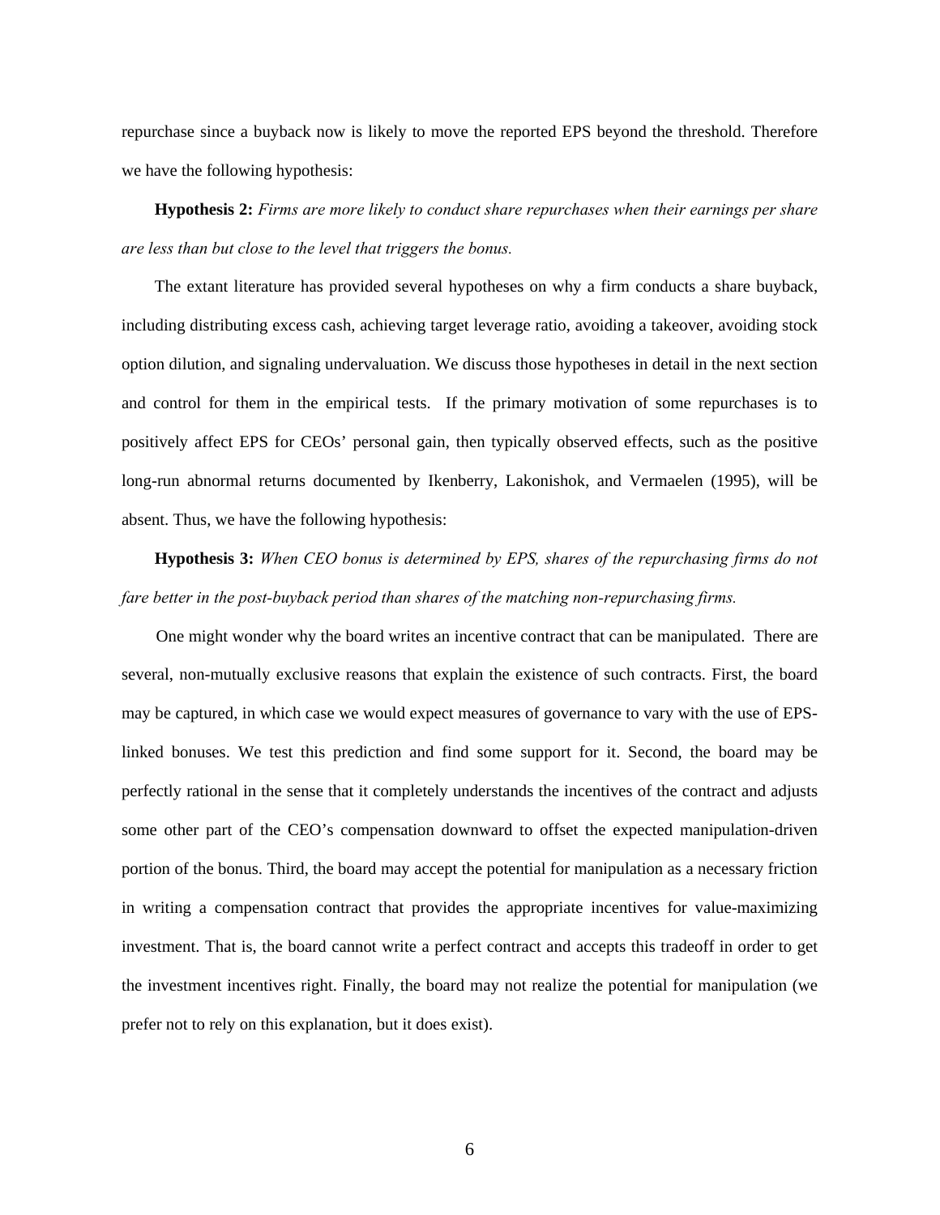repurchase since a buyback now is likely to move the reported EPS beyond the threshold. Therefore we have the following hypothesis:

**Hypothesis 2:** *Firms are more likely to conduct share repurchases when their earnings per share are less than but close to the level that triggers the bonus.*

The extant literature has provided several hypotheses on why a firm conducts a share buyback, including distributing excess cash, achieving target leverage ratio, avoiding a takeover, avoiding stock option dilution, and signaling undervaluation. We discuss those hypotheses in detail in the next section and control for them in the empirical tests. If the primary motivation of some repurchases is to positively affect EPS for CEOs' personal gain, then typically observed effects, such as the positive long-run abnormal returns documented by Ikenberry, Lakonishok, and Vermaelen (1995), will be absent. Thus, we have the following hypothesis:

**Hypothesis 3:** *When CEO bonus is determined by EPS, shares of the repurchasing firms do not fare better in the post-buyback period than shares of the matching non-repurchasing firms.*

One might wonder why the board writes an incentive contract that can be manipulated. There are several, non-mutually exclusive reasons that explain the existence of such contracts. First, the board may be captured, in which case we would expect measures of governance to vary with the use of EPS-linked bonuses. We test this prediction and find some support for it. Second, the board may be perfectly rational in the sense that it completely understands the incentives of the contract and adjusts some other part of the CEO's compensation downward to offset the expected manipulation-driven portion of the bonus. Third, the board may accept the potential for manipulation as a necessary friction in writing a compensation contract that provides the appropriate incentives for value-maximizing investment. That is, the board cannot write a perfect contract and accepts this tradeoff in order to get the investment incentives right. Finally, the board may not realize the potential for manipulation (we prefer not to rely on this explanation, but it does exist).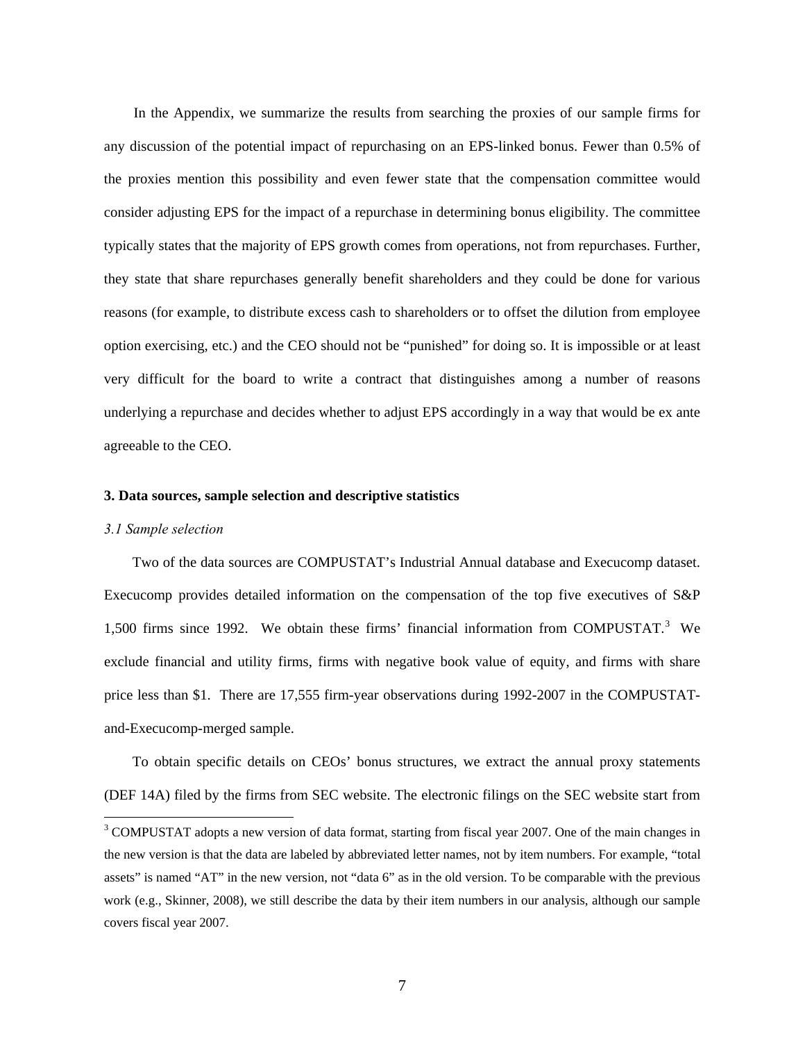In the Appendix, we summarize the results from searching the proxies of our sample firms for any discussion of the potential impact of repurchasing on an EPS-linked bonus. Fewer than 0.5% of the proxies mention this possibility and even fewer state that the compensation committee would consider adjusting EPS for the impact of a repurchase in determining bonus eligibility. The committee typically states that the majority of EPS growth comes from operations, not from repurchases. Further, they state that share repurchases generally benefit shareholders and they could be done for various reasons (for example, to distribute excess cash to shareholders or to offset the dilution from employee option exercising, etc.) and the CEO should not be "punished" for doing so. It is impossible or at least very difficult for the board to write a contract that distinguishes among a number of reasons underlying a repurchase and decides whether to adjust EPS accordingly in a way that would be ex ante agreeable to the CEO.

### 3. Data sources, sample selection and descriptive statistics

#### *3.1 Sample selection*

Two of the data sources are COMPUSTAT's Industrial Annual database and Execucomp dataset. Execucomp provides detailed information on the compensation of the top five executives of S&P 1,500 firms since 1992. We obtain these firms' financial information from COMPUSTAT.[3] We exclude financial and utility firms, firms with negative book value of equity, and firms with share price less than $1. There are 17,555 firm-year observations during 1992-2007 in the COMPUSTAT-and-Execucomp-merged sample.

To obtain specific details on CEOs' bonus structures, we extract the annual proxy statements (DEF 14A) filed by the firms from SEC website. The electronic filings on the SEC website start from

[3] COMPUSTAT adopts a new version of data format, starting from fiscal year 2007. One of the main changes in the new version is that the data are labeled by abbreviated letter names, not by item numbers. For example, "total assets" is named "AT" in the new version, not "data 6" as in the old version. To be comparable with the previous work (e.g., Skinner, 2008), we still describe the data by their item numbers in our analysis, although our sample covers fiscal year 2007.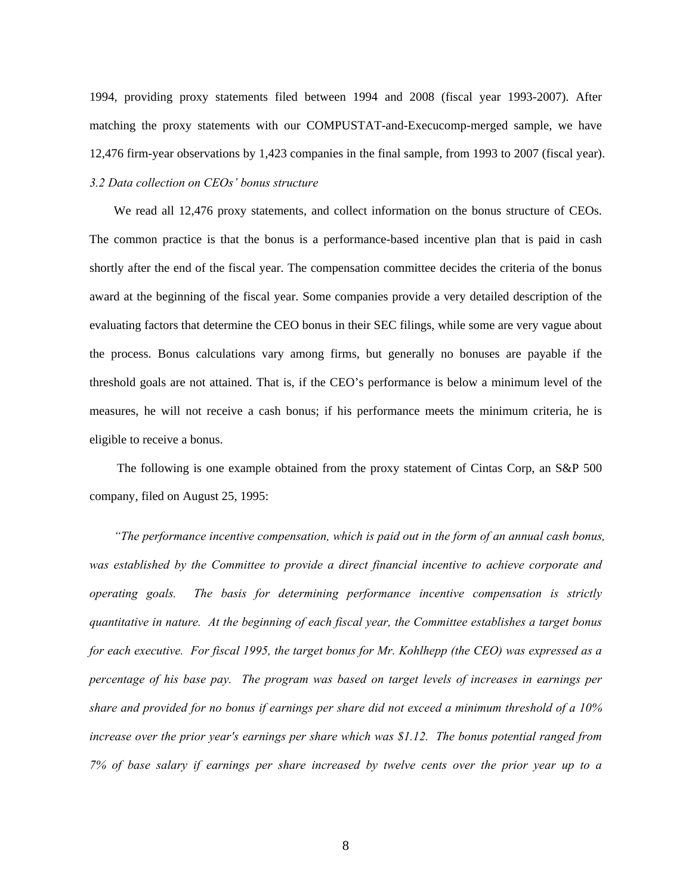1994, providing proxy statements filed between 1994 and 2008 (fiscal year 1993-2007). After matching the proxy statements with our COMPUSTAT-and-Execucomp-merged sample, we have 12,476 firm-year observations by 1,423 companies in the final sample, from 1993 to 2007 (fiscal year).

### *3.2 Data collection on CEOs' bonus structure*

We read all 12,476 proxy statements, and collect information on the bonus structure of CEOs. The common practice is that the bonus is a performance-based incentive plan that is paid in cash shortly after the end of the fiscal year. The compensation committee decides the criteria of the bonus award at the beginning of the fiscal year. Some companies provide a very detailed description of the evaluating factors that determine the CEO bonus in their SEC filings, while some are very vague about the process. Bonus calculations vary among firms, but generally no bonuses are payable if the threshold goals are not attained. That is, if the CEO's performance is below a minimum level of the measures, he will not receive a cash bonus; if his performance meets the minimum criteria, he is eligible to receive a bonus.

The following is one example obtained from the proxy statement of Cintas Corp, an S&P 500 company, filed on August 25, 1995:

*"The performance incentive compensation, which is paid out in the form of an annual cash bonus, was established by the Committee to provide a direct financial incentive to achieve corporate and operating goals. The basis for determining performance incentive compensation is strictly quantitative in nature. At the beginning of each fiscal year, the Committee establishes a target bonus for each executive. For fiscal 1995, the target bonus for Mr. Kohlhepp (the CEO) was expressed as a percentage of his base pay. The program was based on target levels of increases in earnings per share and provided for no bonus if earnings per share did not exceed a minimum threshold of a 10% increase over the prior year's earnings per share which was $1.12. The bonus potential ranged from 7% of base salary if earnings per share increased by twelve cents over the prior year up to a*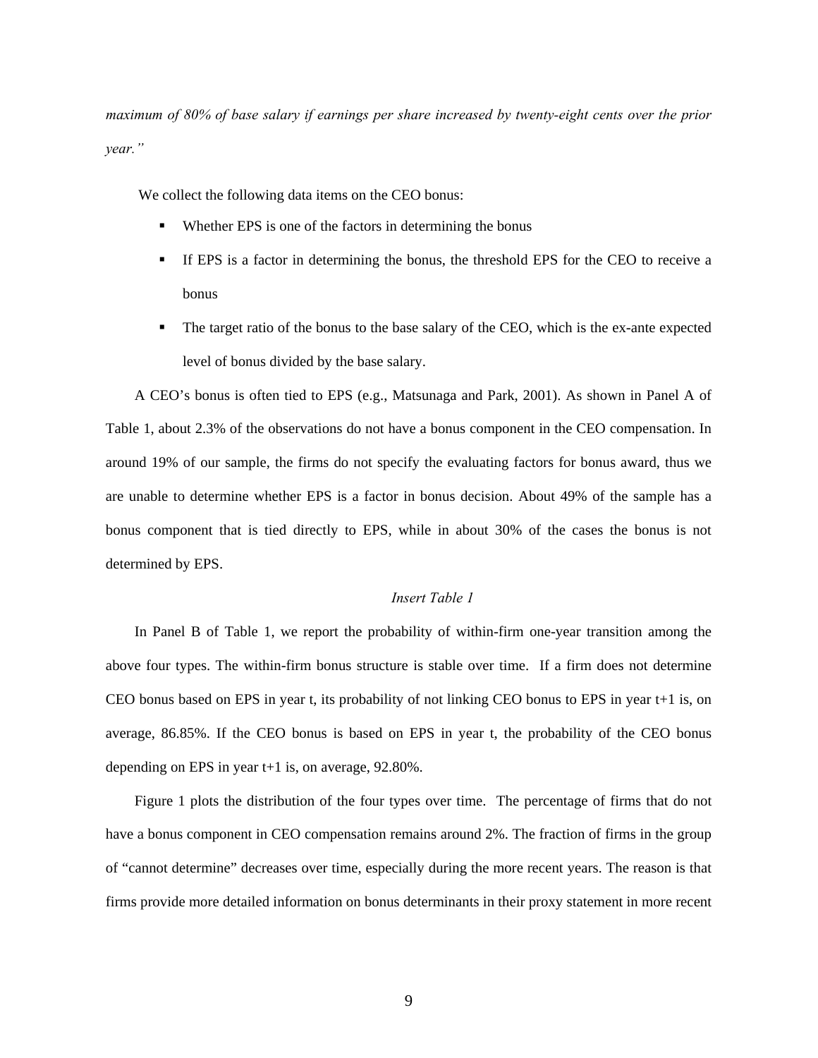*maximum of 80% of base salary if earnings per share increased by twenty-eight cents over the prior year."*

We collect the following data items on the CEO bonus:

- Whether EPS is one of the factors in determining the bonus
- If EPS is a factor in determining the bonus, the threshold EPS for the CEO to receive a bonus
- The target ratio of the bonus to the base salary of the CEO, which is the ex-ante expected level of bonus divided by the base salary.

A CEO's bonus is often tied to EPS (e.g., Matsunaga and Park, 2001). As shown in Panel A of Table 1, about 2.3% of the observations do not have a bonus component in the CEO compensation. In around 19% of our sample, the firms do not specify the evaluating factors for bonus award, thus we are unable to determine whether EPS is a factor in bonus decision. About 49% of the sample has a bonus component that is tied directly to EPS, while in about 30% of the cases the bonus is not determined by EPS.

*Insert Table 1*

In Panel B of Table 1, we report the probability of within-firm one-year transition among the above four types. The within-firm bonus structure is stable over time. If a firm does not determine CEO bonus based on EPS in year t, its probability of not linking CEO bonus to EPS in year t+1 is, on average, 86.85%. If the CEO bonus is based on EPS in year t, the probability of the CEO bonus depending on EPS in year t+1 is, on average, 92.80%.

Figure 1 plots the distribution of the four types over time. The percentage of firms that do not have a bonus component in CEO compensation remains around 2%. The fraction of firms in the group of "cannot determine" decreases over time, especially during the more recent years. The reason is that firms provide more detailed information on bonus determinants in their proxy statement in more recent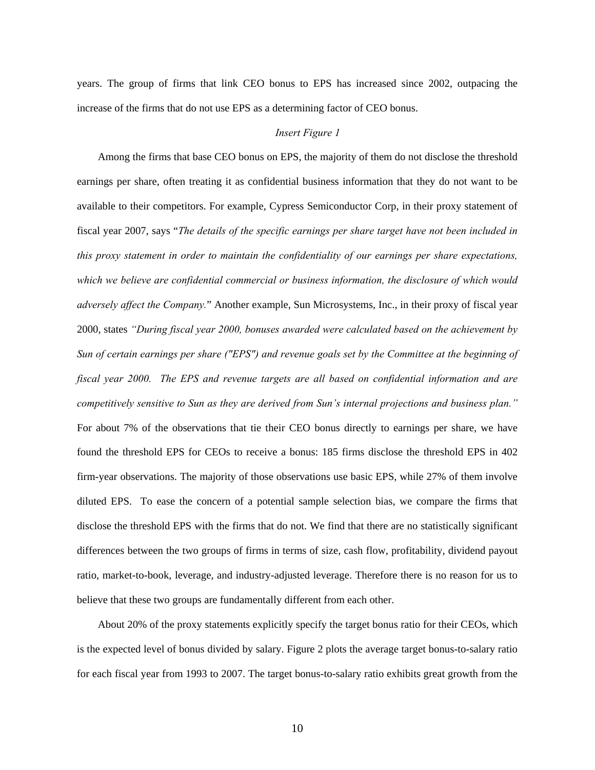years. The group of firms that link CEO bonus to EPS has increased since 2002, outpacing the increase of the firms that do not use EPS as a determining factor of CEO bonus.

*Insert Figure 1*

Among the firms that base CEO bonus on EPS, the majority of them do not disclose the threshold earnings per share, often treating it as confidential business information that they do not want to be available to their competitors. For example, Cypress Semiconductor Corp, in their proxy statement of fiscal year 2007, says "*The details of the specific earnings per share target have not been included in this proxy statement in order to maintain the confidentiality of our earnings per share expectations, which we believe are confidential commercial or business information, the disclosure of which would adversely affect the Company.*" Another example, Sun Microsystems, Inc., in their proxy of fiscal year 2000, states *"During fiscal year 2000, bonuses awarded were calculated based on the achievement by Sun of certain earnings per share ("EPS") and revenue goals set by the Committee at the beginning of fiscal year 2000. The EPS and revenue targets are all based on confidential information and are competitively sensitive to Sun as they are derived from Sun's internal projections and business plan."* For about 7% of the observations that tie their CEO bonus directly to earnings per share, we have found the threshold EPS for CEOs to receive a bonus: 185 firms disclose the threshold EPS in 402 firm-year observations. The majority of those observations use basic EPS, while 27% of them involve diluted EPS. To ease the concern of a potential sample selection bias, we compare the firms that disclose the threshold EPS with the firms that do not. We find that there are no statistically significant differences between the two groups of firms in terms of size, cash flow, profitability, dividend payout ratio, market-to-book, leverage, and industry-adjusted leverage. Therefore there is no reason for us to believe that these two groups are fundamentally different from each other.

About 20% of the proxy statements explicitly specify the target bonus ratio for their CEOs, which is the expected level of bonus divided by salary. Figure 2 plots the average target bonus-to-salary ratio for each fiscal year from 1993 to 2007. The target bonus-to-salary ratio exhibits great growth from the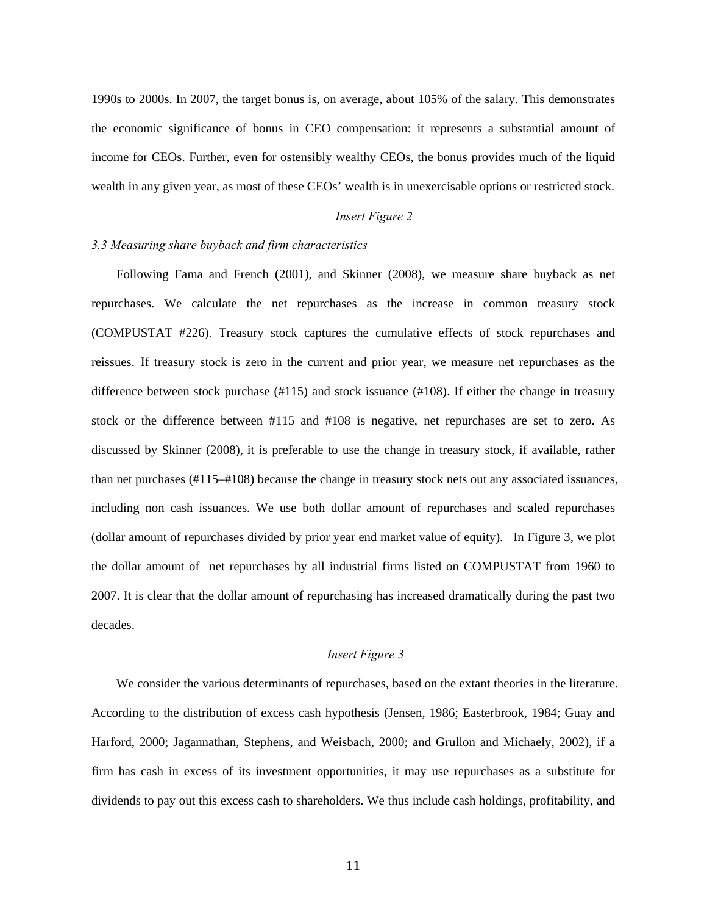1990s to 2000s. In 2007, the target bonus is, on average, about 105% of the salary. This demonstrates the economic significance of bonus in CEO compensation: it represents a substantial amount of income for CEOs. Further, even for ostensibly wealthy CEOs, the bonus provides much of the liquid wealth in any given year, as most of these CEOs' wealth is in unexercisable options or restricted stock.

*Insert Figure 2*

*3.3 Measuring share buyback and firm characteristics*

Following Fama and French (2001), and Skinner (2008), we measure share buyback as net repurchases. We calculate the net repurchases as the increase in common treasury stock (COMPUSTAT #226). Treasury stock captures the cumulative effects of stock repurchases and reissues. If treasury stock is zero in the current and prior year, we measure net repurchases as the difference between stock purchase (#115) and stock issuance (#108). If either the change in treasury stock or the difference between #115 and #108 is negative, net repurchases are set to zero. As discussed by Skinner (2008), it is preferable to use the change in treasury stock, if available, rather than net purchases (#115–#108) because the change in treasury stock nets out any associated issuances, including non cash issuances. We use both dollar amount of repurchases and scaled repurchases (dollar amount of repurchases divided by prior year end market value of equity). In Figure 3, we plot the dollar amount of net repurchases by all industrial firms listed on COMPUSTAT from 1960 to 2007. It is clear that the dollar amount of repurchasing has increased dramatically during the past two decades.

*Insert Figure 3*

We consider the various determinants of repurchases, based on the extant theories in the literature. According to the distribution of excess cash hypothesis (Jensen, 1986; Easterbrook, 1984; Guay and Harford, 2000; Jagannathan, Stephens, and Weisbach, 2000; and Grullon and Michaely, 2002), if a firm has cash in excess of its investment opportunities, it may use repurchases as a substitute for dividends to pay out this excess cash to shareholders. We thus include cash holdings, profitability, and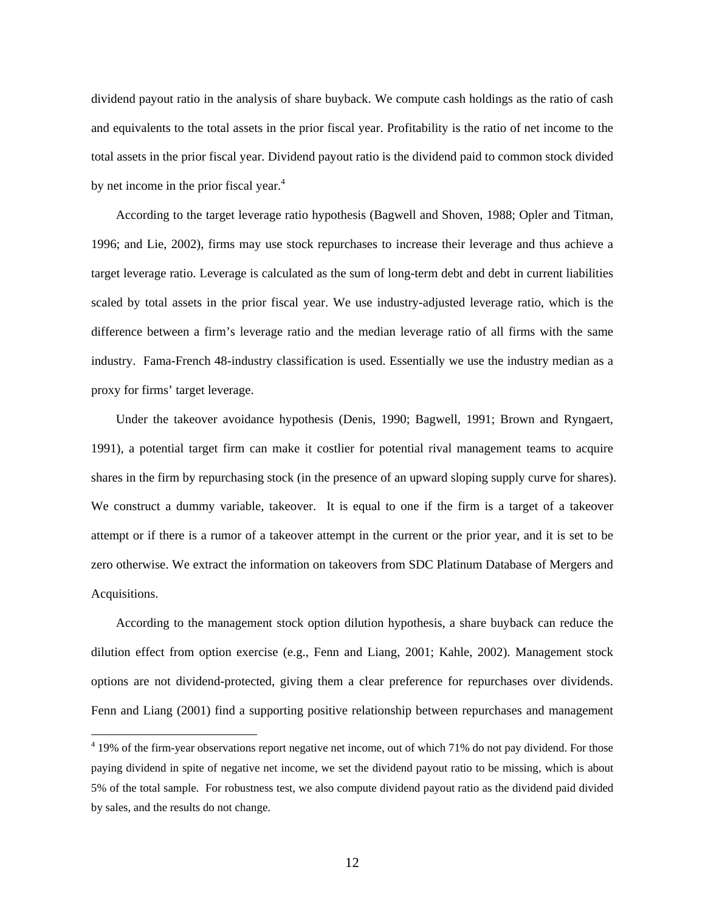dividend payout ratio in the analysis of share buyback. We compute cash holdings as the ratio of cash and equivalents to the total assets in the prior fiscal year. Profitability is the ratio of net income to the total assets in the prior fiscal year. Dividend payout ratio is the dividend paid to common stock divided by net income in the prior fiscal year.[4]

According to the target leverage ratio hypothesis (Bagwell and Shoven, 1988; Opler and Titman, 1996; and Lie, 2002), firms may use stock repurchases to increase their leverage and thus achieve a target leverage ratio. Leverage is calculated as the sum of long-term debt and debt in current liabilities scaled by total assets in the prior fiscal year. We use industry-adjusted leverage ratio, which is the difference between a firm's leverage ratio and the median leverage ratio of all firms with the same industry. Fama-French 48-industry classification is used. Essentially we use the industry median as a proxy for firms' target leverage.

Under the takeover avoidance hypothesis (Denis, 1990; Bagwell, 1991; Brown and Ryngaert, 1991), a potential target firm can make it costlier for potential rival management teams to acquire shares in the firm by repurchasing stock (in the presence of an upward sloping supply curve for shares). We construct a dummy variable, takeover. It is equal to one if the firm is a target of a takeover attempt or if there is a rumor of a takeover attempt in the current or the prior year, and it is set to be zero otherwise. We extract the information on takeovers from SDC Platinum Database of Mergers and Acquisitions.

According to the management stock option dilution hypothesis, a share buyback can reduce the dilution effect from option exercise (e.g., Fenn and Liang, 2001; Kahle, 2002). Management stock options are not dividend-protected, giving them a clear preference for repurchases over dividends. Fenn and Liang (2001) find a supporting positive relationship between repurchases and management

[4] 19% of the firm-year observations report negative net income, out of which 71% do not pay dividend. For those paying dividend in spite of negative net income, we set the dividend payout ratio to be missing, which is about 5% of the total sample. For robustness test, we also compute dividend payout ratio as the dividend paid divided by sales, and the results do not change.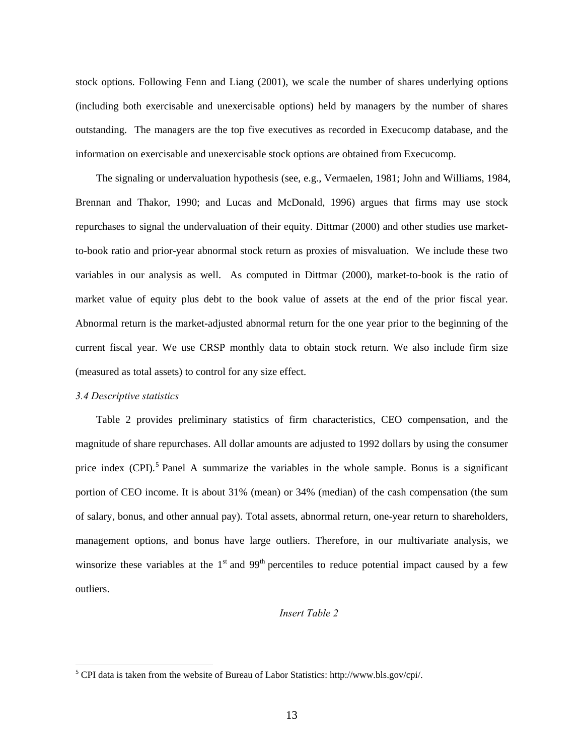stock options. Following Fenn and Liang (2001), we scale the number of shares underlying options (including both exercisable and unexercisable options) held by managers by the number of shares outstanding. The managers are the top five executives as recorded in Execucomp database, and the information on exercisable and unexercisable stock options are obtained from Execucomp.

The signaling or undervaluation hypothesis (see, e.g., Vermaelen, 1981; John and Williams, 1984, Brennan and Thakor, 1990; and Lucas and McDonald, 1996) argues that firms may use stock repurchases to signal the undervaluation of their equity. Dittmar (2000) and other studies use market-to-book ratio and prior-year abnormal stock return as proxies of misvaluation. We include these two variables in our analysis as well. As computed in Dittmar (2000), market-to-book is the ratio of market value of equity plus debt to the book value of assets at the end of the prior fiscal year. Abnormal return is the market-adjusted abnormal return for the one year prior to the beginning of the current fiscal year. We use CRSP monthly data to obtain stock return. We also include firm size (measured as total assets) to control for any size effect.

*3.4 Descriptive statistics*

Table 2 provides preliminary statistics of firm characteristics, CEO compensation, and the magnitude of share repurchases. All dollar amounts are adjusted to 1992 dollars by using the consumer price index (CPI).[5] Panel A summarize the variables in the whole sample. Bonus is a significant portion of CEO income. It is about 31% (mean) or 34% (median) of the cash compensation (the sum of salary, bonus, and other annual pay). Total assets, abnormal return, one-year return to shareholders, management options, and bonus have large outliers. Therefore, in our multivariate analysis, we winsorize these variables at the 1st and 99th percentiles to reduce potential impact caused by a few outliers.

*Insert Table 2*

[5] CPI data is taken from the website of Bureau of Labor Statistics: http://www.bls.gov/cpi/.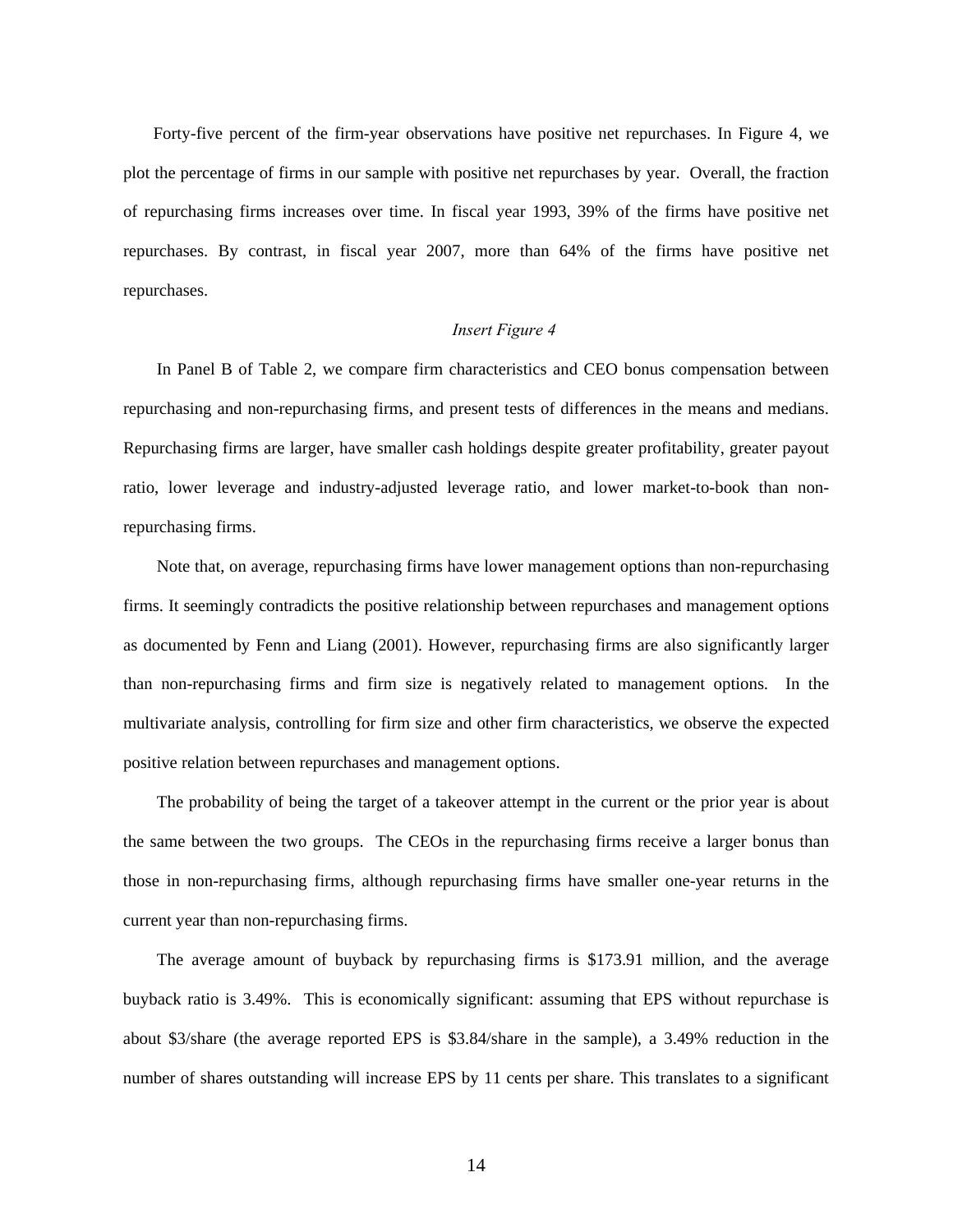Forty-five percent of the firm-year observations have positive net repurchases. In Figure 4, we plot the percentage of firms in our sample with positive net repurchases by year. Overall, the fraction of repurchasing firms increases over time. In fiscal year 1993, 39% of the firms have positive net repurchases. By contrast, in fiscal year 2007, more than 64% of the firms have positive net repurchases.

*Insert Figure 4*

In Panel B of Table 2, we compare firm characteristics and CEO bonus compensation between repurchasing and non-repurchasing firms, and present tests of differences in the means and medians. Repurchasing firms are larger, have smaller cash holdings despite greater profitability, greater payout ratio, lower leverage and industry-adjusted leverage ratio, and lower market-to-book than non-repurchasing firms.

Note that, on average, repurchasing firms have lower management options than non-repurchasing firms. It seemingly contradicts the positive relationship between repurchases and management options as documented by Fenn and Liang (2001). However, repurchasing firms are also significantly larger than non-repurchasing firms and firm size is negatively related to management options. In the multivariate analysis, controlling for firm size and other firm characteristics, we observe the expected positive relation between repurchases and management options.

The probability of being the target of a takeover attempt in the current or the prior year is about the same between the two groups. The CEOs in the repurchasing firms receive a larger bonus than those in non-repurchasing firms, although repurchasing firms have smaller one-year returns in the current year than non-repurchasing firms.

The average amount of buyback by repurchasing firms is $173.91 million, and the average buyback ratio is 3.49%. This is economically significant: assuming that EPS without repurchase is about $3/share (the average reported EPS is $3.84/share in the sample), a 3.49% reduction in the number of shares outstanding will increase EPS by 11 cents per share. This translates to a significant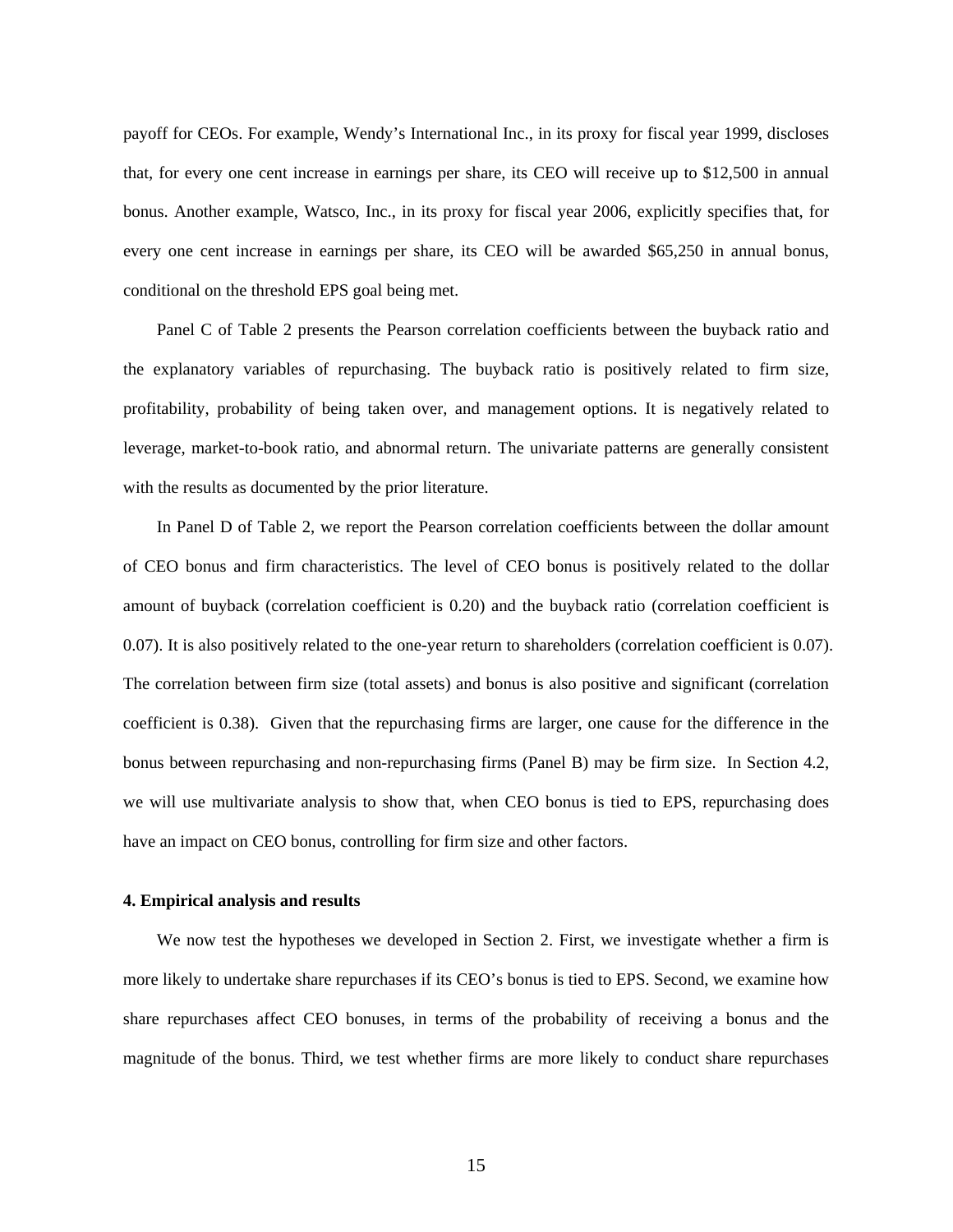payoff for CEOs. For example, Wendy's International Inc., in its proxy for fiscal year 1999, discloses that, for every one cent increase in earnings per share, its CEO will receive up to $12,500 in annual bonus. Another example, Watsco, Inc., in its proxy for fiscal year 2006, explicitly specifies that, for every one cent increase in earnings per share, its CEO will be awarded $65,250 in annual bonus, conditional on the threshold EPS goal being met.

Panel C of Table 2 presents the Pearson correlation coefficients between the buyback ratio and the explanatory variables of repurchasing. The buyback ratio is positively related to firm size, profitability, probability of being taken over, and management options. It is negatively related to leverage, market-to-book ratio, and abnormal return. The univariate patterns are generally consistent with the results as documented by the prior literature.

In Panel D of Table 2, we report the Pearson correlation coefficients between the dollar amount of CEO bonus and firm characteristics. The level of CEO bonus is positively related to the dollar amount of buyback (correlation coefficient is 0.20) and the buyback ratio (correlation coefficient is 0.07). It is also positively related to the one-year return to shareholders (correlation coefficient is 0.07). The correlation between firm size (total assets) and bonus is also positive and significant (correlation coefficient is 0.38). Given that the repurchasing firms are larger, one cause for the difference in the bonus between repurchasing and non-repurchasing firms (Panel B) may be firm size. In Section 4.2, we will use multivariate analysis to show that, when CEO bonus is tied to EPS, repurchasing does have an impact on CEO bonus, controlling for firm size and other factors.

## 4. Empirical analysis and results

We now test the hypotheses we developed in Section 2. First, we investigate whether a firm is more likely to undertake share repurchases if its CEO's bonus is tied to EPS. Second, we examine how share repurchases affect CEO bonuses, in terms of the probability of receiving a bonus and the magnitude of the bonus. Third, we test whether firms are more likely to conduct share repurchases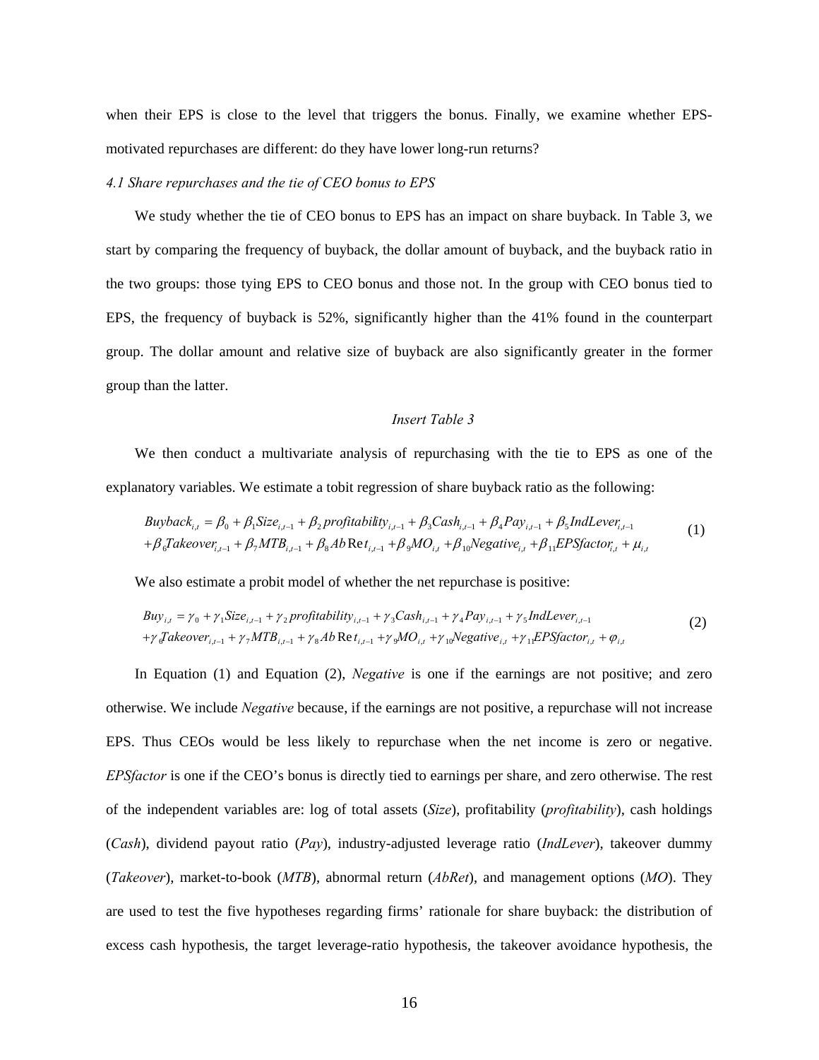when their EPS is close to the level that triggers the bonus. Finally, we examine whether EPS-motivated repurchases are different: do they have lower long-run returns?

*4.1 Share repurchases and the tie of CEO bonus to EPS*

We study whether the tie of CEO bonus to EPS has an impact on share buyback. In Table 3, we start by comparing the frequency of buyback, the dollar amount of buyback, and the buyback ratio in the two groups: those tying EPS to CEO bonus and those not. In the group with CEO bonus tied to EPS, the frequency of buyback is 52%, significantly higher than the 41% found in the counterpart group. The dollar amount and relative size of buyback are also significantly greater in the former group than the latter.

*Insert Table 3*

We then conduct a multivariate analysis of repurchasing with the tie to EPS as one of the explanatory variables. We estimate a tobit regression of share buyback ratio as the following:

$$
\begin{aligned}
Buyback_{i,t} = {} & \beta_0 + \beta_1 Size_{i,t-1} + \beta_2 profitability_{i,t-1} + \beta_3 Cash_{i,t-1} + \beta_4 Pay_{i,t-1} + \beta_5 IndLever_{i,t-1} \\
& + \beta_6 Takeover_{i,t-1} + \beta_7 MTB_{i,t-1} + \beta_8 AbRet_{i,t-1} + \beta_9 MO_{i,t} + \beta_{10} Negative_{i,t} + \beta_{11} EPSfactor_{i,t} + \mu_{i,t}
\end{aligned} \quad (1)
$$

We also estimate a probit model of whether the net repurchase is positive:

$$
\begin{aligned}
Buy_{i,t} = {} & \gamma_0 + \gamma_1 Size_{i,t-1} + \gamma_2 profitability_{i,t-1} + \gamma_3 Cash_{i,t-1} + \gamma_4 Pay_{i,t-1} + \gamma_5 IndLever_{i,t-1} \\
& + \gamma_6 Takeover_{i,t-1} + \gamma_7 MTB_{i,t-1} + \gamma_8 AbRet_{i,t-1} + \gamma_9 MO_{i,t} + \gamma_{10} Negative_{i,t} + \gamma_{11} EPSfactor_{i,t} + \varphi_{i,t}
\end{aligned} \quad (2)
$$

In Equation (1) and Equation (2), *Negative* is one if the earnings are not positive; and zero otherwise. We include *Negative* because, if the earnings are not positive, a repurchase will not increase EPS. Thus CEOs would be less likely to repurchase when the net income is zero or negative. *EPSfactor* is one if the CEO's bonus is directly tied to earnings per share, and zero otherwise. The rest of the independent variables are: log of total assets (*Size*), profitability (*profitability*), cash holdings (*Cash*), dividend payout ratio (*Pay*), industry-adjusted leverage ratio (*IndLever*), takeover dummy (*Takeover*), market-to-book (*MTB*), abnormal return (*AbRet*), and management options (*MO*). They are used to test the five hypotheses regarding firms' rationale for share buyback: the distribution of excess cash hypothesis, the target leverage-ratio hypothesis, the takeover avoidance hypothesis, the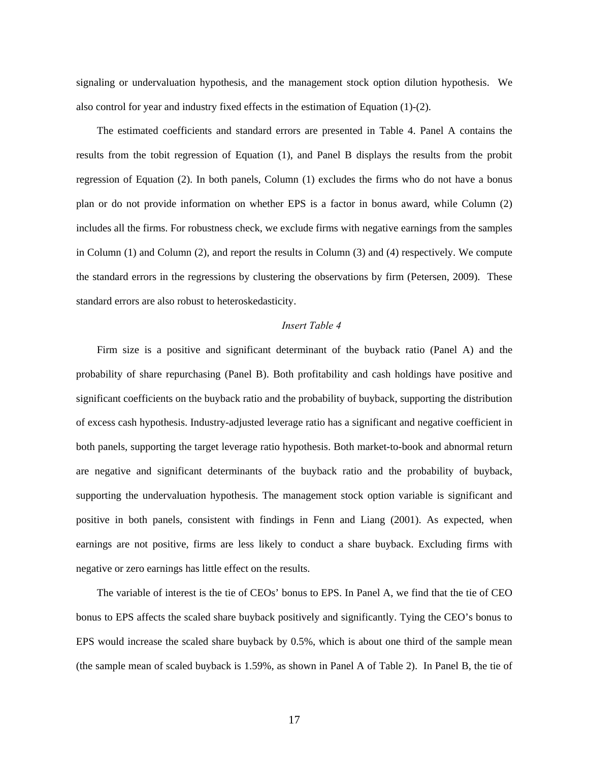signaling or undervaluation hypothesis, and the management stock option dilution hypothesis. We also control for year and industry fixed effects in the estimation of Equation (1)-(2).

The estimated coefficients and standard errors are presented in Table 4. Panel A contains the results from the tobit regression of Equation (1), and Panel B displays the results from the probit regression of Equation (2). In both panels, Column (1) excludes the firms who do not have a bonus plan or do not provide information on whether EPS is a factor in bonus award, while Column (2) includes all the firms. For robustness check, we exclude firms with negative earnings from the samples in Column (1) and Column (2), and report the results in Column (3) and (4) respectively. We compute the standard errors in the regressions by clustering the observations by firm (Petersen, 2009). These standard errors are also robust to heteroskedasticity.

*Insert Table 4*

Firm size is a positive and significant determinant of the buyback ratio (Panel A) and the probability of share repurchasing (Panel B). Both profitability and cash holdings have positive and significant coefficients on the buyback ratio and the probability of buyback, supporting the distribution of excess cash hypothesis. Industry-adjusted leverage ratio has a significant and negative coefficient in both panels, supporting the target leverage ratio hypothesis. Both market-to-book and abnormal return are negative and significant determinants of the buyback ratio and the probability of buyback, supporting the undervaluation hypothesis. The management stock option variable is significant and positive in both panels, consistent with findings in Fenn and Liang (2001). As expected, when earnings are not positive, firms are less likely to conduct a share buyback. Excluding firms with negative or zero earnings has little effect on the results.

The variable of interest is the tie of CEOs' bonus to EPS. In Panel A, we find that the tie of CEO bonus to EPS affects the scaled share buyback positively and significantly. Tying the CEO's bonus to EPS would increase the scaled share buyback by 0.5%, which is about one third of the sample mean (the sample mean of scaled buyback is 1.59%, as shown in Panel A of Table 2). In Panel B, the tie of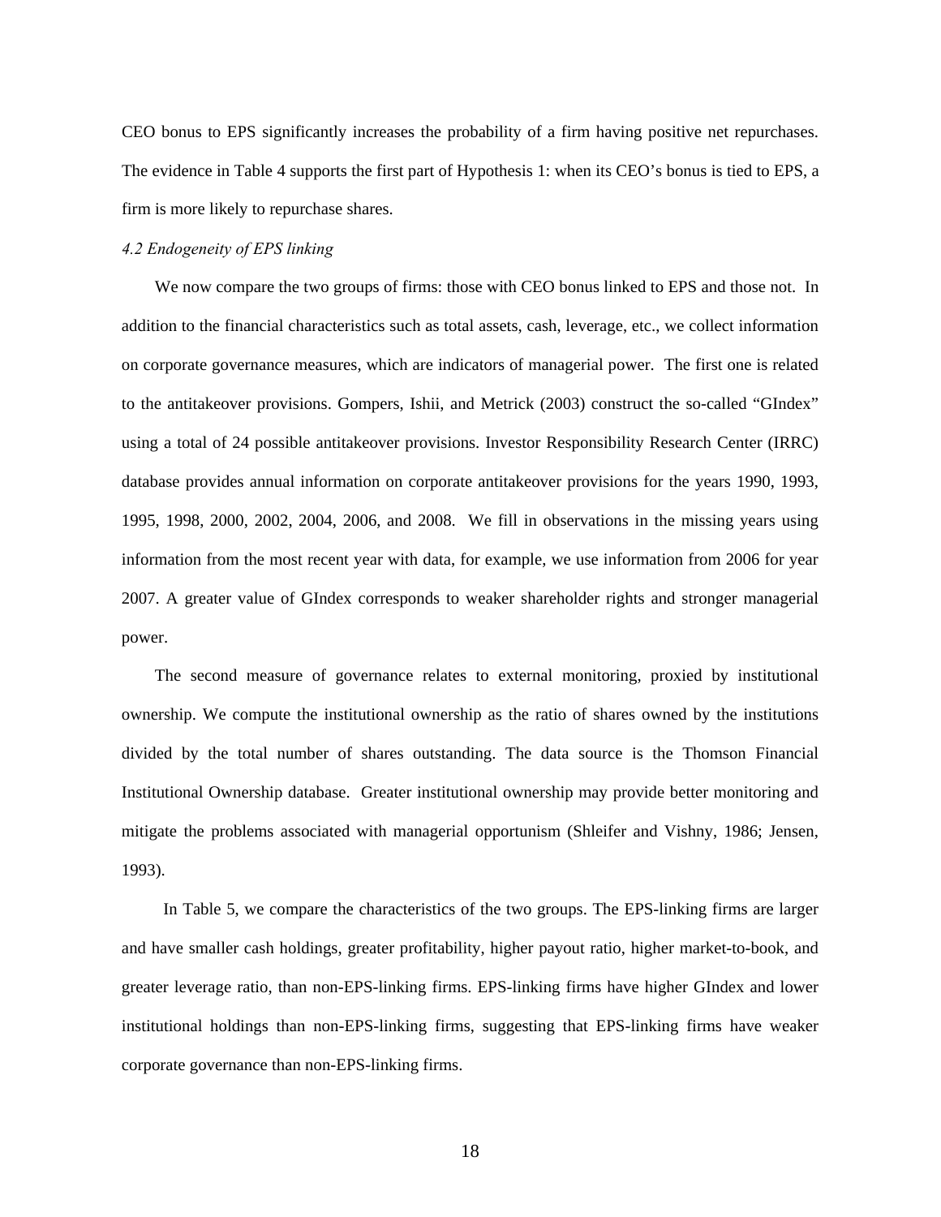CEO bonus to EPS significantly increases the probability of a firm having positive net repurchases. The evidence in Table 4 supports the first part of Hypothesis 1: when its CEO's bonus is tied to EPS, a firm is more likely to repurchase shares.

*4.2 Endogeneity of EPS linking*

We now compare the two groups of firms: those with CEO bonus linked to EPS and those not. In addition to the financial characteristics such as total assets, cash, leverage, etc., we collect information on corporate governance measures, which are indicators of managerial power. The first one is related to the antitakeover provisions. Gompers, Ishii, and Metrick (2003) construct the so-called "GIndex" using a total of 24 possible antitakeover provisions. Investor Responsibility Research Center (IRRC) database provides annual information on corporate antitakeover provisions for the years 1990, 1993, 1995, 1998, 2000, 2002, 2004, 2006, and 2008. We fill in observations in the missing years using information from the most recent year with data, for example, we use information from 2006 for year 2007. A greater value of GIndex corresponds to weaker shareholder rights and stronger managerial power.

The second measure of governance relates to external monitoring, proxied by institutional ownership. We compute the institutional ownership as the ratio of shares owned by the institutions divided by the total number of shares outstanding. The data source is the Thomson Financial Institutional Ownership database. Greater institutional ownership may provide better monitoring and mitigate the problems associated with managerial opportunism (Shleifer and Vishny, 1986; Jensen, 1993).

In Table 5, we compare the characteristics of the two groups. The EPS-linking firms are larger and have smaller cash holdings, greater profitability, higher payout ratio, higher market-to-book, and greater leverage ratio, than non-EPS-linking firms. EPS-linking firms have higher GIndex and lower institutional holdings than non-EPS-linking firms, suggesting that EPS-linking firms have weaker corporate governance than non-EPS-linking firms.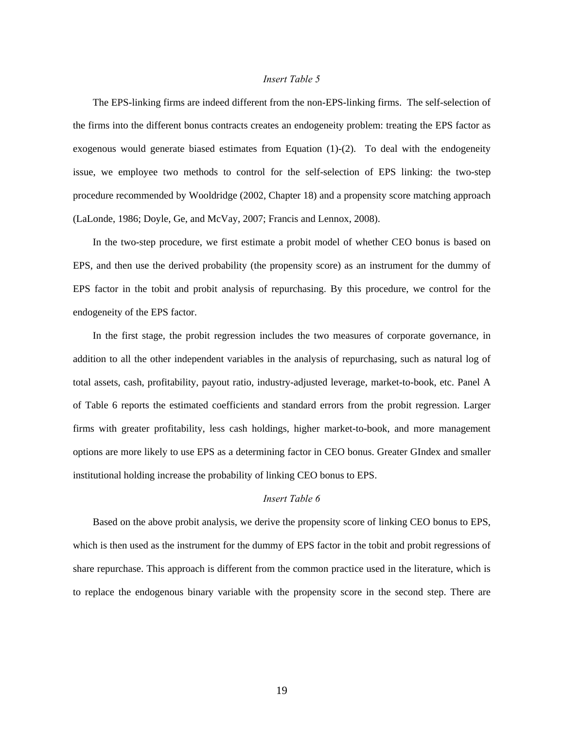*Insert Table 5*

The EPS-linking firms are indeed different from the non-EPS-linking firms. The self-selection of the firms into the different bonus contracts creates an endogeneity problem: treating the EPS factor as exogenous would generate biased estimates from Equation (1)-(2). To deal with the endogeneity issue, we employee two methods to control for the self-selection of EPS linking: the two-step procedure recommended by Wooldridge (2002, Chapter 18) and a propensity score matching approach (LaLonde, 1986; Doyle, Ge, and McVay, 2007; Francis and Lennox, 2008).

In the two-step procedure, we first estimate a probit model of whether CEO bonus is based on EPS, and then use the derived probability (the propensity score) as an instrument for the dummy of EPS factor in the tobit and probit analysis of repurchasing. By this procedure, we control for the endogeneity of the EPS factor.

In the first stage, the probit regression includes the two measures of corporate governance, in addition to all the other independent variables in the analysis of repurchasing, such as natural log of total assets, cash, profitability, payout ratio, industry-adjusted leverage, market-to-book, etc. Panel A of Table 6 reports the estimated coefficients and standard errors from the probit regression. Larger firms with greater profitability, less cash holdings, higher market-to-book, and more management options are more likely to use EPS as a determining factor in CEO bonus. Greater GIndex and smaller institutional holding increase the probability of linking CEO bonus to EPS.

*Insert Table 6*

Based on the above probit analysis, we derive the propensity score of linking CEO bonus to EPS, which is then used as the instrument for the dummy of EPS factor in the tobit and probit regressions of share repurchase. This approach is different from the common practice used in the literature, which is to replace the endogenous binary variable with the propensity score in the second step. There are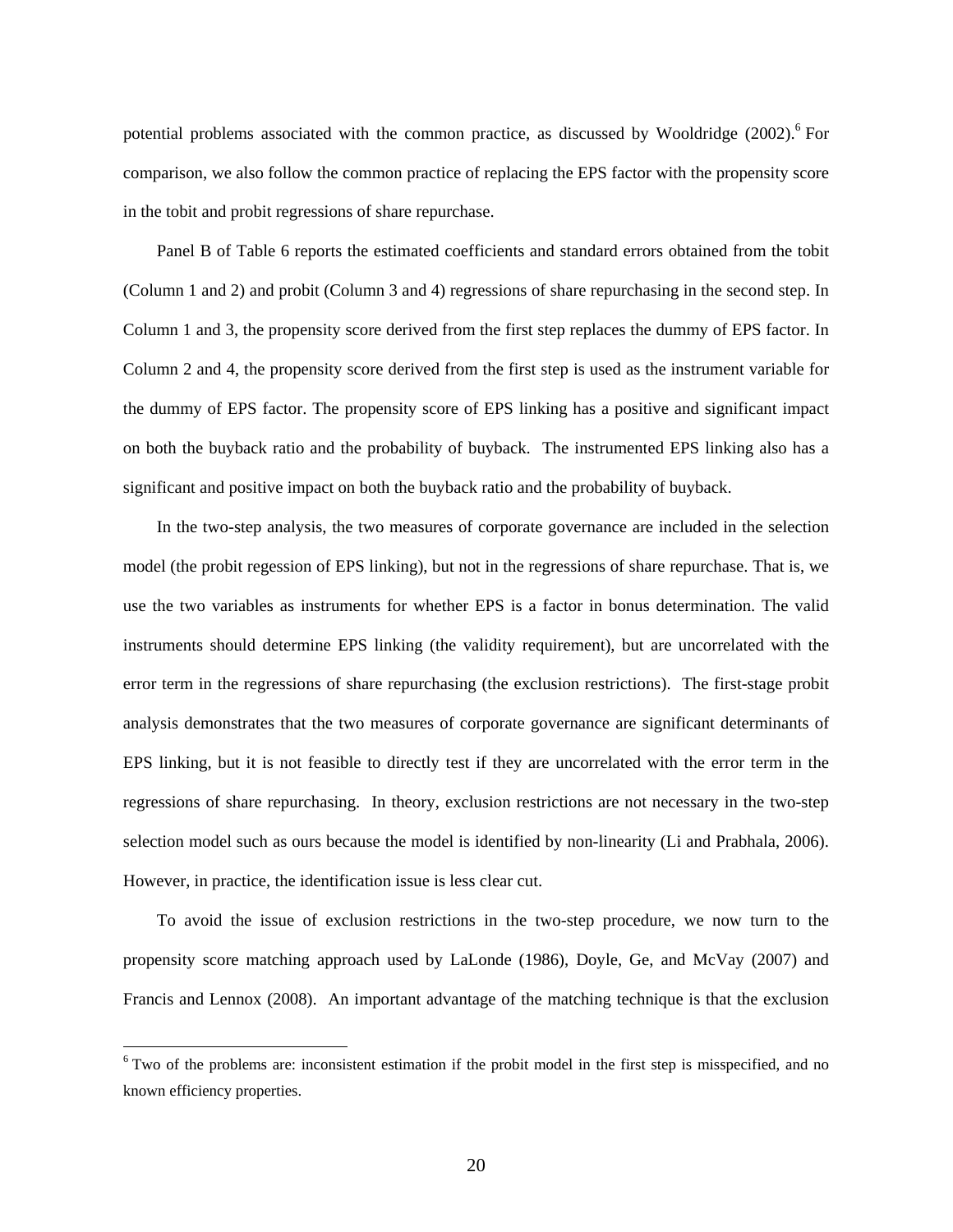potential problems associated with the common practice, as discussed by Wooldridge (2002).[6] For comparison, we also follow the common practice of replacing the EPS factor with the propensity score in the tobit and probit regressions of share repurchase.

Panel B of Table 6 reports the estimated coefficients and standard errors obtained from the tobit (Column 1 and 2) and probit (Column 3 and 4) regressions of share repurchasing in the second step. In Column 1 and 3, the propensity score derived from the first step replaces the dummy of EPS factor. In Column 2 and 4, the propensity score derived from the first step is used as the instrument variable for the dummy of EPS factor. The propensity score of EPS linking has a positive and significant impact on both the buyback ratio and the probability of buyback. The instrumented EPS linking also has a significant and positive impact on both the buyback ratio and the probability of buyback.

In the two-step analysis, the two measures of corporate governance are included in the selection model (the probit regession of EPS linking), but not in the regressions of share repurchase. That is, we use the two variables as instruments for whether EPS is a factor in bonus determination. The valid instruments should determine EPS linking (the validity requirement), but are uncorrelated with the error term in the regressions of share repurchasing (the exclusion restrictions). The first-stage probit analysis demonstrates that the two measures of corporate governance are significant determinants of EPS linking, but it is not feasible to directly test if they are uncorrelated with the error term in the regressions of share repurchasing. In theory, exclusion restrictions are not necessary in the two-step selection model such as ours because the model is identified by non-linearity (Li and Prabhala, 2006). However, in practice, the identification issue is less clear cut.

To avoid the issue of exclusion restrictions in the two-step procedure, we now turn to the propensity score matching approach used by LaLonde (1986), Doyle, Ge, and McVay (2007) and Francis and Lennox (2008). An important advantage of the matching technique is that the exclusion

[6] Two of the problems are: inconsistent estimation if the probit model in the first step is misspecified, and no known efficiency properties.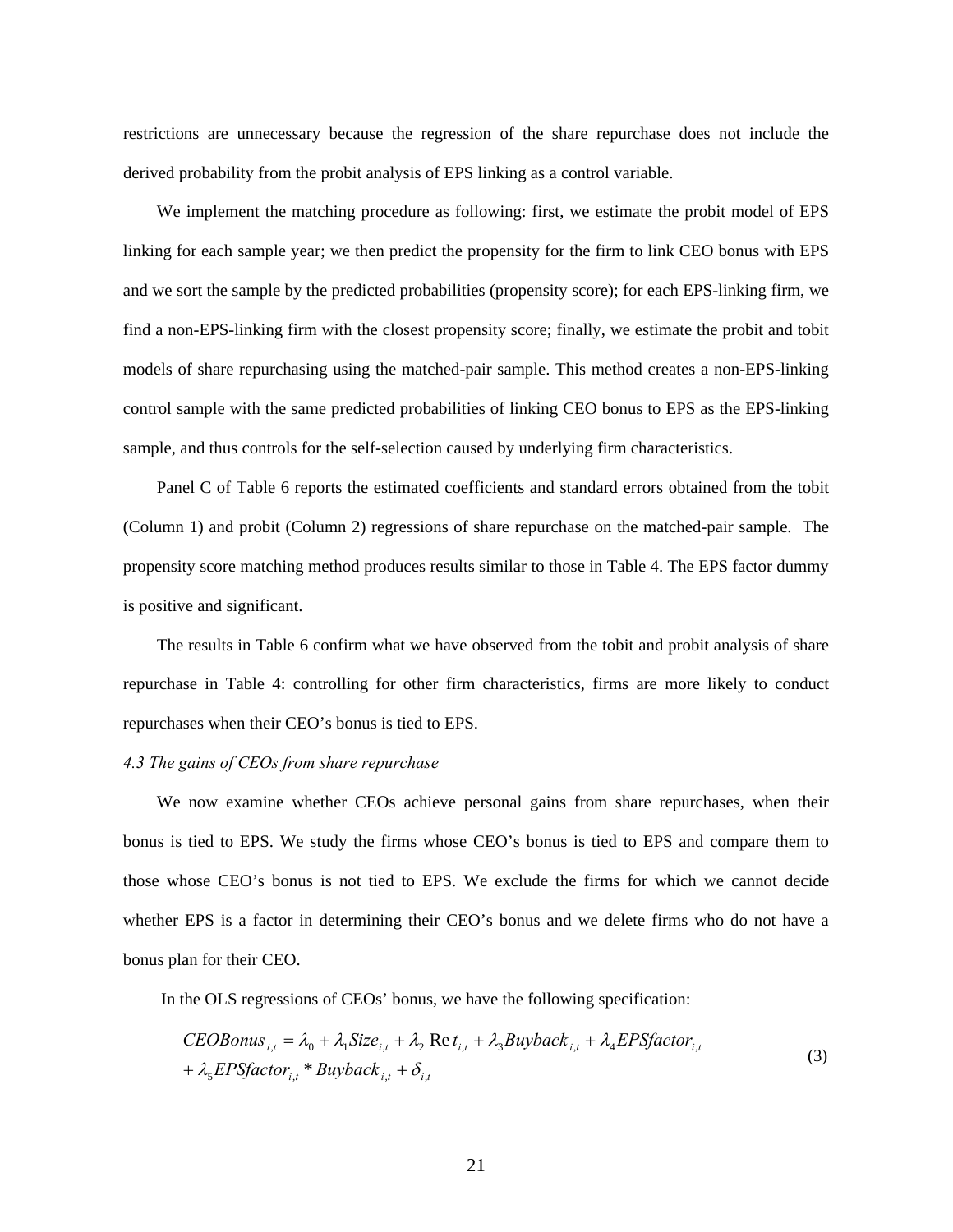restrictions are unnecessary because the regression of the share repurchase does not include the derived probability from the probit analysis of EPS linking as a control variable.

We implement the matching procedure as following: first, we estimate the probit model of EPS linking for each sample year; we then predict the propensity for the firm to link CEO bonus with EPS and we sort the sample by the predicted probabilities (propensity score); for each EPS-linking firm, we find a non-EPS-linking firm with the closest propensity score; finally, we estimate the probit and tobit models of share repurchasing using the matched-pair sample. This method creates a non-EPS-linking control sample with the same predicted probabilities of linking CEO bonus to EPS as the EPS-linking sample, and thus controls for the self-selection caused by underlying firm characteristics.

Panel C of Table 6 reports the estimated coefficients and standard errors obtained from the tobit (Column 1) and probit (Column 2) regressions of share repurchase on the matched-pair sample. The propensity score matching method produces results similar to those in Table 4. The EPS factor dummy is positive and significant.

The results in Table 6 confirm what we have observed from the tobit and probit analysis of share repurchase in Table 4: controlling for other firm characteristics, firms are more likely to conduct repurchases when their CEO's bonus is tied to EPS.

*4.3 The gains of CEOs from share repurchase*

We now examine whether CEOs achieve personal gains from share repurchases, when their bonus is tied to EPS. We study the firms whose CEO's bonus is tied to EPS and compare them to those whose CEO's bonus is not tied to EPS. We exclude the firms for which we cannot decide whether EPS is a factor in determining their CEO's bonus and we delete firms who do not have a bonus plan for their CEO.

In the OLS regressions of CEOs' bonus, we have the following specification:

$$
\begin{aligned}
CEOBonus_{i,t} &= \lambda_0 + \lambda_1 Size_{i,t} + \lambda_2 \mathrm{Re}\,t_{i,t} + \lambda_3 Buyback_{i,t} + \lambda_4 EPSfactor_{i,t} \\
&+ \lambda_5 EPSfactor_{i,t} * Buyback_{i,t} + \delta_{i,t}
\end{aligned}
\tag{3}
$$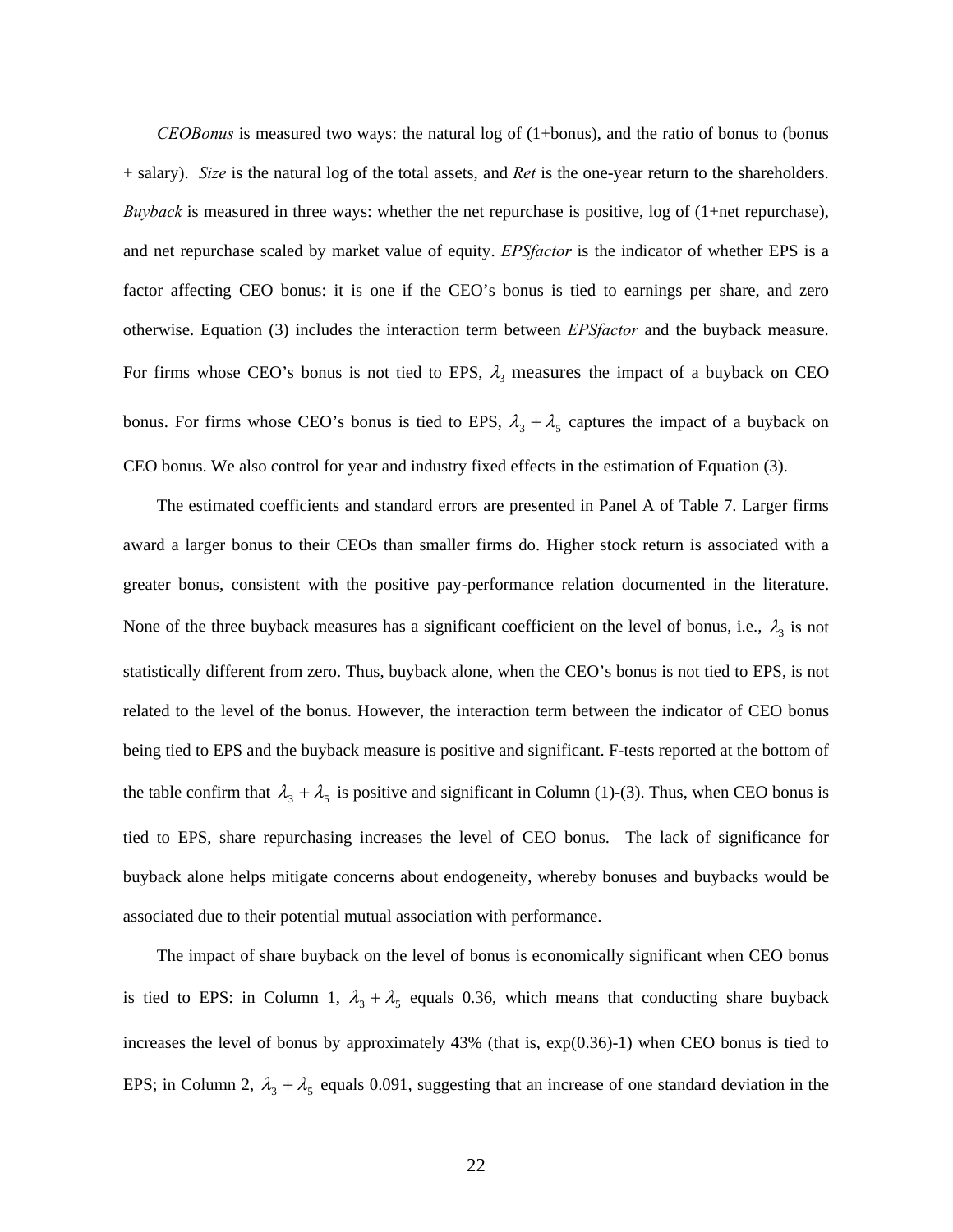*CEOBonus* is measured two ways: the natural log of (1+bonus), and the ratio of bonus to (bonus + salary). *Size* is the natural log of the total assets, and *Ret* is the one-year return to the shareholders. *Buyback* is measured in three ways: whether the net repurchase is positive, log of (1+net repurchase), and net repurchase scaled by market value of equity. *EPSfactor* is the indicator of whether EPS is a factor affecting CEO bonus: it is one if the CEO's bonus is tied to earnings per share, and zero otherwise. Equation (3) includes the interaction term between *EPSfactor* and the buyback measure. For firms whose CEO's bonus is not tied to EPS, $\lambda_3$ measures the impact of a buyback on CEO bonus. For firms whose CEO's bonus is tied to EPS, $\lambda_3 + \lambda_5$ captures the impact of a buyback on CEO bonus. We also control for year and industry fixed effects in the estimation of Equation (3).

The estimated coefficients and standard errors are presented in Panel A of Table 7. Larger firms award a larger bonus to their CEOs than smaller firms do. Higher stock return is associated with a greater bonus, consistent with the positive pay-performance relation documented in the literature. None of the three buyback measures has a significant coefficient on the level of bonus, i.e., $\lambda_3$ is not statistically different from zero. Thus, buyback alone, when the CEO's bonus is not tied to EPS, is not related to the level of the bonus. However, the interaction term between the indicator of CEO bonus being tied to EPS and the buyback measure is positive and significant. F-tests reported at the bottom of the table confirm that $\lambda_3 + \lambda_5$ is positive and significant in Column (1)-(3). Thus, when CEO bonus is tied to EPS, share repurchasing increases the level of CEO bonus. The lack of significance for buyback alone helps mitigate concerns about endogeneity, whereby bonuses and buybacks would be associated due to their potential mutual association with performance.

The impact of share buyback on the level of bonus is economically significant when CEO bonus is tied to EPS: in Column 1, $\lambda_3 + \lambda_5$ equals 0.36, which means that conducting share buyback increases the level of bonus by approximately 43% (that is, exp(0.36)-1) when CEO bonus is tied to EPS; in Column 2, $\lambda_3 + \lambda_5$ equals 0.091, suggesting that an increase of one standard deviation in the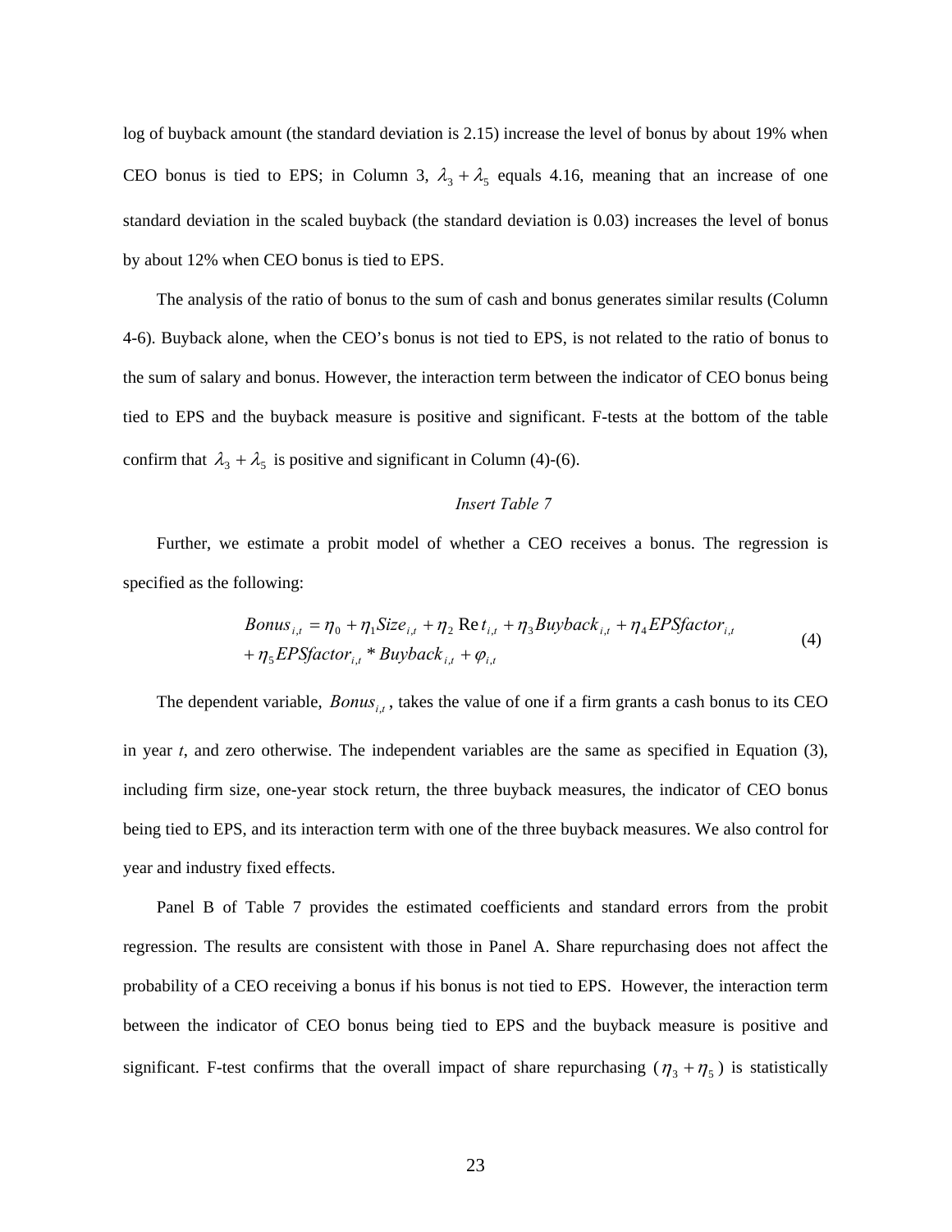log of buyback amount (the standard deviation is 2.15) increase the level of bonus by about 19% when CEO bonus is tied to EPS; in Column 3, $\lambda_3 + \lambda_5$ equals 4.16, meaning that an increase of one standard deviation in the scaled buyback (the standard deviation is 0.03) increases the level of bonus by about 12% when CEO bonus is tied to EPS.

The analysis of the ratio of bonus to the sum of cash and bonus generates similar results (Column 4-6). Buyback alone, when the CEO's bonus is not tied to EPS, is not related to the ratio of bonus to the sum of salary and bonus. However, the interaction term between the indicator of CEO bonus being tied to EPS and the buyback measure is positive and significant. F-tests at the bottom of the table confirm that $\lambda_3 + \lambda_5$ is positive and significant in Column (4)-(6).

*Insert Table 7*

Further, we estimate a probit model of whether a CEO receives a bonus. The regression is specified as the following:

$$
\begin{aligned}
Bonus_{i,t} &= \eta_0 + \eta_1 Size_{i,t} + \eta_2 \mathrm{Re}t_{i,t} + \eta_3 Buyback_{i,t} + \eta_4 EPSfactor_{i,t} \\
&+ \eta_5 EPSfactor_{i,t} * Buyback_{i,t} + \varphi_{i,t}
\end{aligned}
\tag{4}
$$

The dependent variable, $Bonus_{i,t}$, takes the value of one if a firm grants a cash bonus to its CEO in year *t*, and zero otherwise. The independent variables are the same as specified in Equation (3), including firm size, one-year stock return, the three buyback measures, the indicator of CEO bonus being tied to EPS, and its interaction term with one of the three buyback measures. We also control for year and industry fixed effects.

Panel B of Table 7 provides the estimated coefficients and standard errors from the probit regression. The results are consistent with those in Panel A. Share repurchasing does not affect the probability of a CEO receiving a bonus if his bonus is not tied to EPS. However, the interaction term between the indicator of CEO bonus being tied to EPS and the buyback measure is positive and significant. F-test confirms that the overall impact of share repurchasing ($\eta_3 + \eta_5$) is statistically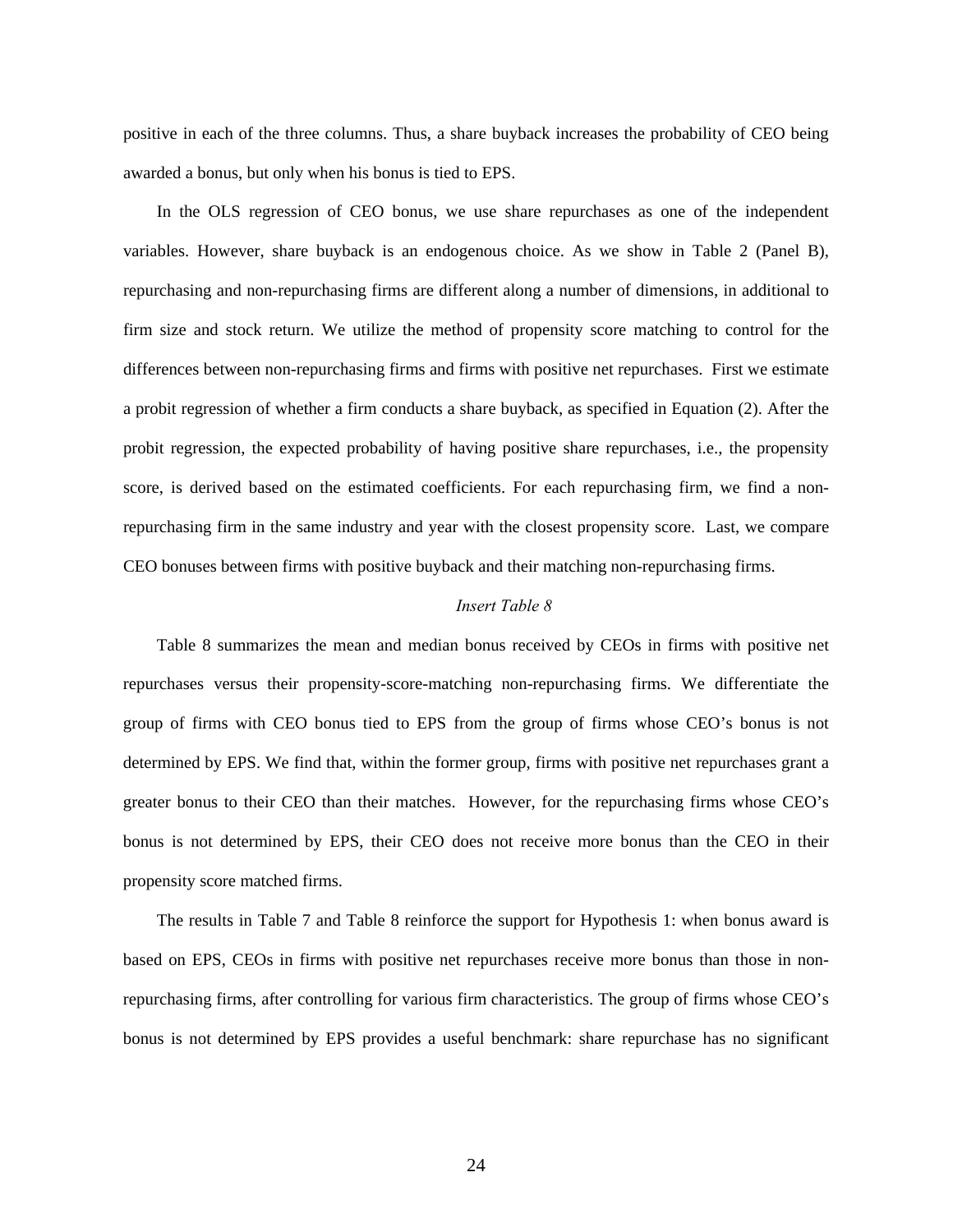positive in each of the three columns. Thus, a share buyback increases the probability of CEO being awarded a bonus, but only when his bonus is tied to EPS.

In the OLS regression of CEO bonus, we use share repurchases as one of the independent variables. However, share buyback is an endogenous choice. As we show in Table 2 (Panel B), repurchasing and non-repurchasing firms are different along a number of dimensions, in additional to firm size and stock return. We utilize the method of propensity score matching to control for the differences between non-repurchasing firms and firms with positive net repurchases. First we estimate a probit regression of whether a firm conducts a share buyback, as specified in Equation (2). After the probit regression, the expected probability of having positive share repurchases, i.e., the propensity score, is derived based on the estimated coefficients. For each repurchasing firm, we find a non-repurchasing firm in the same industry and year with the closest propensity score. Last, we compare CEO bonuses between firms with positive buyback and their matching non-repurchasing firms.

*Insert Table 8*

Table 8 summarizes the mean and median bonus received by CEOs in firms with positive net repurchases versus their propensity-score-matching non-repurchasing firms. We differentiate the group of firms with CEO bonus tied to EPS from the group of firms whose CEO's bonus is not determined by EPS. We find that, within the former group, firms with positive net repurchases grant a greater bonus to their CEO than their matches. However, for the repurchasing firms whose CEO's bonus is not determined by EPS, their CEO does not receive more bonus than the CEO in their propensity score matched firms.

The results in Table 7 and Table 8 reinforce the support for Hypothesis 1: when bonus award is based on EPS, CEOs in firms with positive net repurchases receive more bonus than those in non-repurchasing firms, after controlling for various firm characteristics. The group of firms whose CEO's bonus is not determined by EPS provides a useful benchmark: share repurchase has no significant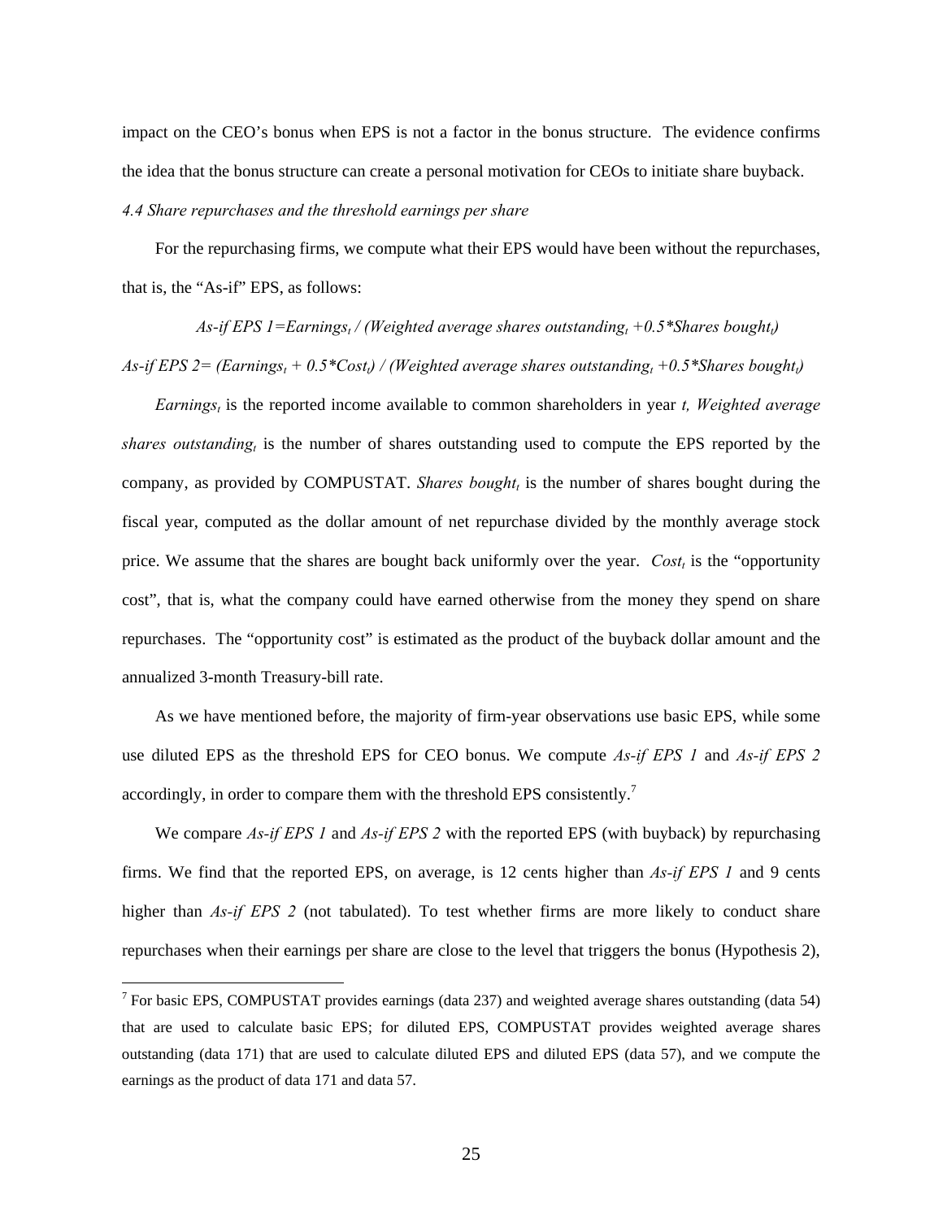impact on the CEO's bonus when EPS is not a factor in the bonus structure. The evidence confirms the idea that the bonus structure can create a personal motivation for CEOs to initiate share buyback.

*4.4 Share repurchases and the threshold earnings per share*

For the repurchasing firms, we compute what their EPS would have been without the repurchases, that is, the "As-if" EPS, as follows:

$$\textit{As-if EPS 1} = \textit{Earnings}_t \,/\, (\textit{Weighted average shares outstanding}_t + 0.5 * \textit{Shares bought}_t)$$

$$\textit{As-if EPS 2} = (\textit{Earnings}_t + 0.5 * \textit{Cost}_t) \,/\, (\textit{Weighted average shares outstanding}_t + 0.5 * \textit{Shares bought}_t)$$

$\textit{Earnings}_t$ is the reported income available to common shareholders in year $t$, $\textit{Weighted average shares outstanding}_t$ is the number of shares outstanding used to compute the EPS reported by the company, as provided by COMPUSTAT. $\textit{Shares bought}_t$ is the number of shares bought during the fiscal year, computed as the dollar amount of net repurchase divided by the monthly average stock price. We assume that the shares are bought back uniformly over the year. $\textit{Cost}_t$ is the "opportunity cost", that is, what the company could have earned otherwise from the money they spend on share repurchases. The "opportunity cost" is estimated as the product of the buyback dollar amount and the annualized 3-month Treasury-bill rate.

As we have mentioned before, the majority of firm-year observations use basic EPS, while some use diluted EPS as the threshold EPS for CEO bonus. We compute *As-if EPS 1* and *As-if EPS 2* accordingly, in order to compare them with the threshold EPS consistently.[7]

We compare *As-if EPS 1* and *As-if EPS 2* with the reported EPS (with buyback) by repurchasing firms. We find that the reported EPS, on average, is 12 cents higher than *As-if EPS 1* and 9 cents higher than *As-if EPS 2* (not tabulated). To test whether firms are more likely to conduct share repurchases when their earnings per share are close to the level that triggers the bonus (Hypothesis 2),

[7] For basic EPS, COMPUSTAT provides earnings (data 237) and weighted average shares outstanding (data 54) that are used to calculate basic EPS; for diluted EPS, COMPUSTAT provides weighted average shares outstanding (data 171) that are used to calculate diluted EPS and diluted EPS (data 57), and we compute the earnings as the product of data 171 and data 57.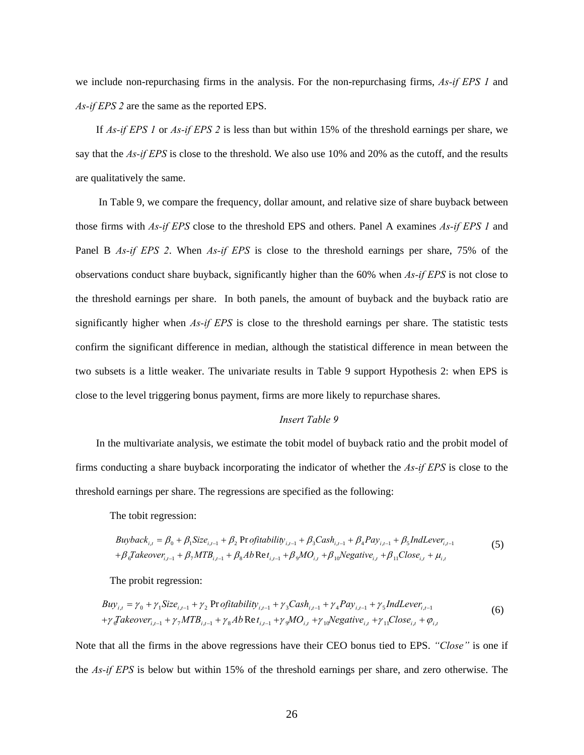we include non-repurchasing firms in the analysis. For the non-repurchasing firms, *As-if EPS 1* and *As-if EPS 2* are the same as the reported EPS.

If *As-if EPS 1* or *As-if EPS 2* is less than but within 15% of the threshold earnings per share, we say that the *As-if EPS* is close to the threshold. We also use 10% and 20% as the cutoff, and the results are qualitatively the same.

In Table 9, we compare the frequency, dollar amount, and relative size of share buyback between those firms with *As-if EPS* close to the threshold EPS and others. Panel A examines *As-if EPS 1* and Panel B *As-if EPS 2*. When *As-if EPS* is close to the threshold earnings per share, 75% of the observations conduct share buyback, significantly higher than the 60% when *As-if EPS* is not close to the threshold earnings per share. In both panels, the amount of buyback and the buyback ratio are significantly higher when *As-if EPS* is close to the threshold earnings per share. The statistic tests confirm the significant difference in median, although the statistical difference in mean between the two subsets is a little weaker. The univariate results in Table 9 support Hypothesis 2: when EPS is close to the level triggering bonus payment, firms are more likely to repurchase shares.

*Insert Table 9*

In the multivariate analysis, we estimate the tobit model of buyback ratio and the probit model of firms conducting a share buyback incorporating the indicator of whether the *As-if EPS* is close to the threshold earnings per share. The regressions are specified as the following:

The tobit regression:

$$
\begin{aligned}
Buyback_{i,t} &= \beta_0 + \beta_1 Size_{i,t-1} + \beta_2 Profitability_{i,t-1} + \beta_3 Cash_{i,t-1} + \beta_4 Pay_{i,t-1} + \beta_5 IndLever_{i,t-1} \\
&+ \beta_6 Takeover_{i,t-1} + \beta_7 MTB_{i,t-1} + \beta_8 AbRet_{i,t-1} + \beta_9 MO_{i,t} + \beta_{10} Negative_{i,t} + \beta_{11} Close_{i,t} + \mu_{i,t}
\end{aligned}
\quad (5)
$$

The probit regression:

$$
\begin{aligned}
Buy_{i,t} &= \gamma_0 + \gamma_1 Size_{i,t-1} + \gamma_2 Profitability_{i,t-1} + \gamma_3 Cash_{i,t-1} + \gamma_4 Pay_{i,t-1} + \gamma_5 IndLever_{i,t-1} \\
&+ \gamma_6 Takeover_{i,t-1} + \gamma_7 MTB_{i,t-1} + \gamma_8 AbRet_{i,t-1} + \gamma_9 MO_{i,t} + \gamma_{10} Negative_{i,t} + \gamma_{11} Close_{i,t} + \varphi_{i,t}
\end{aligned}
\quad (6)
$$

Note that all the firms in the above regressions have their CEO bonus tied to EPS. *"Close"* is one if the *As-if EPS* is below but within 15% of the threshold earnings per share, and zero otherwise. The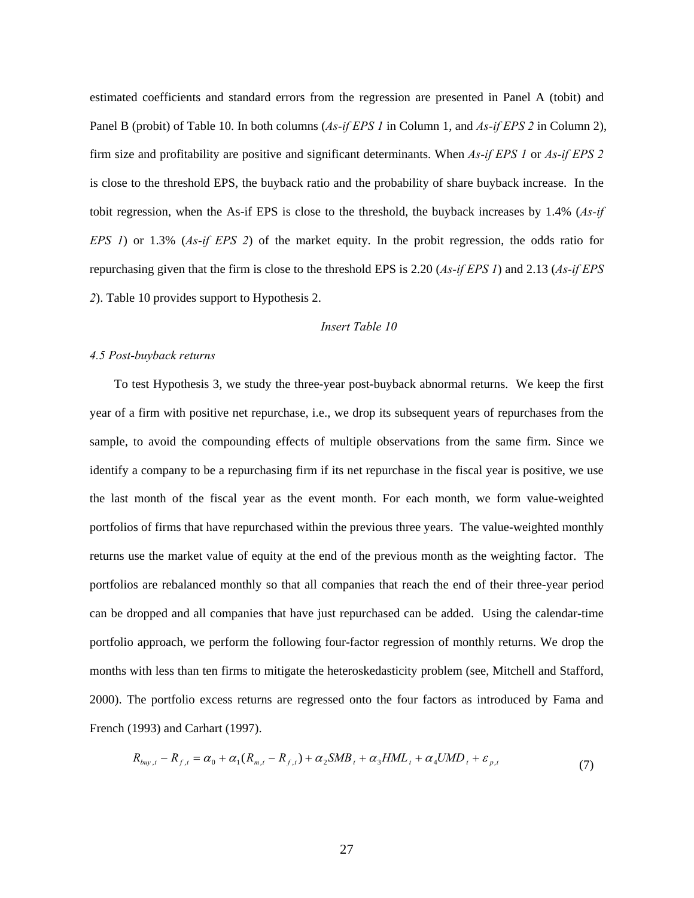estimated coefficients and standard errors from the regression are presented in Panel A (tobit) and Panel B (probit) of Table 10. In both columns (*As-if EPS 1* in Column 1, and *As-if EPS 2* in Column 2), firm size and profitability are positive and significant determinants. When *As-if EPS 1* or *As-if EPS 2* is close to the threshold EPS, the buyback ratio and the probability of share buyback increase. In the tobit regression, when the As-if EPS is close to the threshold, the buyback increases by 1.4% (*As-if EPS 1*) or 1.3% (*As-if EPS 2*) of the market equity. In the probit regression, the odds ratio for repurchasing given that the firm is close to the threshold EPS is 2.20 (*As-if EPS 1*) and 2.13 (*As-if EPS 2*). Table 10 provides support to Hypothesis 2.

*Insert Table 10*

### *4.5 Post-buyback returns*

To test Hypothesis 3, we study the three-year post-buyback abnormal returns. We keep the first year of a firm with positive net repurchase, i.e., we drop its subsequent years of repurchases from the sample, to avoid the compounding effects of multiple observations from the same firm. Since we identify a company to be a repurchasing firm if its net repurchase in the fiscal year is positive, we use the last month of the fiscal year as the event month. For each month, we form value-weighted portfolios of firms that have repurchased within the previous three years. The value-weighted monthly returns use the market value of equity at the end of the previous month as the weighting factor. The portfolios are rebalanced monthly so that all companies that reach the end of their three-year period can be dropped and all companies that have just repurchased can be added. Using the calendar-time portfolio approach, we perform the following four-factor regression of monthly returns. We drop the months with less than ten firms to mitigate the heteroskedasticity problem (see, Mitchell and Stafford, 2000). The portfolio excess returns are regressed onto the four factors as introduced by Fama and French (1993) and Carhart (1997).

$$R_{buy,t} - R_{f,t} = \alpha_0 + \alpha_1(R_{m,t} - R_{f,t}) + \alpha_2 SMB_t + \alpha_3 HML_t + \alpha_4 UMD_t + \varepsilon_{p,t} \tag{7}$$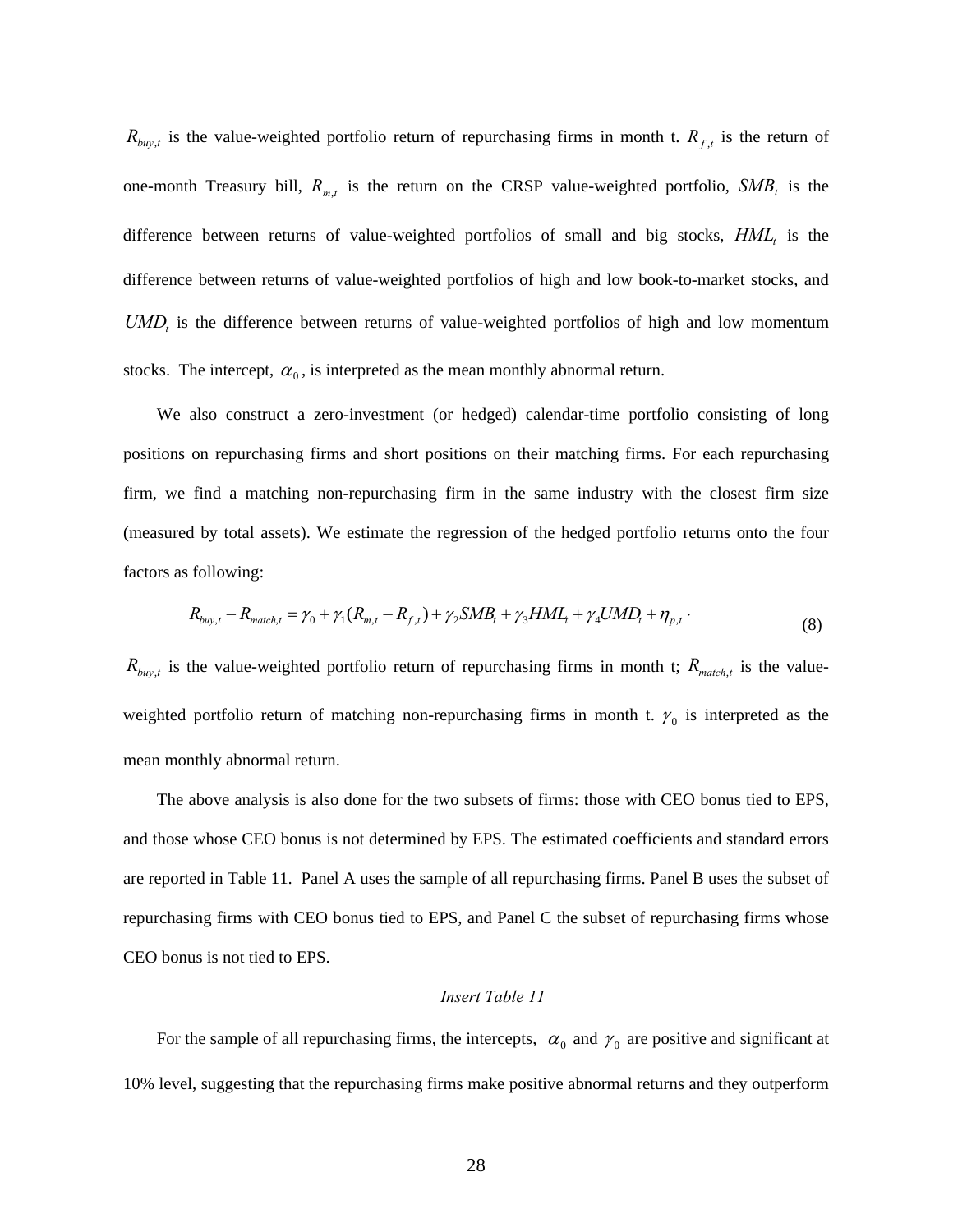$R_{buy,t}$ is the value-weighted portfolio return of repurchasing firms in month t. $R_{f,t}$ is the return of one-month Treasury bill, $R_{m,t}$ is the return on the CRSP value-weighted portfolio, $SMB_t$ is the difference between returns of value-weighted portfolios of small and big stocks, $HML_t$ is the difference between returns of value-weighted portfolios of high and low book-to-market stocks, and $UMD_t$ is the difference between returns of value-weighted portfolios of high and low momentum stocks. The intercept, $\alpha_0$, is interpreted as the mean monthly abnormal return.

We also construct a zero-investment (or hedged) calendar-time portfolio consisting of long positions on repurchasing firms and short positions on their matching firms. For each repurchasing firm, we find a matching non-repurchasing firm in the same industry with the closest firm size (measured by total assets). We estimate the regression of the hedged portfolio returns onto the four factors as following:

$$R_{buy,t} - R_{match,t} = \gamma_0 + \gamma_1 (R_{m,t} - R_{f,t}) + \gamma_2 SMB_t + \gamma_3 HML_t + \gamma_4 UMD_t + \eta_{p,t} \cdot \tag{8}$$

$R_{buy,t}$ is the value-weighted portfolio return of repurchasing firms in month t; $R_{match,t}$ is the value-weighted portfolio return of matching non-repurchasing firms in month t. $\gamma_0$ is interpreted as the mean monthly abnormal return.

The above analysis is also done for the two subsets of firms: those with CEO bonus tied to EPS, and those whose CEO bonus is not determined by EPS. The estimated coefficients and standard errors are reported in Table 11. Panel A uses the sample of all repurchasing firms. Panel B uses the subset of repurchasing firms with CEO bonus tied to EPS, and Panel C the subset of repurchasing firms whose CEO bonus is not tied to EPS.

*Insert Table 11*

For the sample of all repurchasing firms, the intercepts, $\alpha_0$ and $\gamma_0$ are positive and significant at 10% level, suggesting that the repurchasing firms make positive abnormal returns and they outperform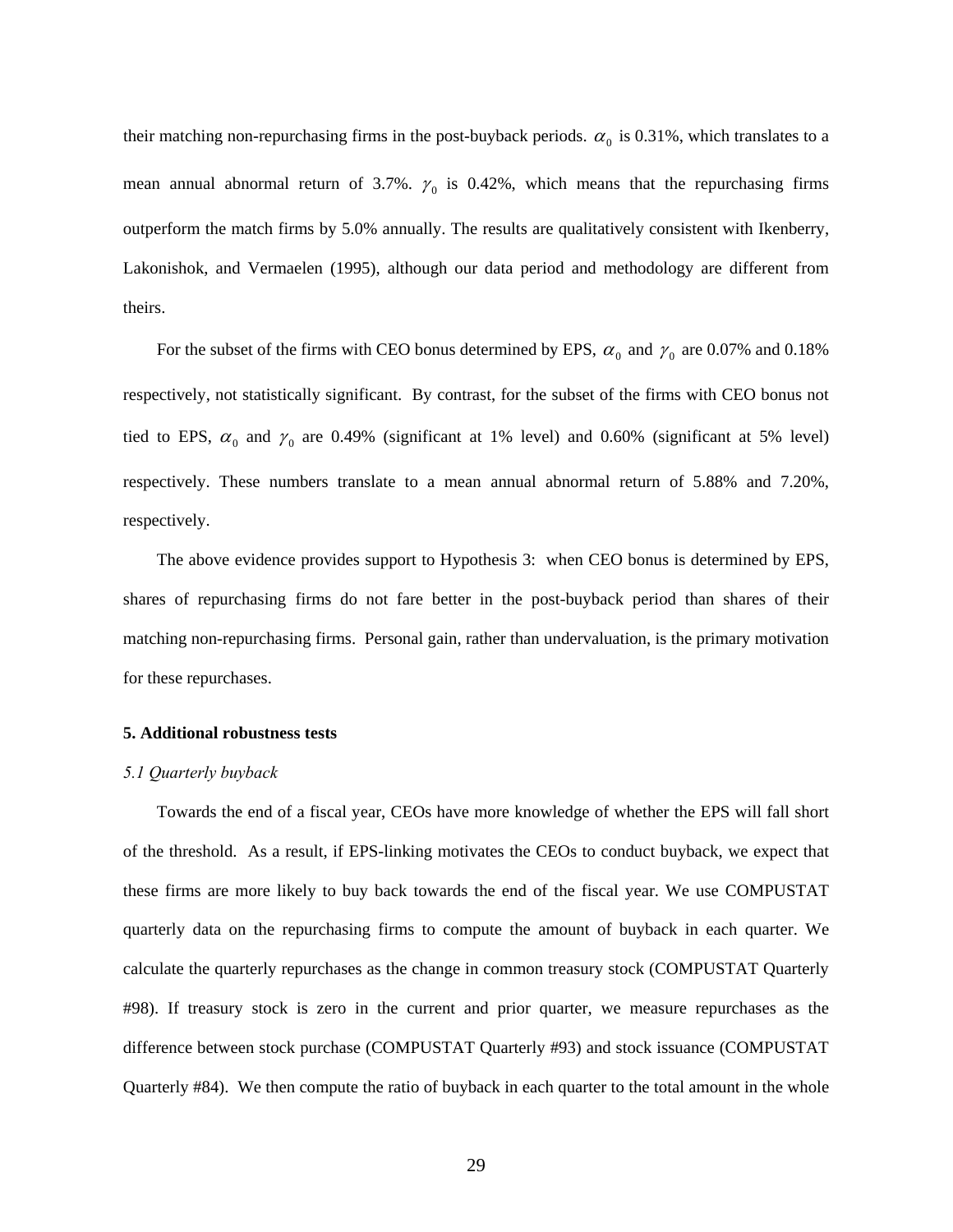their matching non-repurchasing firms in the post-buyback periods. $\alpha_0$ is 0.31%, which translates to a mean annual abnormal return of 3.7%. $\gamma_0$ is 0.42%, which means that the repurchasing firms outperform the match firms by 5.0% annually. The results are qualitatively consistent with Ikenberry, Lakonishok, and Vermaelen (1995), although our data period and methodology are different from theirs.

For the subset of the firms with CEO bonus determined by EPS, $\alpha_0$ and $\gamma_0$ are 0.07% and 0.18% respectively, not statistically significant. By contrast, for the subset of the firms with CEO bonus not tied to EPS, $\alpha_0$ and $\gamma_0$ are 0.49% (significant at 1% level) and 0.60% (significant at 5% level) respectively. These numbers translate to a mean annual abnormal return of 5.88% and 7.20%, respectively.

The above evidence provides support to Hypothesis 3: when CEO bonus is determined by EPS, shares of repurchasing firms do not fare better in the post-buyback period than shares of their matching non-repurchasing firms. Personal gain, rather than undervaluation, is the primary motivation for these repurchases.

**5. Additional robustness tests**

*5.1 Quarterly buyback*

Towards the end of a fiscal year, CEOs have more knowledge of whether the EPS will fall short of the threshold. As a result, if EPS-linking motivates the CEOs to conduct buyback, we expect that these firms are more likely to buy back towards the end of the fiscal year. We use COMPUSTAT quarterly data on the repurchasing firms to compute the amount of buyback in each quarter. We calculate the quarterly repurchases as the change in common treasury stock (COMPUSTAT Quarterly #98). If treasury stock is zero in the current and prior quarter, we measure repurchases as the difference between stock purchase (COMPUSTAT Quarterly #93) and stock issuance (COMPUSTAT Quarterly #84). We then compute the ratio of buyback in each quarter to the total amount in the whole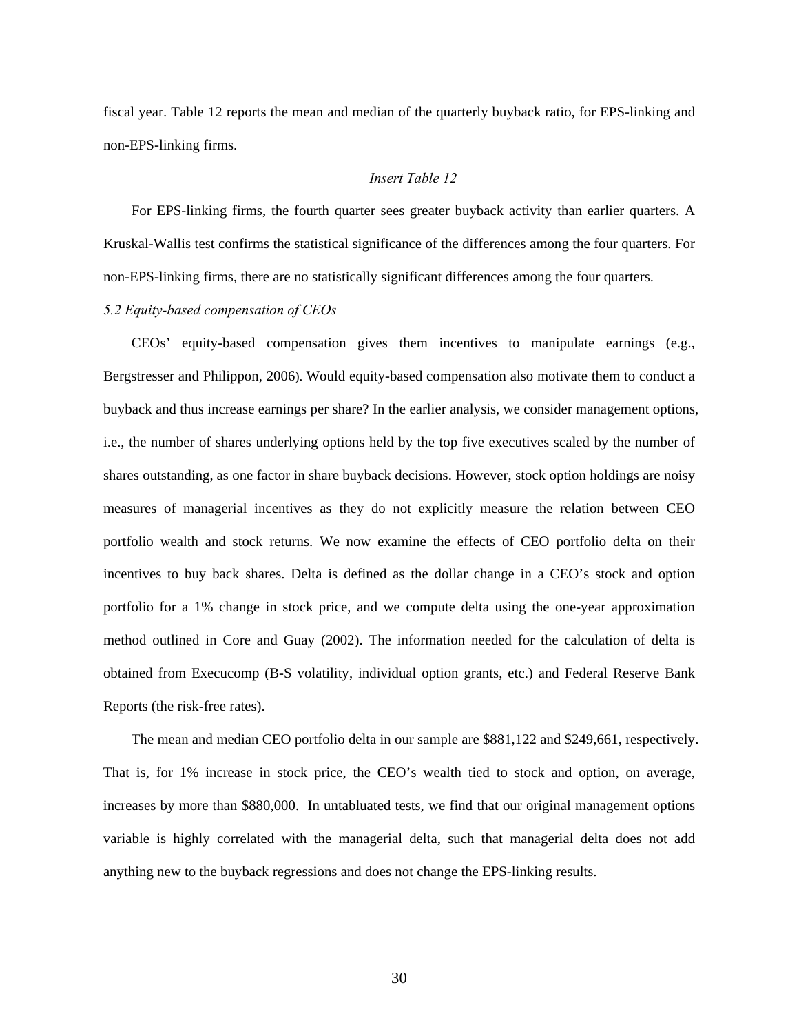fiscal year. Table 12 reports the mean and median of the quarterly buyback ratio, for EPS-linking and non-EPS-linking firms.

*Insert Table 12*

For EPS-linking firms, the fourth quarter sees greater buyback activity than earlier quarters. A Kruskal-Wallis test confirms the statistical significance of the differences among the four quarters. For non-EPS-linking firms, there are no statistically significant differences among the four quarters.

*5.2 Equity-based compensation of CEOs*

CEOs' equity-based compensation gives them incentives to manipulate earnings (e.g., Bergstresser and Philippon, 2006). Would equity-based compensation also motivate them to conduct a buyback and thus increase earnings per share? In the earlier analysis, we consider management options, i.e., the number of shares underlying options held by the top five executives scaled by the number of shares outstanding, as one factor in share buyback decisions. However, stock option holdings are noisy measures of managerial incentives as they do not explicitly measure the relation between CEO portfolio wealth and stock returns. We now examine the effects of CEO portfolio delta on their incentives to buy back shares. Delta is defined as the dollar change in a CEO's stock and option portfolio for a 1% change in stock price, and we compute delta using the one-year approximation method outlined in Core and Guay (2002). The information needed for the calculation of delta is obtained from Execucomp (B-S volatility, individual option grants, etc.) and Federal Reserve Bank Reports (the risk-free rates).

The mean and median CEO portfolio delta in our sample are $881,122 and $249,661, respectively. That is, for 1% increase in stock price, the CEO's wealth tied to stock and option, on average, increases by more than $880,000. In untabluated tests, we find that our original management options variable is highly correlated with the managerial delta, such that managerial delta does not add anything new to the buyback regressions and does not change the EPS-linking results.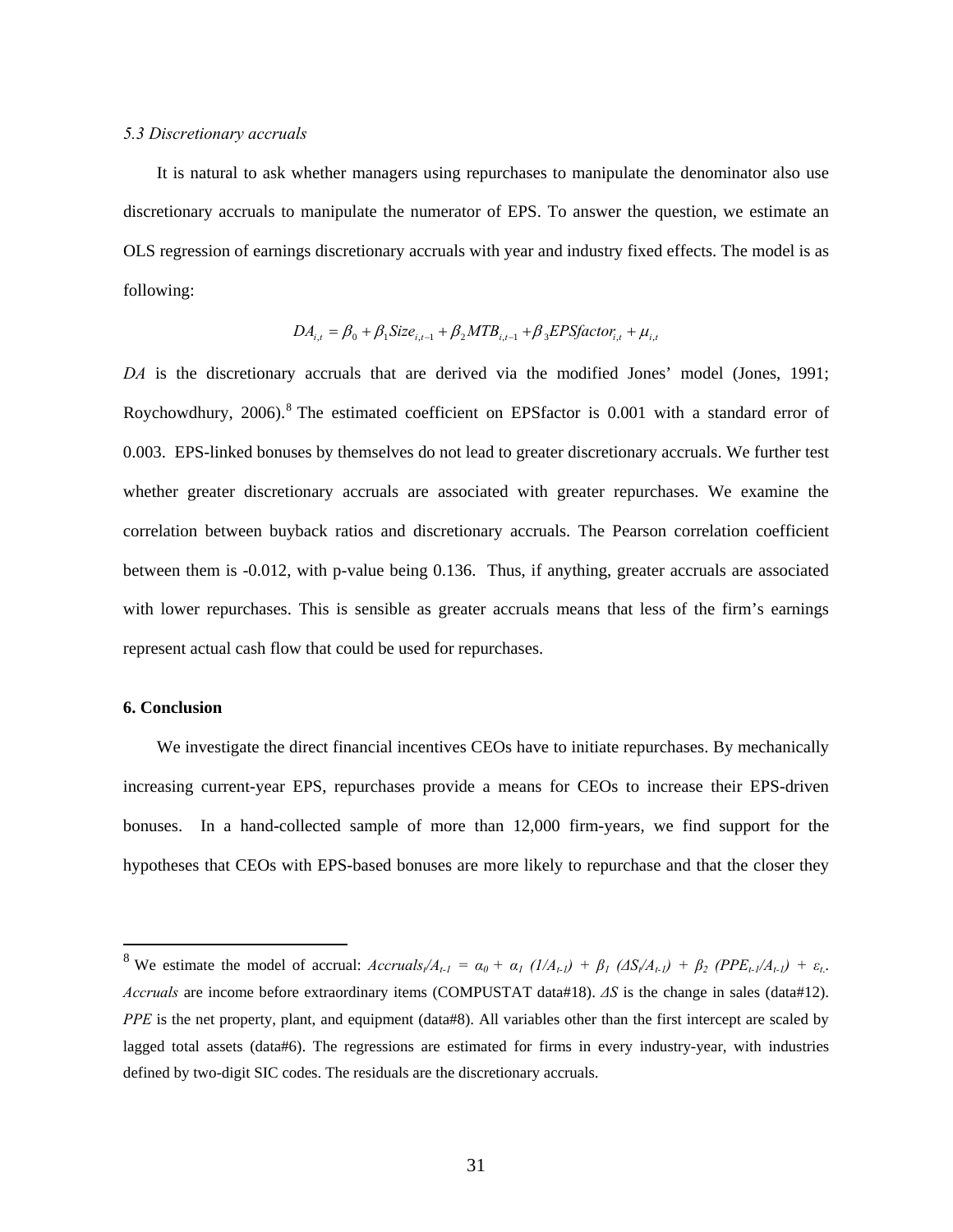*5.3 Discretionary accruals*

It is natural to ask whether managers using repurchases to manipulate the denominator also use discretionary accruals to manipulate the numerator of EPS. To answer the question, we estimate an OLS regression of earnings discretionary accruals with year and industry fixed effects. The model is as following:

$$DA_{i,t} = \beta_0 + \beta_1 Size_{i,t-1} + \beta_2 MTB_{i,t-1} + \beta_3 EPSfactor_{i,t} + \mu_{i,t}$$

*DA* is the discretionary accruals that are derived via the modified Jones' model (Jones, 1991; Roychowdhury, 2006).[8] The estimated coefficient on EPSfactor is 0.001 with a standard error of 0.003. EPS-linked bonuses by themselves do not lead to greater discretionary accruals. We further test whether greater discretionary accruals are associated with greater repurchases. We examine the correlation between buyback ratios and discretionary accruals. The Pearson correlation coefficient between them is -0.012, with p-value being 0.136. Thus, if anything, greater accruals are associated with lower repurchases. This is sensible as greater accruals means that less of the firm's earnings represent actual cash flow that could be used for repurchases.

**6. Conclusion**

We investigate the direct financial incentives CEOs have to initiate repurchases. By mechanically increasing current-year EPS, repurchases provide a means for CEOs to increase their EPS-driven bonuses. In a hand-collected sample of more than 12,000 firm-years, we find support for the hypotheses that CEOs with EPS-based bonuses are more likely to repurchase and that the closer they

---

[8] We estimate the model of accrual: $Accruals_t/A_{t-1} = \alpha_0 + \alpha_1 (1/A_{t-1}) + \beta_1 (\Delta S_t/A_{t-1}) + \beta_2 (PPE_{t-1}/A_{t-1}) + \varepsilon_t$. *Accruals* are income before extraordinary items (COMPUSTAT data#18). $\Delta S$ is the change in sales (data#12). *PPE* is the net property, plant, and equipment (data#8). All variables other than the first intercept are scaled by lagged total assets (data#6). The regressions are estimated for firms in every industry-year, with industries defined by two-digit SIC codes. The residuals are the discretionary accruals.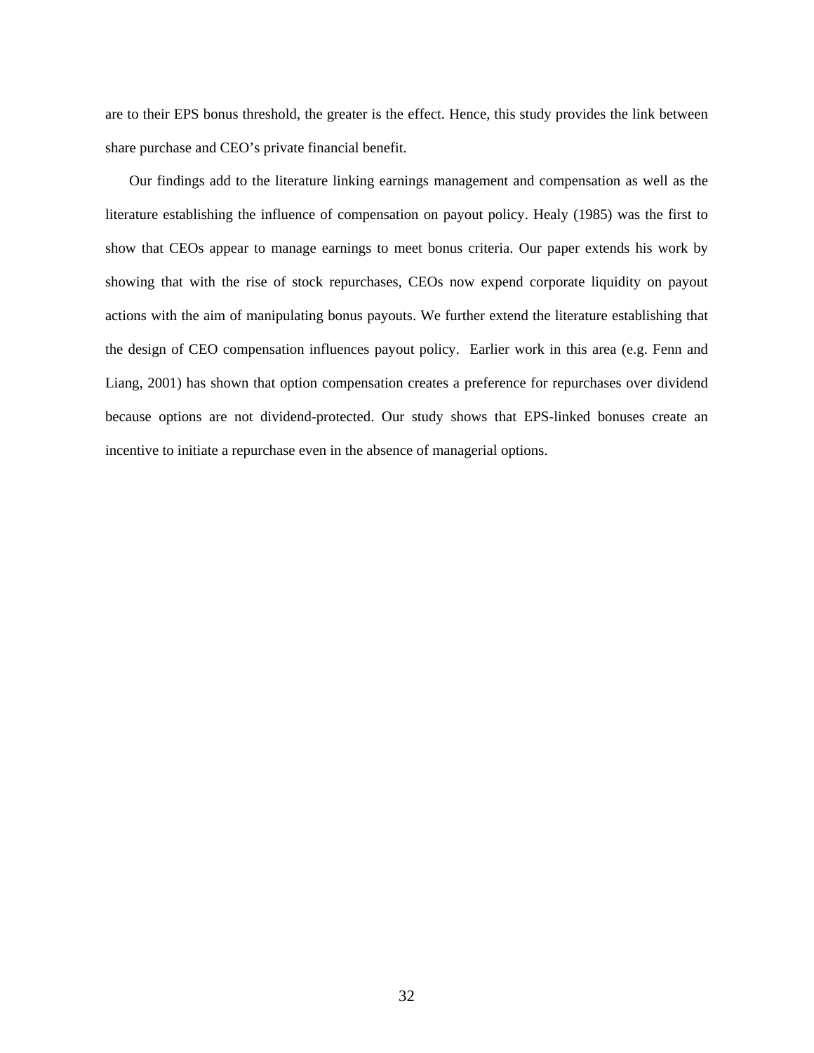are to their EPS bonus threshold, the greater is the effect. Hence, this study provides the link between share purchase and CEO's private financial benefit.

Our findings add to the literature linking earnings management and compensation as well as the literature establishing the influence of compensation on payout policy. Healy (1985) was the first to show that CEOs appear to manage earnings to meet bonus criteria. Our paper extends his work by showing that with the rise of stock repurchases, CEOs now expend corporate liquidity on payout actions with the aim of manipulating bonus payouts. We further extend the literature establishing that the design of CEO compensation influences payout policy. Earlier work in this area (e.g. Fenn and Liang, 2001) has shown that option compensation creates a preference for repurchases over dividend because options are not dividend-protected. Our study shows that EPS-linked bonuses create an incentive to initiate a repurchase even in the absence of managerial options.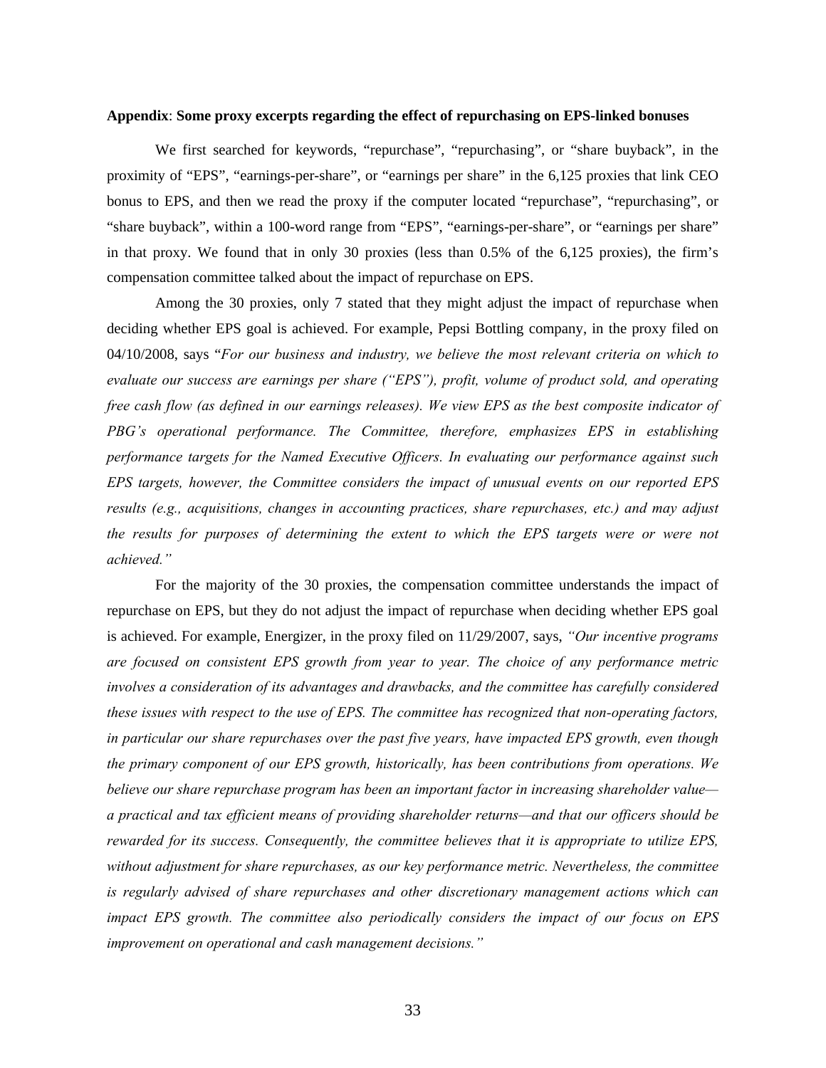**Appendix**: **Some proxy excerpts regarding the effect of repurchasing on EPS-linked bonuses**

We first searched for keywords, "repurchase", "repurchasing", or "share buyback", in the proximity of "EPS", "earnings-per-share", or "earnings per share" in the 6,125 proxies that link CEO bonus to EPS, and then we read the proxy if the computer located "repurchase", "repurchasing", or "share buyback", within a 100-word range from "EPS", "earnings-per-share", or "earnings per share" in that proxy. We found that in only 30 proxies (less than 0.5% of the 6,125 proxies), the firm's compensation committee talked about the impact of repurchase on EPS.

Among the 30 proxies, only 7 stated that they might adjust the impact of repurchase when deciding whether EPS goal is achieved. For example, Pepsi Bottling company, in the proxy filed on 04/10/2008, says "*For our business and industry, we believe the most relevant criteria on which to evaluate our success are earnings per share ("EPS"), profit, volume of product sold, and operating free cash flow (as defined in our earnings releases). We view EPS as the best composite indicator of PBG's operational performance. The Committee, therefore, emphasizes EPS in establishing performance targets for the Named Executive Officers. In evaluating our performance against such EPS targets, however, the Committee considers the impact of unusual events on our reported EPS results (e.g., acquisitions, changes in accounting practices, share repurchases, etc.) and may adjust the results for purposes of determining the extent to which the EPS targets were or were not achieved."*

For the majority of the 30 proxies, the compensation committee understands the impact of repurchase on EPS, but they do not adjust the impact of repurchase when deciding whether EPS goal is achieved. For example, Energizer, in the proxy filed on 11/29/2007, says, *"Our incentive programs are focused on consistent EPS growth from year to year. The choice of any performance metric involves a consideration of its advantages and drawbacks, and the committee has carefully considered these issues with respect to the use of EPS. The committee has recognized that non-operating factors, in particular our share repurchases over the past five years, have impacted EPS growth, even though the primary component of our EPS growth, historically, has been contributions from operations. We believe our share repurchase program has been an important factor in increasing shareholder value—a practical and tax efficient means of providing shareholder returns—and that our officers should be rewarded for its success. Consequently, the committee believes that it is appropriate to utilize EPS, without adjustment for share repurchases, as our key performance metric. Nevertheless, the committee is regularly advised of share repurchases and other discretionary management actions which can impact EPS growth. The committee also periodically considers the impact of our focus on EPS improvement on operational and cash management decisions."*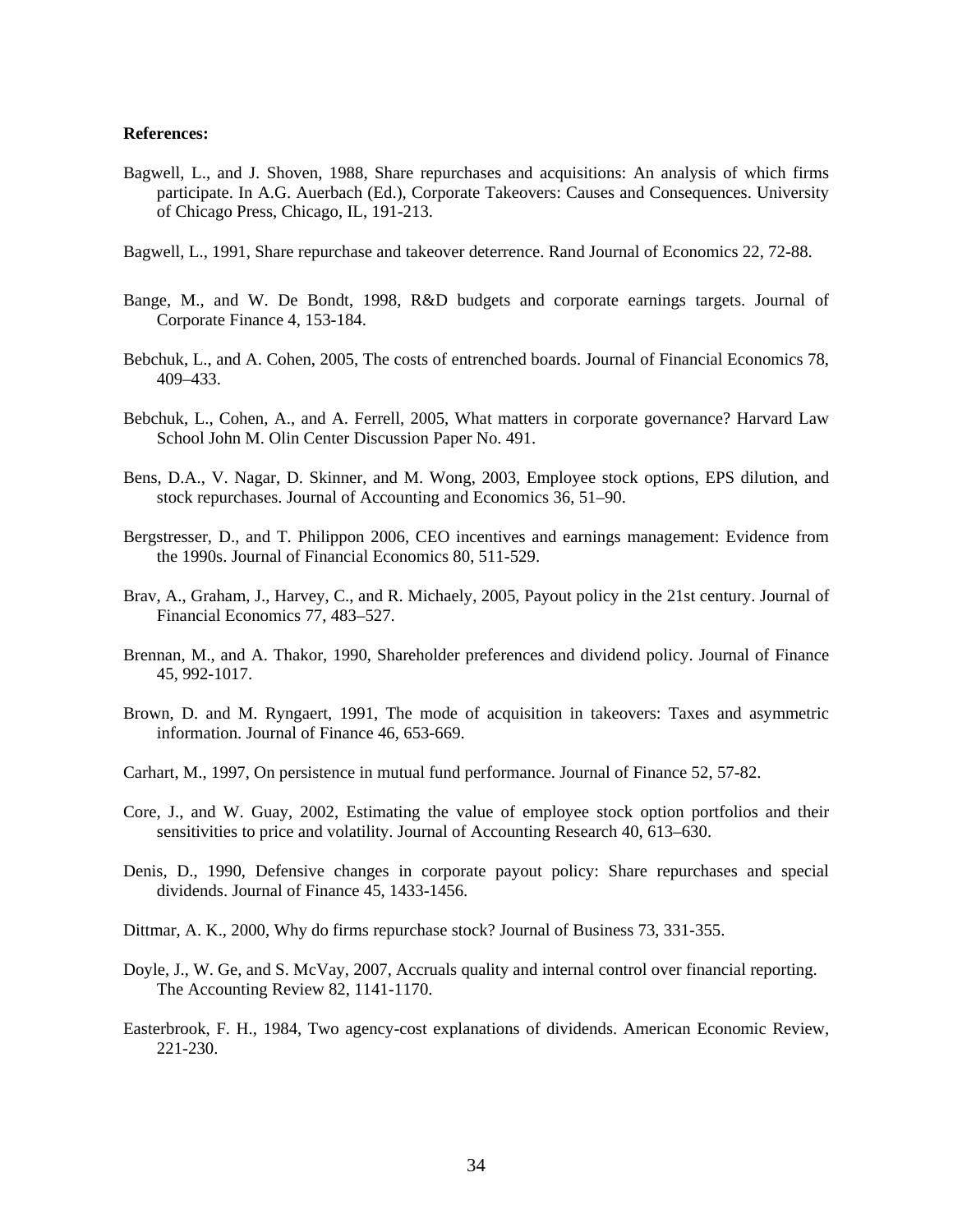**References:**

Bagwell, L., and J. Shoven, 1988, Share repurchases and acquisitions: An analysis of which firms participate. In A.G. Auerbach (Ed.), Corporate Takeovers: Causes and Consequences. University of Chicago Press, Chicago, IL, 191-213.

Bagwell, L., 1991, Share repurchase and takeover deterrence. Rand Journal of Economics 22, 72-88.

Bange, M., and W. De Bondt, 1998, R&D budgets and corporate earnings targets. Journal of Corporate Finance 4, 153-184.

Bebchuk, L., and A. Cohen, 2005, The costs of entrenched boards. Journal of Financial Economics 78, 409–433.

Bebchuk, L., Cohen, A., and A. Ferrell, 2005, What matters in corporate governance? Harvard Law School John M. Olin Center Discussion Paper No. 491.

Bens, D.A., V. Nagar, D. Skinner, and M. Wong, 2003, Employee stock options, EPS dilution, and stock repurchases. Journal of Accounting and Economics 36, 51–90.

Bergstresser, D., and T. Philippon 2006, CEO incentives and earnings management: Evidence from the 1990s. Journal of Financial Economics 80, 511-529.

Brav, A., Graham, J., Harvey, C., and R. Michaely, 2005, Payout policy in the 21st century. Journal of Financial Economics 77, 483–527.

Brennan, M., and A. Thakor, 1990, Shareholder preferences and dividend policy. Journal of Finance 45, 992-1017.

Brown, D. and M. Ryngaert, 1991, The mode of acquisition in takeovers: Taxes and asymmetric information. Journal of Finance 46, 653-669.

Carhart, M., 1997, On persistence in mutual fund performance. Journal of Finance 52, 57-82.

Core, J., and W. Guay, 2002, Estimating the value of employee stock option portfolios and their sensitivities to price and volatility. Journal of Accounting Research 40, 613–630.

Denis, D., 1990, Defensive changes in corporate payout policy: Share repurchases and special dividends. Journal of Finance 45, 1433-1456.

Dittmar, A. K., 2000, Why do firms repurchase stock? Journal of Business 73, 331-355.

Doyle, J., W. Ge, and S. McVay, 2007, Accruals quality and internal control over financial reporting. The Accounting Review 82, 1141-1170.

Easterbrook, F. H., 1984, Two agency-cost explanations of dividends. American Economic Review, 221-230.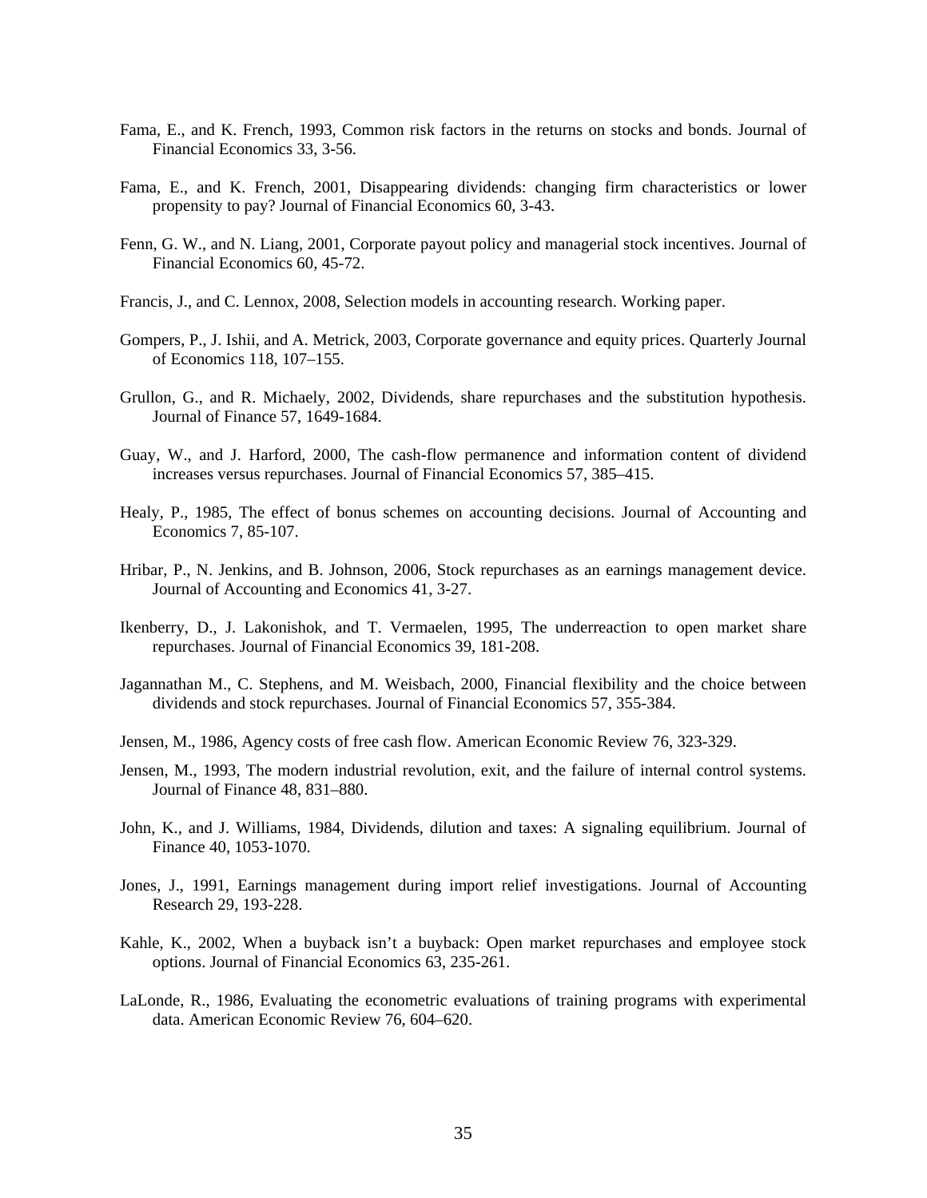Fama, E., and K. French, 1993, Common risk factors in the returns on stocks and bonds. Journal of Financial Economics 33, 3-56.

Fama, E., and K. French, 2001, Disappearing dividends: changing firm characteristics or lower propensity to pay? Journal of Financial Economics 60, 3-43.

Fenn, G. W., and N. Liang, 2001, Corporate payout policy and managerial stock incentives. Journal of Financial Economics 60, 45-72.

Francis, J., and C. Lennox, 2008, Selection models in accounting research. Working paper.

Gompers, P., J. Ishii, and A. Metrick, 2003, Corporate governance and equity prices. Quarterly Journal of Economics 118, 107–155.

Grullon, G., and R. Michaely, 2002, Dividends, share repurchases and the substitution hypothesis. Journal of Finance 57, 1649-1684.

Guay, W., and J. Harford, 2000, The cash-flow permanence and information content of dividend increases versus repurchases. Journal of Financial Economics 57, 385–415.

Healy, P., 1985, The effect of bonus schemes on accounting decisions. Journal of Accounting and Economics 7, 85-107.

Hribar, P., N. Jenkins, and B. Johnson, 2006, Stock repurchases as an earnings management device. Journal of Accounting and Economics 41, 3-27.

Ikenberry, D., J. Lakonishok, and T. Vermaelen, 1995, The underreaction to open market share repurchases. Journal of Financial Economics 39, 181-208.

Jagannathan M., C. Stephens, and M. Weisbach, 2000, Financial flexibility and the choice between dividends and stock repurchases. Journal of Financial Economics 57, 355-384.

Jensen, M., 1986, Agency costs of free cash flow. American Economic Review 76, 323-329.

Jensen, M., 1993, The modern industrial revolution, exit, and the failure of internal control systems. Journal of Finance 48, 831–880.

John, K., and J. Williams, 1984, Dividends, dilution and taxes: A signaling equilibrium. Journal of Finance 40, 1053-1070.

Jones, J., 1991, Earnings management during import relief investigations. Journal of Accounting Research 29, 193-228.

Kahle, K., 2002, When a buyback isn't a buyback: Open market repurchases and employee stock options. Journal of Financial Economics 63, 235-261.

LaLonde, R., 1986, Evaluating the econometric evaluations of training programs with experimental data. American Economic Review 76, 604–620.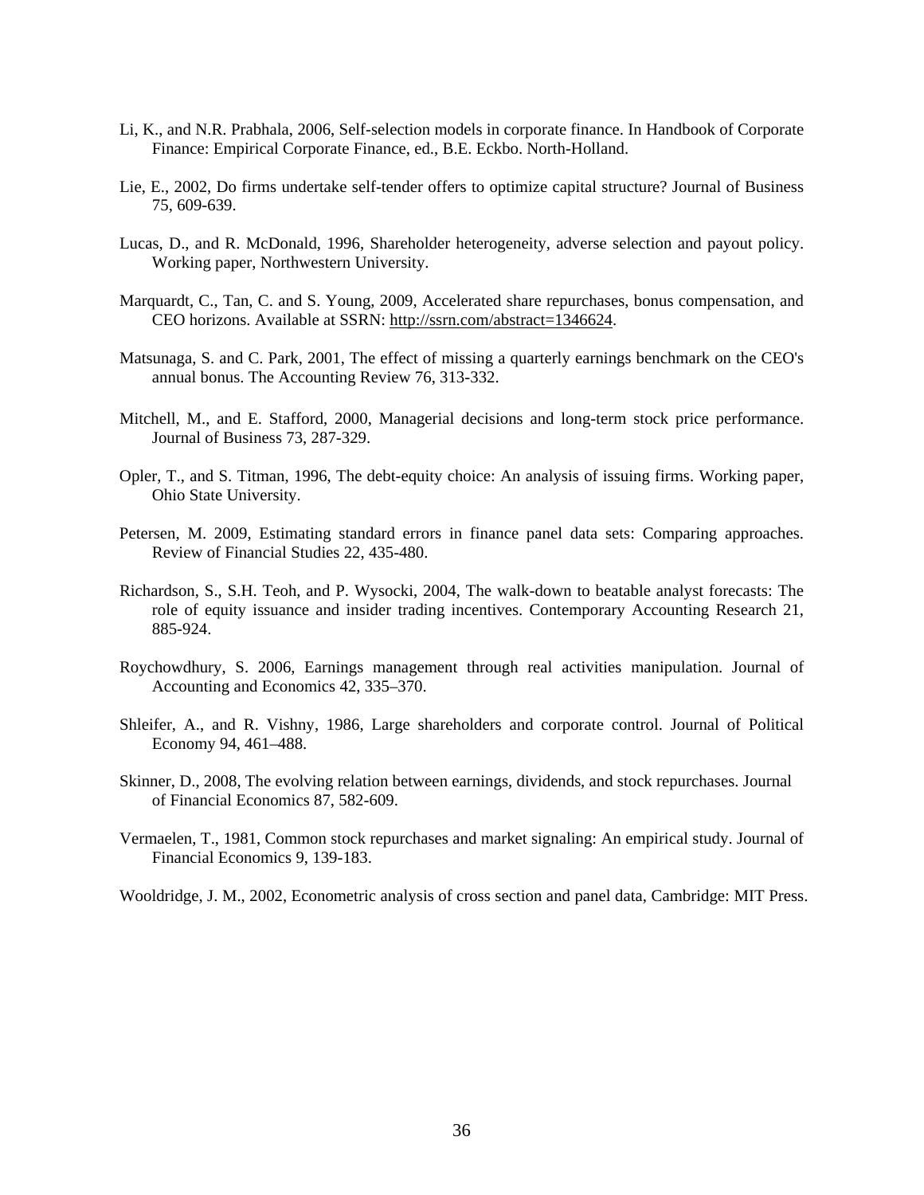Li, K., and N.R. Prabhala, 2006, Self-selection models in corporate finance. In Handbook of Corporate Finance: Empirical Corporate Finance, ed., B.E. Eckbo. North-Holland.

Lie, E., 2002, Do firms undertake self-tender offers to optimize capital structure? Journal of Business 75, 609-639.

Lucas, D., and R. McDonald, 1996, Shareholder heterogeneity, adverse selection and payout policy. Working paper, Northwestern University.

Marquardt, C., Tan, C. and S. Young, 2009, Accelerated share repurchases, bonus compensation, and CEO horizons. Available at SSRN: http://ssrn.com/abstract=1346624.

Matsunaga, S. and C. Park, 2001, The effect of missing a quarterly earnings benchmark on the CEO's annual bonus. The Accounting Review 76, 313-332.

Mitchell, M., and E. Stafford, 2000, Managerial decisions and long-term stock price performance. Journal of Business 73, 287-329.

Opler, T., and S. Titman, 1996, The debt-equity choice: An analysis of issuing firms. Working paper, Ohio State University.

Petersen, M. 2009, Estimating standard errors in finance panel data sets: Comparing approaches. Review of Financial Studies 22, 435-480.

Richardson, S., S.H. Teoh, and P. Wysocki, 2004, The walk-down to beatable analyst forecasts: The role of equity issuance and insider trading incentives. Contemporary Accounting Research 21, 885-924.

Roychowdhury, S. 2006, Earnings management through real activities manipulation. Journal of Accounting and Economics 42, 335–370.

Shleifer, A., and R. Vishny, 1986, Large shareholders and corporate control. Journal of Political Economy 94, 461–488.

Skinner, D., 2008, The evolving relation between earnings, dividends, and stock repurchases. Journal of Financial Economics 87, 582-609.

Vermaelen, T., 1981, Common stock repurchases and market signaling: An empirical study. Journal of Financial Economics 9, 139-183.

Wooldridge, J. M., 2002, Econometric analysis of cross section and panel data, Cambridge: MIT Press.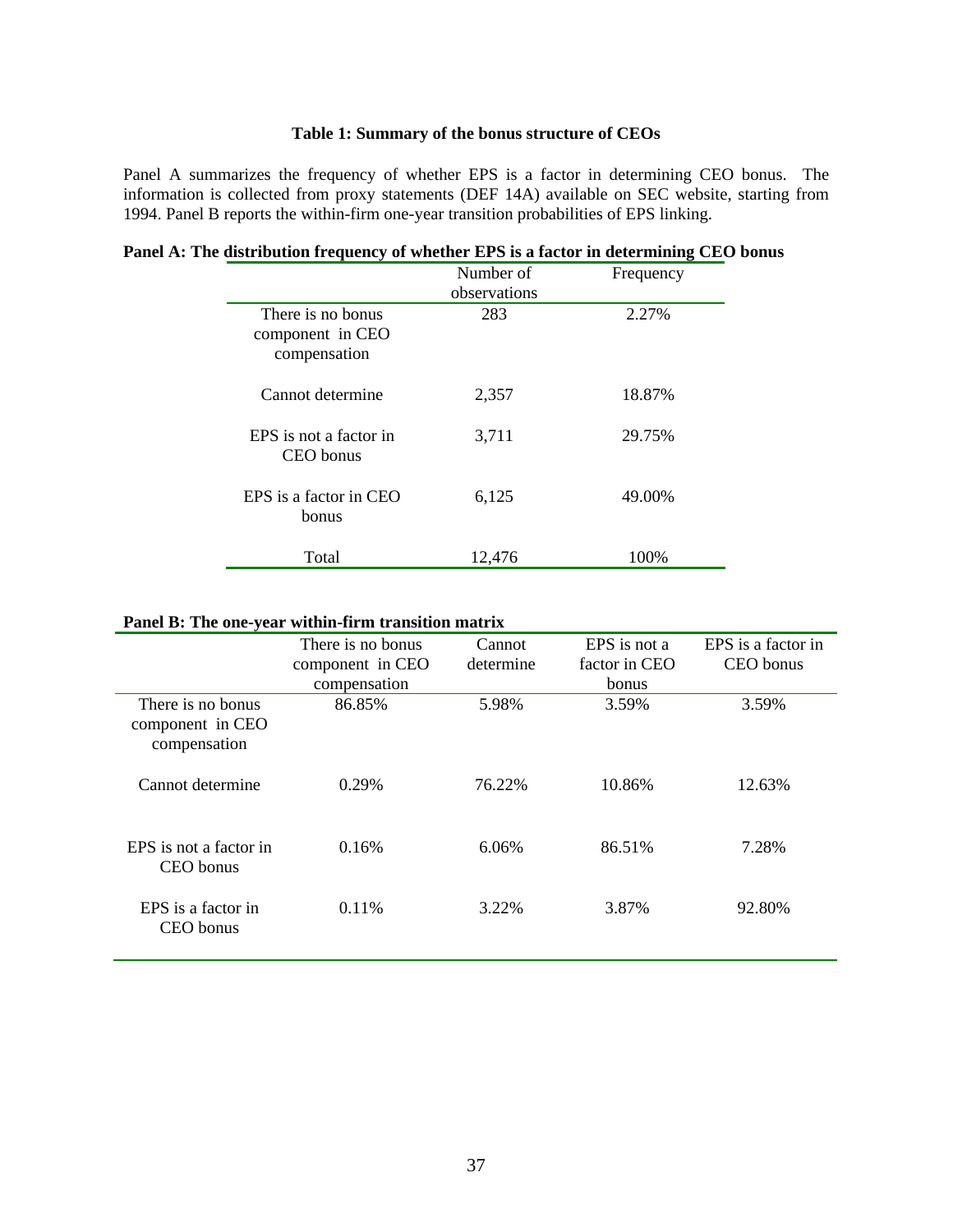**Table 1: Summary of the bonus structure of CEOs**

Panel A summarizes the frequency of whether EPS is a factor in determining CEO bonus. The information is collected from proxy statements (DEF 14A) available on SEC website, starting from 1994. Panel B reports the within-firm one-year transition probabilities of EPS linking.

**Panel A: The distribution frequency of whether EPS is a factor in determining CEO bonus**

| | Number of observations | Frequency |
|---|---|---|
| There is no bonus component in CEO compensation | 283 | 2.27% |
| Cannot determine | 2,357 | 18.87% |
| EPS is not a factor in CEO bonus | 3,711 | 29.75% |
| EPS is a factor in CEO bonus | 6,125 | 49.00% |
| Total | 12,476 | 100% |

**Panel B: The one-year within-firm transition matrix**

| | There is no bonus component in CEO compensation | Cannot determine | EPS is not a factor in CEO bonus | EPS is a factor in CEO bonus |
|---|---|---|---|---|
| There is no bonus component in CEO compensation | 86.85% | 5.98% | 3.59% | 3.59% |
| Cannot determine | 0.29% | 76.22% | 10.86% | 12.63% |
| EPS is not a factor in CEO bonus | 0.16% | 6.06% | 86.51% | 7.28% |
| EPS is a factor in CEO bonus | 0.11% | 3.22% | 3.87% | 92.80% |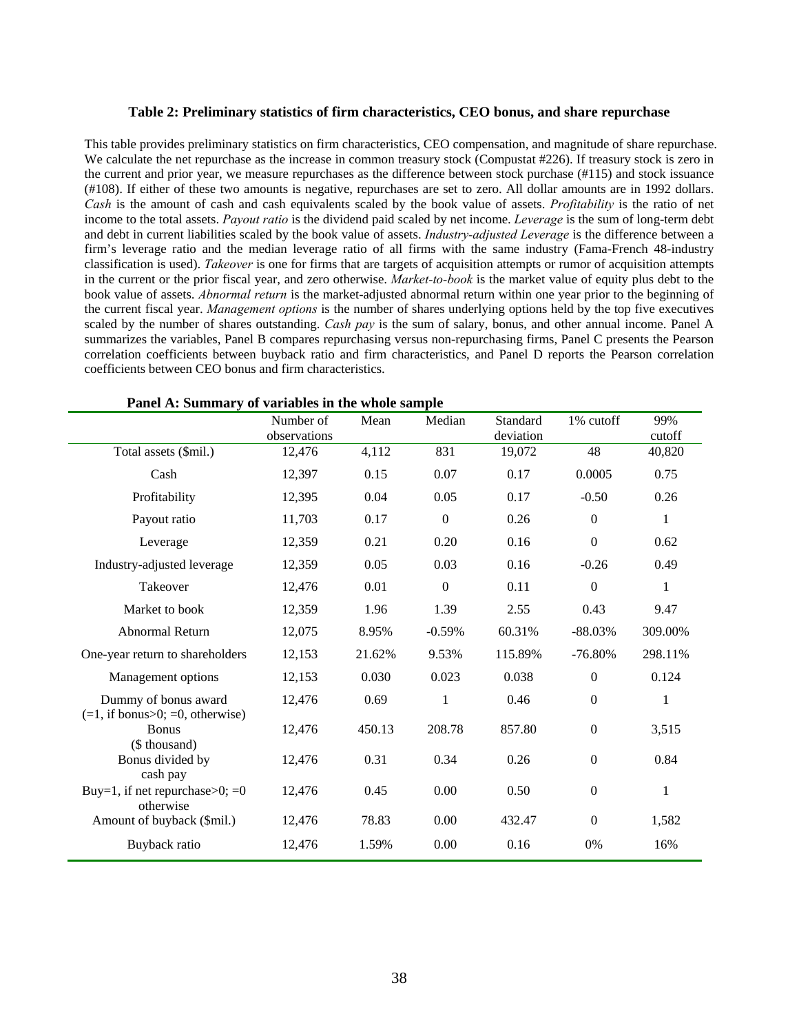**Table 2: Preliminary statistics of firm characteristics, CEO bonus, and share repurchase**

This table provides preliminary statistics on firm characteristics, CEO compensation, and magnitude of share repurchase. We calculate the net repurchase as the increase in common treasury stock (Compustat #226). If treasury stock is zero in the current and prior year, we measure repurchases as the difference between stock purchase (#115) and stock issuance (#108). If either of these two amounts is negative, repurchases are set to zero. All dollar amounts are in 1992 dollars. *Cash* is the amount of cash and cash equivalents scaled by the book value of assets. *Profitability* is the ratio of net income to the total assets. *Payout ratio* is the dividend paid scaled by net income. *Leverage* is the sum of long-term debt and debt in current liabilities scaled by the book value of assets. *Industry-adjusted Leverage* is the difference between a firm's leverage ratio and the median leverage ratio of all firms with the same industry (Fama-French 48-industry classification is used). *Takeover* is one for firms that are targets of acquisition attempts or rumor of acquisition attempts in the current or the prior fiscal year, and zero otherwise. *Market-to-book* is the market value of equity plus debt to the book value of assets. *Abnormal return* is the market-adjusted abnormal return within one year prior to the beginning of the current fiscal year. *Management options* is the number of shares underlying options held by the top five executives scaled by the number of shares outstanding. *Cash pay* is the sum of salary, bonus, and other annual income. Panel A summarizes the variables, Panel B compares repurchasing versus non-repurchasing firms, Panel C presents the Pearson correlation coefficients between buyback ratio and firm characteristics, and Panel D reports the Pearson correlation coefficients between CEO bonus and firm characteristics.

**Panel A: Summary of variables in the whole sample**

| | Number of observations | Mean | Median | Standard deviation | 1% cutoff | 99% cutoff |
|---|---|---|---|---|---|---|
| Total assets ($mil.) | 12,476 | 4,112 | 831 | 19,072 | 48 | 40,820 |
| Cash | 12,397 | 0.15 | 0.07 | 0.17 | 0.0005 | 0.75 |
| Profitability | 12,395 | 0.04 | 0.05 | 0.17 | -0.50 | 0.26 |
| Payout ratio | 11,703 | 0.17 | 0 | 0.26 | 0 | 1 |
| Leverage | 12,359 | 0.21 | 0.20 | 0.16 | 0 | 0.62 |
| Industry-adjusted leverage | 12,359 | 0.05 | 0.03 | 0.16 | -0.26 | 0.49 |
| Takeover | 12,476 | 0.01 | 0 | 0.11 | 0 | 1 |
| Market to book | 12,359 | 1.96 | 1.39 | 2.55 | 0.43 | 9.47 |
| Abnormal Return | 12,075 | 8.95% | -0.59% | 60.31% | -88.03% | 309.00% |
| One-year return to shareholders | 12,153 | 21.62% | 9.53% | 115.89% | -76.80% | 298.11% |
| Management options | 12,153 | 0.030 | 0.023 | 0.038 | 0 | 0.124 |
| Dummy of bonus award (=1, if bonus>0; =0, otherwise) | 12,476 | 0.69 | 1 | 0.46 | 0 | 1 |
| Bonus ($ thousand) | 12,476 | 450.13 | 208.78 | 857.80 | 0 | 3,515 |
| Bonus divided by cash pay | 12,476 | 0.31 | 0.34 | 0.26 | 0 | 0.84 |
| Buy=1, if net repurchase>0; =0 otherwise | 12,476 | 0.45 | 0.00 | 0.50 | 0 | 1 |
| Amount of buyback ($mil.) | 12,476 | 78.83 | 0.00 | 432.47 | 0 | 1,582 |
| Buyback ratio | 12,476 | 1.59% | 0.00 | 0.16 | 0% | 16% |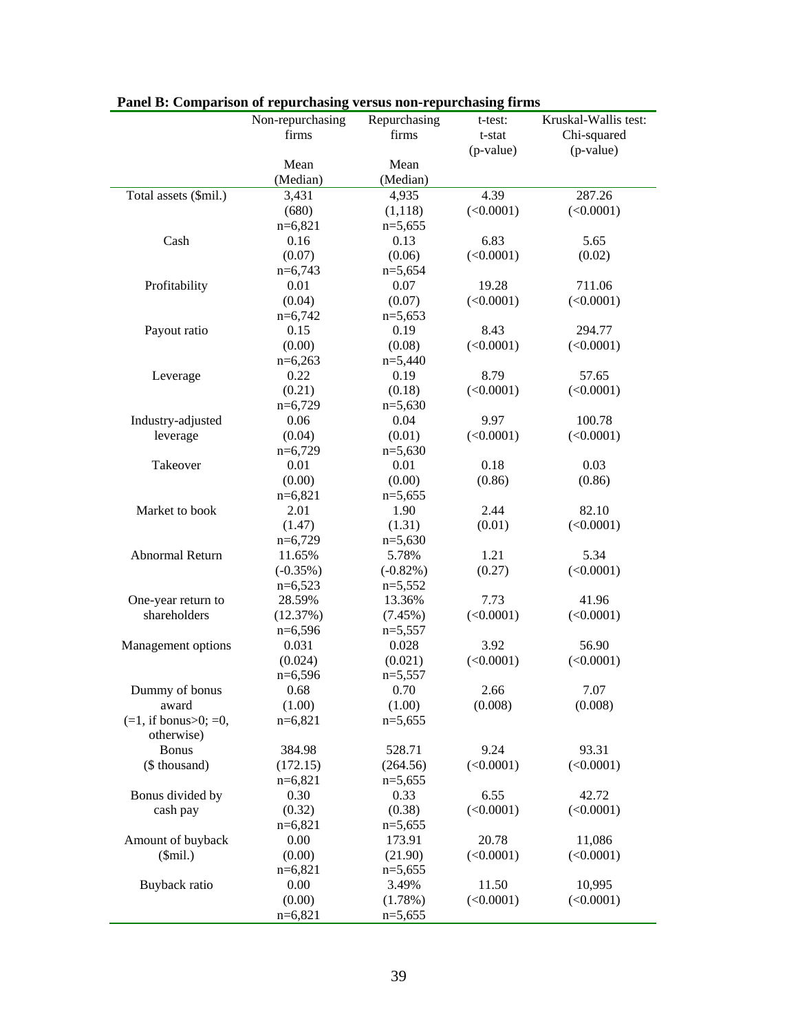**Panel B: Comparison of repurchasing versus non-repurchasing firms**

| | Non-repurchasing firms<br>Mean<br>(Median) | Repurchasing firms<br>Mean<br>(Median) | t-test:<br>t-stat<br>(p-value) | Kruskal-Wallis test:<br>Chi-squared<br>(p-value) |
|---|---|---|---|---|
| Total assets ($mil.) | 3,431<br>(680)<br>n=6,821 | 4,935<br>(1,118)<br>n=5,655 | 4.39<br>(<0.0001) | 287.26<br>(<0.0001) |
| Cash | 0.16<br>(0.07)<br>n=6,743 | 0.13<br>(0.06)<br>n=5,654 | 6.83<br>(<0.0001) | 5.65<br>(0.02) |
| Profitability | 0.01<br>(0.04)<br>n=6,742 | 0.07<br>(0.07)<br>n=5,653 | 19.28<br>(<0.0001) | 711.06<br>(<0.0001) |
| Payout ratio | 0.15<br>(0.00)<br>n=6,263 | 0.19<br>(0.08)<br>n=5,440 | 8.43<br>(<0.0001) | 294.77<br>(<0.0001) |
| Leverage | 0.22<br>(0.21)<br>n=6,729 | 0.19<br>(0.18)<br>n=5,630 | 8.79<br>(<0.0001) | 57.65<br>(<0.0001) |
| Industry-adjusted leverage | 0.06<br>(0.04)<br>n=6,729 | 0.04<br>(0.01)<br>n=5,630 | 9.97<br>(<0.0001) | 100.78<br>(<0.0001) |
| Takeover | 0.01<br>(0.00)<br>n=6,821 | 0.01<br>(0.00)<br>n=5,655 | 0.18<br>(0.86) | 0.03<br>(0.86) |
| Market to book | 2.01<br>(1.47)<br>n=6,729 | 1.90<br>(1.31)<br>n=5,630 | 2.44<br>(0.01) | 82.10<br>(<0.0001) |
| Abnormal Return | 11.65%<br>(-0.35%)<br>n=6,523 | 5.78%<br>(-0.82%)<br>n=5,552 | 1.21<br>(0.27) | 5.34<br>(<0.0001) |
| One-year return to shareholders | 28.59%<br>(12.37%)<br>n=6,596 | 13.36%<br>(7.45%)<br>n=5,557 | 7.73<br>(<0.0001) | 41.96<br>(<0.0001) |
| Management options | 0.031<br>(0.024)<br>n=6,596 | 0.028<br>(0.021)<br>n=5,557 | 3.92<br>(<0.0001) | 56.90<br>(<0.0001) |
| Dummy of bonus award (=1, if bonus>0; =0, otherwise) | 0.68<br>(1.00)<br>n=6,821 | 0.70<br>(1.00)<br>n=5,655 | 2.66<br>(0.008) | 7.07<br>(0.008) |
| Bonus ($ thousand) | 384.98<br>(172.15)<br>n=6,821 | 528.71<br>(264.56)<br>n=5,655 | 9.24<br>(<0.0001) | 93.31<br>(<0.0001) |
| Bonus divided by cash pay | 0.30<br>(0.32)<br>n=6,821 | 0.33<br>(0.38)<br>n=5,655 | 6.55<br>(<0.0001) | 42.72<br>(<0.0001) |
| Amount of buyback ($mil.) | 0.00<br>(0.00)<br>n=6,821 | 173.91<br>(21.90)<br>n=5,655 | 20.78<br>(<0.0001) | 11,086<br>(<0.0001) |
| Buyback ratio | 0.00<br>(0.00)<br>n=6,821 | 3.49%<br>(1.78%)<br>n=5,655 | 11.50<br>(<0.0001) | 10,995<br>(<0.0001) |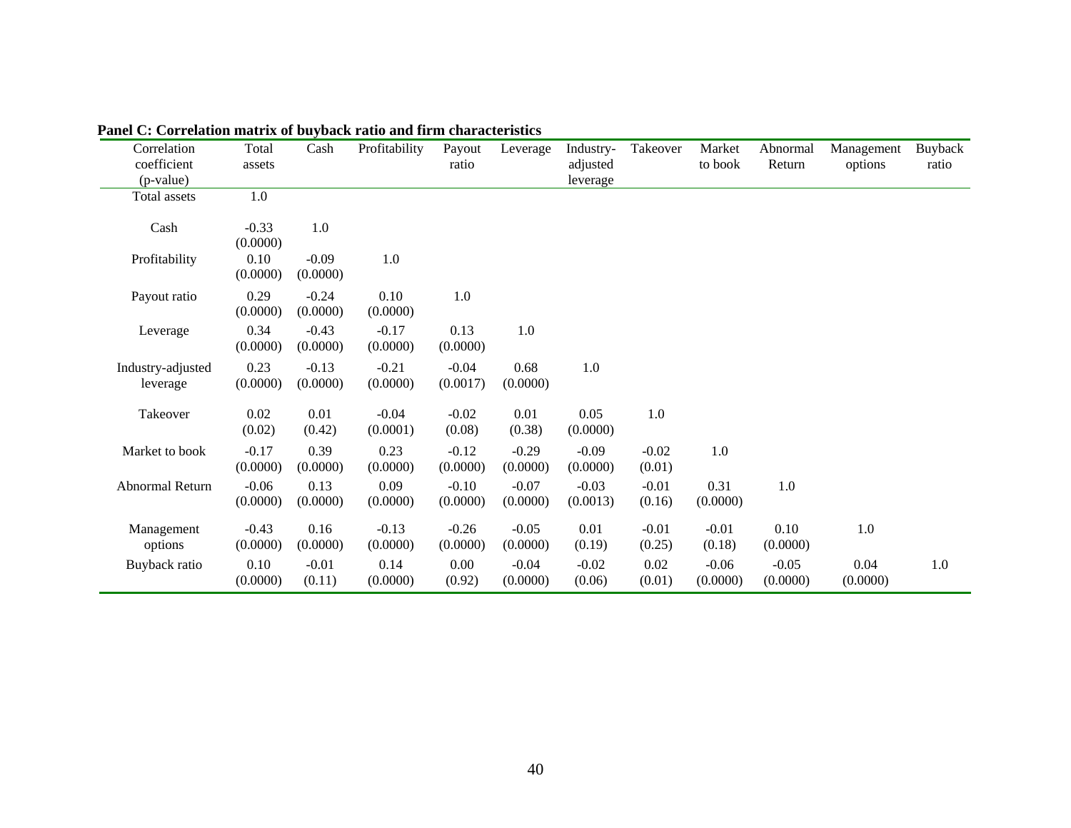**Panel C: Correlation matrix of buyback ratio and firm characteristics**

| Correlation coefficient (p-value) | Total assets | Cash | Profitability | Payout ratio | Leverage | Industry-adjusted leverage | Takeover | Market to book | Abnormal Return | Management options | Buyback ratio |
|---|---|---|---|---|---|---|---|---|---|---|---|
| Total assets | 1.0 | | | | | | | | | | |
| Cash | -0.33 (0.0000) | 1.0 | | | | | | | | | |
| Profitability | 0.10 (0.0000) | -0.09 (0.0000) | 1.0 | | | | | | | | |
| Payout ratio | 0.29 (0.0000) | -0.24 (0.0000) | 0.10 (0.0000) | 1.0 | | | | | | | |
| Leverage | 0.34 (0.0000) | -0.43 (0.0000) | -0.17 (0.0000) | 0.13 (0.0000) | 1.0 | | | | | | |
| Industry-adjusted leverage | 0.23 (0.0000) | -0.13 (0.0000) | -0.21 (0.0000) | -0.04 (0.0017) | 0.68 (0.0000) | 1.0 | | | | | |
| Takeover | 0.02 (0.02) | 0.01 (0.42) | -0.04 (0.0001) | -0.02 (0.08) | 0.01 (0.38) | 0.05 (0.0000) | 1.0 | | | | |
| Market to book | -0.17 (0.0000) | 0.39 (0.0000) | 0.23 (0.0000) | -0.12 (0.0000) | -0.29 (0.0000) | -0.09 (0.0000) | -0.02 (0.01) | 1.0 | | | |
| Abnormal Return | -0.06 (0.0000) | 0.13 (0.0000) | 0.09 (0.0000) | -0.10 (0.0000) | -0.07 (0.0000) | -0.03 (0.0013) | -0.01 (0.16) | 0.31 (0.0000) | 1.0 | | |
| Management options | -0.43 (0.0000) | 0.16 (0.0000) | -0.13 (0.0000) | -0.26 (0.0000) | -0.05 (0.0000) | 0.01 (0.19) | -0.01 (0.25) | -0.01 (0.18) | 0.10 (0.0000) | 1.0 | |
| Buyback ratio | 0.10 (0.0000) | -0.01 (0.11) | 0.14 (0.0000) | 0.00 (0.92) | -0.04 (0.0000) | -0.02 (0.06) | 0.02 (0.01) | -0.06 (0.0000) | -0.05 (0.0000) | 0.04 (0.0000) | 1.0 |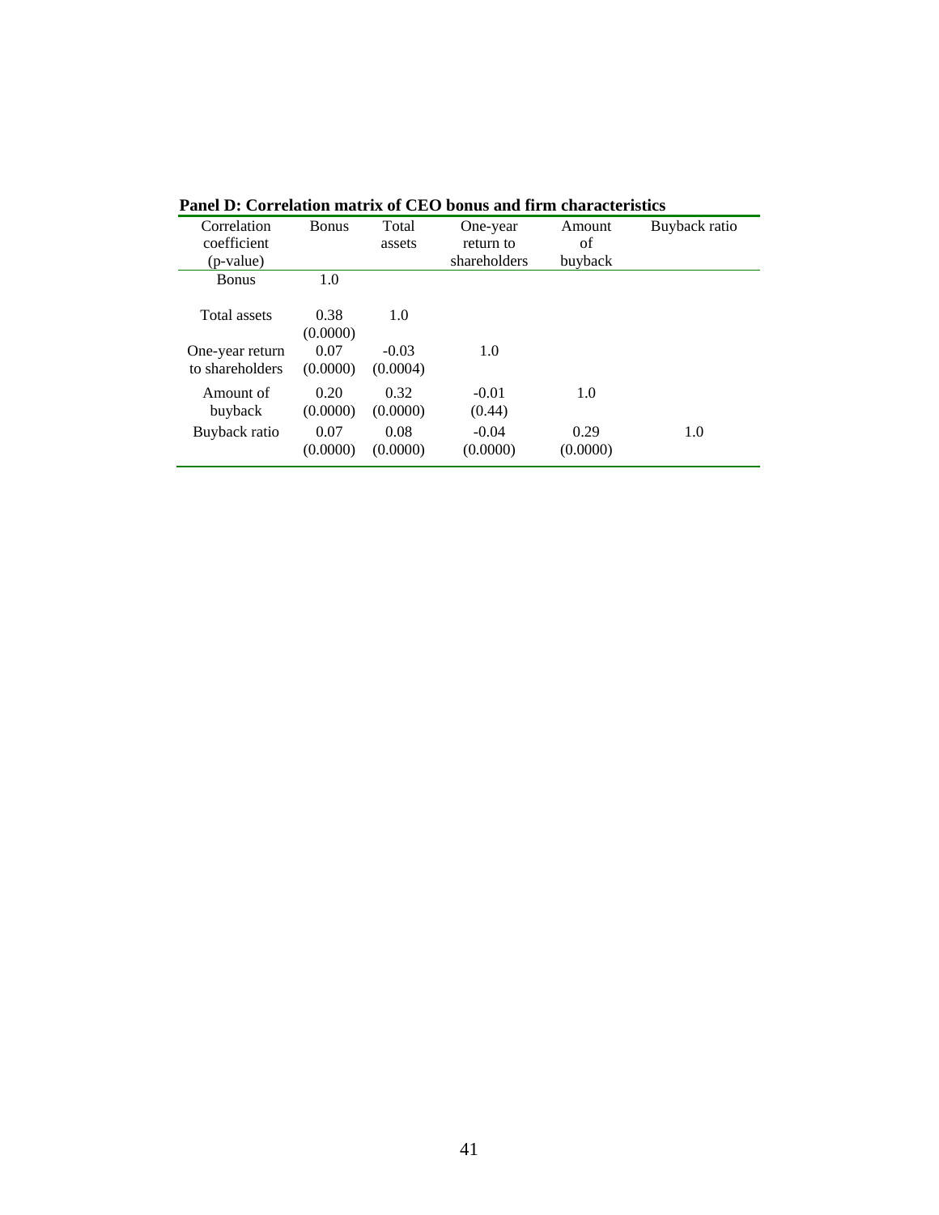**Panel D: Correlation matrix of CEO bonus and firm characteristics**

| Correlation coefficient (p-value) | Bonus | Total assets | One-year return to shareholders | Amount of buyback | Buyback ratio |
|---|---|---|---|---|---|
| Bonus | 1.0 | | | | |
| Total assets | 0.38 (0.0000) | 1.0 | | | |
| One-year return to shareholders | 0.07 (0.0000) | -0.03 (0.0004) | 1.0 | | |
| Amount of buyback | 0.20 (0.0000) | 0.32 (0.0000) | -0.01 (0.44) | 1.0 | |
| Buyback ratio | 0.07 (0.0000) | 0.08 (0.0000) | -0.04 (0.0000) | 0.29 (0.0000) | 1.0 |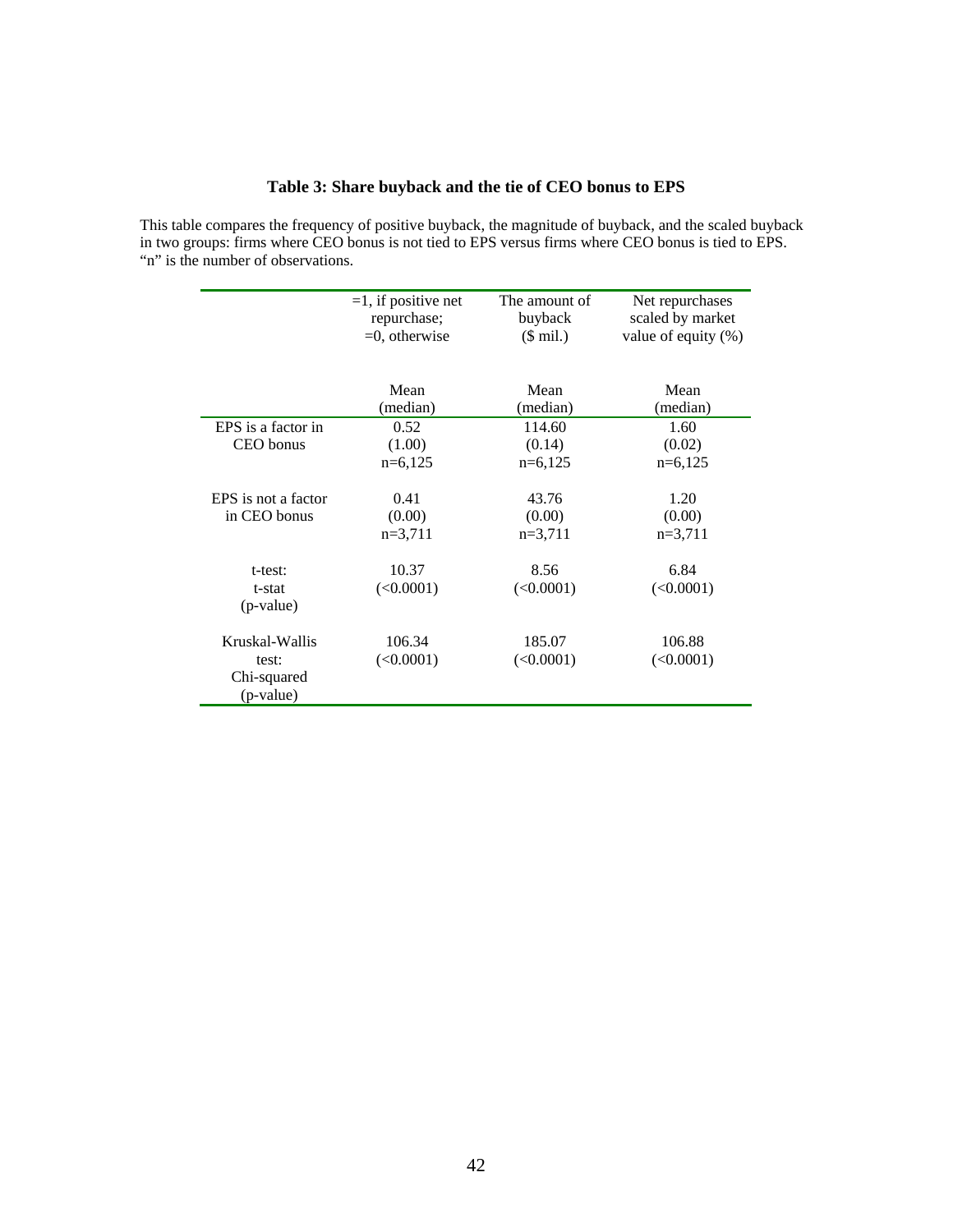**Table 3: Share buyback and the tie of CEO bonus to EPS**

This table compares the frequency of positive buyback, the magnitude of buyback, and the scaled buyback in two groups: firms where CEO bonus is not tied to EPS versus firms where CEO bonus is tied to EPS. "n" is the number of observations.

| | =1, if positive net repurchase; =0, otherwise | The amount of buyback ($ mil.) | Net repurchases scaled by market value of equity (%) |
|---|---|---|---|
| | Mean (median) | Mean (median) | Mean (median) |
| EPS is a factor in CEO bonus | 0.52 (1.00) n=6,125 | 114.60 (0.14) n=6,125 | 1.60 (0.02) n=6,125 |
| EPS is not a factor in CEO bonus | 0.41 (0.00) n=3,711 | 43.76 (0.00) n=3,711 | 1.20 (0.00) n=3,711 |
| t-test: t-stat (p-value) | 10.37 (<0.0001) | 8.56 (<0.0001) | 6.84 (<0.0001) |
| Kruskal-Wallis test: Chi-squared (p-value) | 106.34 (<0.0001) | 185.07 (<0.0001) | 106.88 (<0.0001) |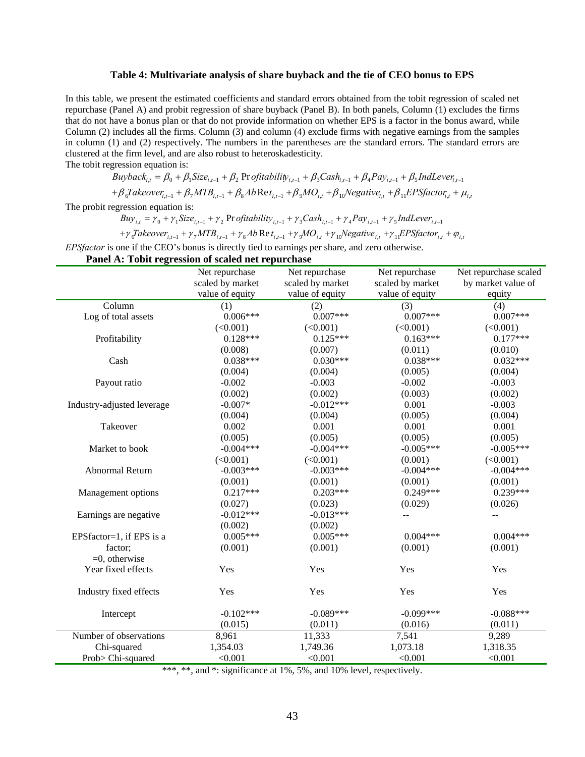### Table 4: Multivariate analysis of share buyback and the tie of CEO bonus to EPS

In this table, we present the estimated coefficients and standard errors obtained from the tobit regression of scaled net repurchase (Panel A) and probit regression of share buyback (Panel B). In both panels, Column (1) excludes the firms that do not have a bonus plan or that do not provide information on whether EPS is a factor in the bonus award, while Column (2) includes all the firms. Column (3) and column (4) exclude firms with negative earnings from the samples in column (1) and (2) respectively. The numbers in the parentheses are the standard errors. The standard errors are clustered at the firm level, and are also robust to heteroskadesticity.

The tobit regression equation is:

$$Buyback_{i,t} = \beta_0 + \beta_1 Size_{i,t-1} + \beta_2 Profitability_{i,t-1} + \beta_3 Cash_{i,t-1} + \beta_4 Pay_{i,t-1} + \beta_5 IndLever_{i,t-1}$$
$$+ \beta_6 Takeover_{i,t-1} + \beta_7 MTB_{i,t-1} + \beta_8 AbRet_{i,t-1} + \beta_9 MO_{i,t} + \beta_{10} Negative_{i,t} + \beta_{11} EPSfactor_{i,t} + \mu_{i,t}$$

The probit regression equation is:

$$Buy_{i,t} = \gamma_0 + \gamma_1 Size_{i,t-1} + \gamma_2 Profitability_{i,t-1} + \gamma_3 Cash_{i,t-1} + \gamma_4 Pay_{i,t-1} + \gamma_5 IndLever_{i,t-1}$$
$$+ \gamma_6 Takeover_{i,t-1} + \gamma_7 MTB_{i,t-1} + \gamma_8 AbRet_{i,t-1} + \gamma_9 MO_{i,t} + \gamma_{10} Negative_{i,t} + \gamma_{11} EPSfactor_{i,t} + \varphi_{i,t}$$

*EPSfactor* is one if the CEO's bonus is directly tied to earnings per share, and zero otherwise.

**Panel A: Tobit regression of scaled net repurchase**

| | Net repurchase scaled by market value of equity | Net repurchase scaled by market value of equity | Net repurchase scaled by market value of equity | Net repurchase scaled by market value of equity |
|---|---|---|---|---|
| Column | (1) | (2) | (3) | (4) |
| Log of total assets | 0.006*** | 0.007*** | 0.007*** | 0.007*** |
| | (<0.001) | (<0.001) | (<0.001) | (<0.001) |
| Profitability | 0.128*** | 0.125*** | 0.163*** | 0.177*** |
| | (0.008) | (0.007) | (0.011) | (0.010) |
| Cash | 0.038*** | 0.030*** | 0.038*** | 0.032*** |
| | (0.004) | (0.004) | (0.005) | (0.004) |
| Payout ratio | -0.002 | -0.003 | -0.002 | -0.003 |
| | (0.002) | (0.002) | (0.003) | (0.002) |
| Industry-adjusted leverage | -0.007* | -0.012*** | 0.001 | -0.003 |
| | (0.004) | (0.004) | (0.005) | (0.004) |
| Takeover | 0.002 | 0.001 | 0.001 | 0.001 |
| | (0.005) | (0.005) | (0.005) | (0.005) |
| Market to book | -0.004*** | -0.004*** | -0.005*** | -0.005*** |
| | (<0.001) | (<0.001) | (0.001) | (<0.001) |
| Abnormal Return | -0.003*** | -0.003*** | -0.004*** | -0.004*** |
| | (0.001) | (0.001) | (0.001) | (0.001) |
| Management options | 0.217*** | 0.203*** | 0.249*** | 0.239*** |
| | (0.027) | (0.023) | (0.029) | (0.026) |
| Earnings are negative | -0.012*** | -0.013*** | -- | -- |
| | (0.002) | (0.002) | | |
| EPSfactor=1, if EPS is a factor; =0, otherwise | 0.005*** | 0.005*** | 0.004*** | 0.004*** |
| | (0.001) | (0.001) | (0.001) | (0.001) |
| Year fixed effects | Yes | Yes | Yes | Yes |
| Industry fixed effects | Yes | Yes | Yes | Yes |
| Intercept | -0.102*** | -0.089*** | -0.099*** | -0.088*** |
| | (0.015) | (0.011) | (0.016) | (0.011) |
| Number of observations | 8,961 | 11,333 | 7,541 | 9,289 |
| Chi-squared | 1,354.03 | 1,749.36 | 1,073.18 | 1,318.35 |
| Prob> Chi-squared | <0.001 | <0.001 | <0.001 | <0.001 |

***, **, and *: significance at 1%, 5%, and 10% level, respectively.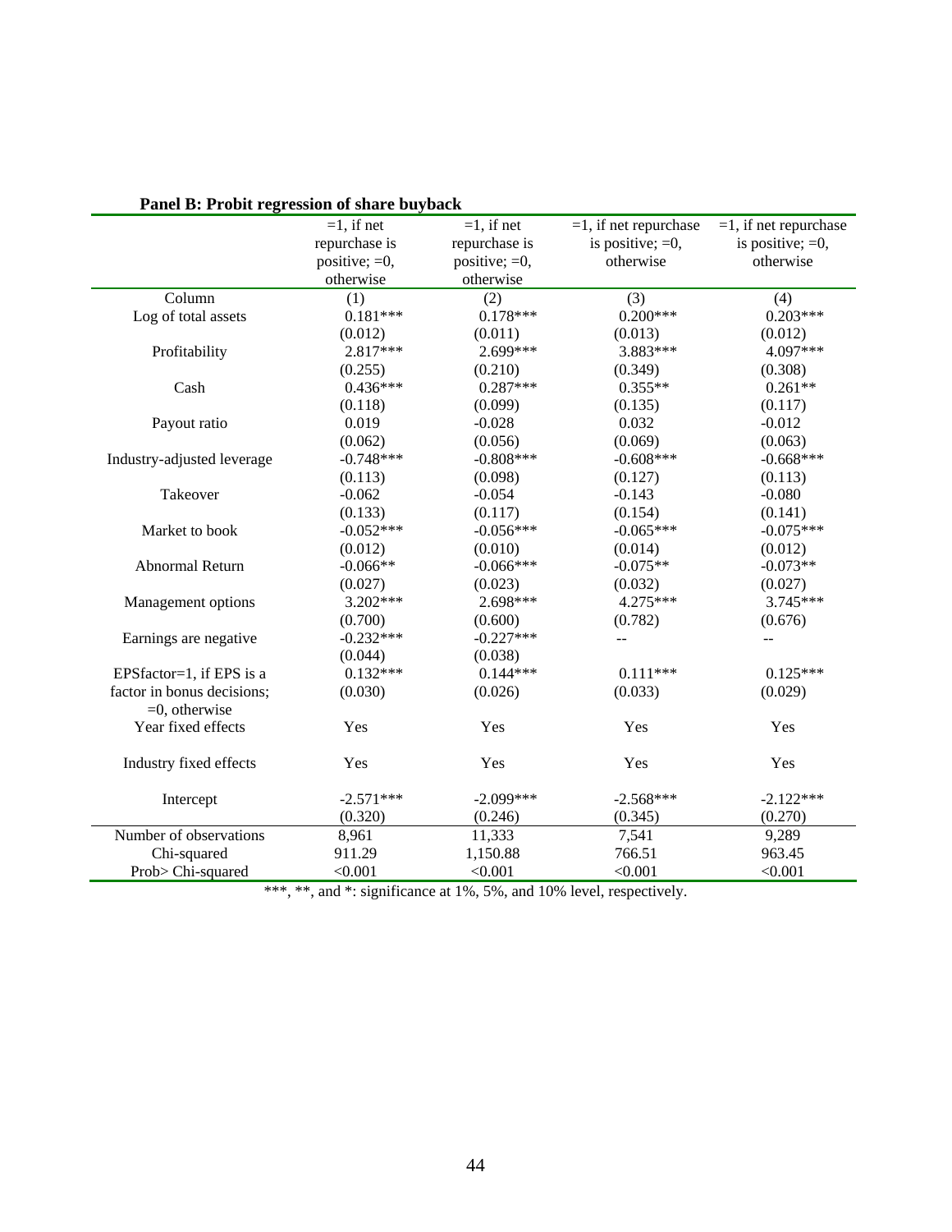**Panel B: Probit regression of share buyback**

| | =1, if net repurchase is positive; =0, otherwise | =1, if net repurchase is positive; =0, otherwise | =1, if net repurchase is positive; =0, otherwise | =1, if net repurchase is positive; =0, otherwise |
|---|---|---|---|---|
| Column | (1) | (2) | (3) | (4) |
| Log of total assets | 0.181*** | 0.178*** | 0.200*** | 0.203*** |
| | (0.012) | (0.011) | (0.013) | (0.012) |
| Profitability | 2.817*** | 2.699*** | 3.883*** | 4.097*** |
| | (0.255) | (0.210) | (0.349) | (0.308) |
| Cash | 0.436*** | 0.287*** | 0.355** | 0.261** |
| | (0.118) | (0.099) | (0.135) | (0.117) |
| Payout ratio | 0.019 | -0.028 | 0.032 | -0.012 |
| | (0.062) | (0.056) | (0.069) | (0.063) |
| Industry-adjusted leverage | -0.748*** | -0.808*** | -0.608*** | -0.668*** |
| | (0.113) | (0.098) | (0.127) | (0.113) |
| Takeover | -0.062 | -0.054 | -0.143 | -0.080 |
| | (0.133) | (0.117) | (0.154) | (0.141) |
| Market to book | -0.052*** | -0.056*** | -0.065*** | -0.075*** |
| | (0.012) | (0.010) | (0.014) | (0.012) |
| Abnormal Return | -0.066** | -0.066*** | -0.075** | -0.073** |
| | (0.027) | (0.023) | (0.032) | (0.027) |
| Management options | 3.202*** | 2.698*** | 4.275*** | 3.745*** |
| | (0.700) | (0.600) | (0.782) | (0.676) |
| Earnings are negative | -0.232*** | -0.227*** | -- | -- |
| | (0.044) | (0.038) | | |
| EPSfactor=1, if EPS is a factor in bonus decisions; =0, otherwise | 0.132*** | 0.144*** | 0.111*** | 0.125*** |
| | (0.030) | (0.026) | (0.033) | (0.029) |
| Year fixed effects | Yes | Yes | Yes | Yes |
| Industry fixed effects | Yes | Yes | Yes | Yes |
| Intercept | -2.571*** | -2.099*** | -2.568*** | -2.122*** |
| | (0.320) | (0.246) | (0.345) | (0.270) |
| Number of observations | 8,961 | 11,333 | 7,541 | 9,289 |
| Chi-squared | 911.29 | 1,150.88 | 766.51 | 963.45 |
| Prob> Chi-squared | <0.001 | <0.001 | <0.001 | <0.001 |

***, **, and *: significance at 1%, 5%, and 10% level, respectively.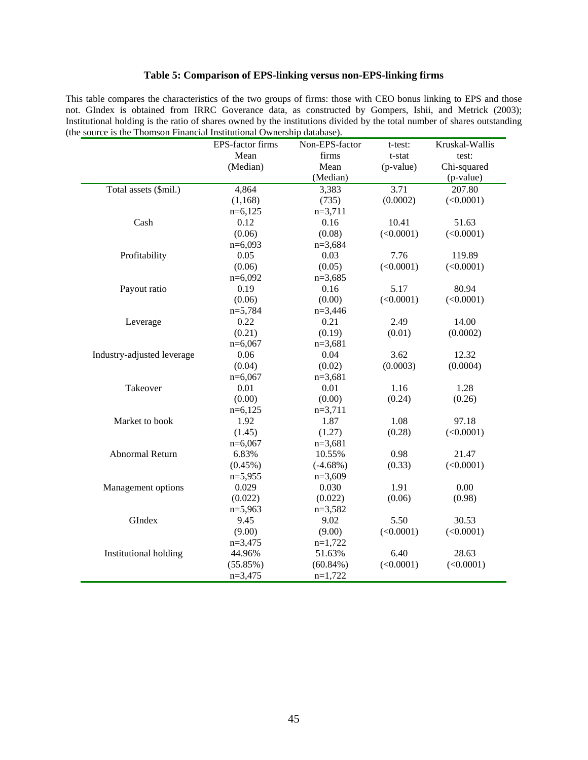**Table 5: Comparison of EPS-linking versus non-EPS-linking firms**

This table compares the characteristics of the two groups of firms: those with CEO bonus linking to EPS and those not. GIndex is obtained from IRRC Goverance data, as constructed by Gompers, Ishii, and Metrick (2003); Institutional holding is the ratio of shares owned by the institutions divided by the total number of shares outstanding (the source is the Thomson Financial Institutional Ownership database).

| | EPS-factor firms Mean (Median) | Non-EPS-factor firms Mean (Median) | t-test: t-stat (p-value) | Kruskal-Wallis test: Chi-squared (p-value) |
|---|---|---|---|---|
| Total assets ($mil.) | 4,864 (1,168) n=6,125 | 3,383 (735) n=3,711 | 3.71 (0.0002) | 207.80 (<0.0001) |
| Cash | 0.12 (0.06) n=6,093 | 0.16 (0.08) n=3,684 | 10.41 (<0.0001) | 51.63 (<0.0001) |
| Profitability | 0.05 (0.06) n=6,092 | 0.03 (0.05) n=3,685 | 7.76 (<0.0001) | 119.89 (<0.0001) |
| Payout ratio | 0.19 (0.06) n=5,784 | 0.16 (0.00) n=3,446 | 5.17 (<0.0001) | 80.94 (<0.0001) |
| Leverage | 0.22 (0.21) n=6,067 | 0.21 (0.19) n=3,681 | 2.49 (0.01) | 14.00 (0.0002) |
| Industry-adjusted leverage | 0.06 (0.04) n=6,067 | 0.04 (0.02) n=3,681 | 3.62 (0.0003) | 12.32 (0.0004) |
| Takeover | 0.01 (0.00) n=6,125 | 0.01 (0.00) n=3,711 | 1.16 (0.24) | 1.28 (0.26) |
| Market to book | 1.92 (1.45) n=6,067 | 1.87 (1.27) n=3,681 | 1.08 (0.28) | 97.18 (<0.0001) |
| Abnormal Return | 6.83% (0.45%) n=5,955 | 10.55% (-4.68%) n=3,609 | 0.98 (0.33) | 21.47 (<0.0001) |
| Management options | 0.029 (0.022) n=5,963 | 0.030 (0.022) n=3,582 | 1.91 (0.06) | 0.00 (0.98) |
| GIndex | 9.45 (9.00) n=3,475 | 9.02 (9.00) n=1,722 | 5.50 (<0.0001) | 30.53 (<0.0001) |
| Institutional holding | 44.96% (55.85%) n=3,475 | 51.63% (60.84%) n=1,722 | 6.40 (<0.0001) | 28.63 (<0.0001) |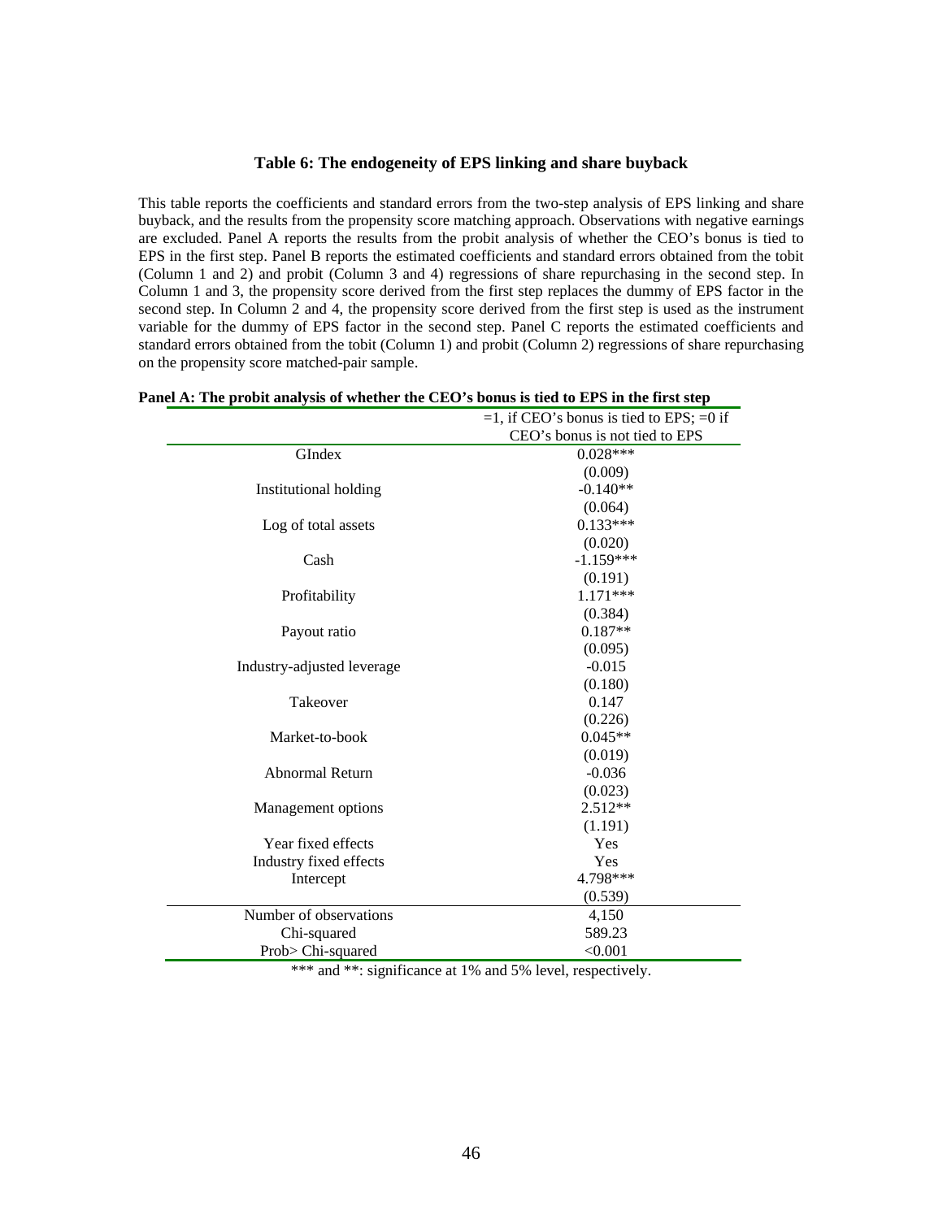### Table 6: The endogeneity of EPS linking and share buyback

This table reports the coefficients and standard errors from the two-step analysis of EPS linking and share buyback, and the results from the propensity score matching approach. Observations with negative earnings are excluded. Panel A reports the results from the probit analysis of whether the CEO's bonus is tied to EPS in the first step. Panel B reports the estimated coefficients and standard errors obtained from the tobit (Column 1 and 2) and probit (Column 3 and 4) regressions of share repurchasing in the second step. In Column 1 and 3, the propensity score derived from the first step replaces the dummy of EPS factor in the second step. In Column 2 and 4, the propensity score derived from the first step is used as the instrument variable for the dummy of EPS factor in the second step. Panel C reports the estimated coefficients and standard errors obtained from the tobit (Column 1) and probit (Column 2) regressions of share repurchasing on the propensity score matched-pair sample.

**Panel A: The probit analysis of whether the CEO's bonus is tied to EPS in the first step**

| | =1, if CEO's bonus is tied to EPS; =0 if CEO's bonus is not tied to EPS |
|---|---|
| GIndex | 0.028*** |
| | (0.009) |
| Institutional holding | -0.140** |
| | (0.064) |
| Log of total assets | 0.133*** |
| | (0.020) |
| Cash | -1.159*** |
| | (0.191) |
| Profitability | 1.171*** |
| | (0.384) |
| Payout ratio | 0.187** |
| | (0.095) |
| Industry-adjusted leverage | -0.015 |
| | (0.180) |
| Takeover | 0.147 |
| | (0.226) |
| Market-to-book | 0.045** |
| | (0.019) |
| Abnormal Return | -0.036 |
| | (0.023) |
| Management options | 2.512** |
| | (1.191) |
| Year fixed effects | Yes |
| Industry fixed effects | Yes |
| Intercept | 4.798*** |
| | (0.539) |
| Number of observations | 4,150 |
| Chi-squared | 589.23 |
| Prob> Chi-squared | <0.001 |

*** and **: significance at 1% and 5% level, respectively.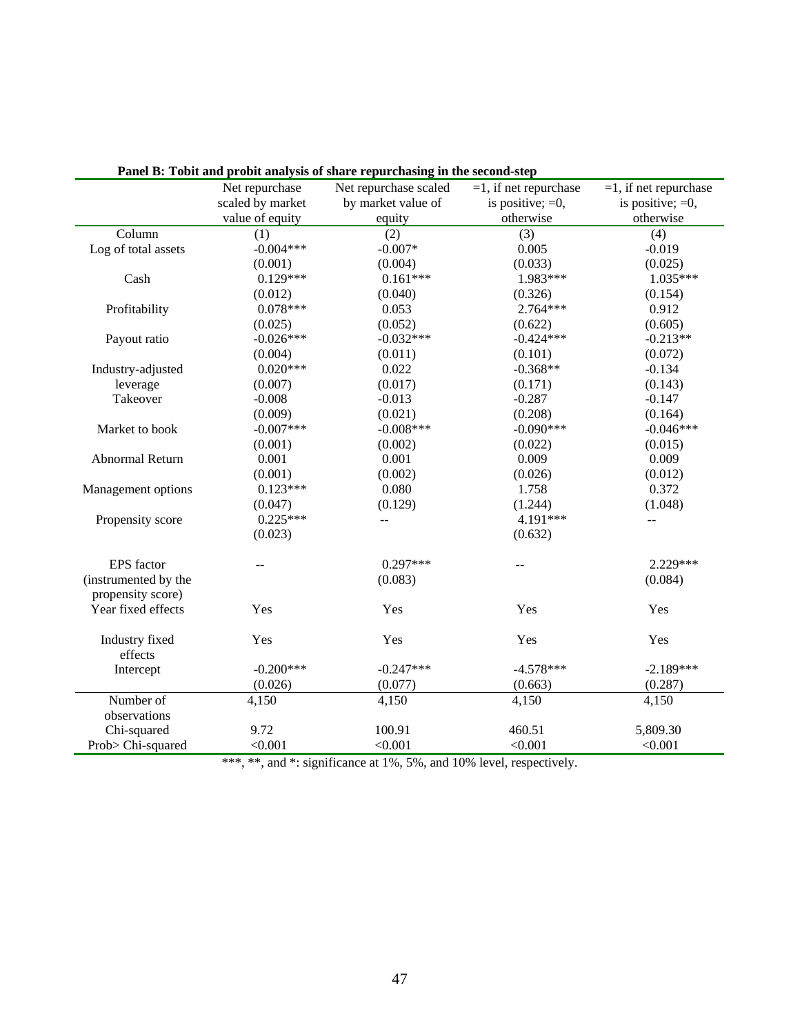**Panel B: Tobit and probit analysis of share repurchasing in the second-step**

| | Net repurchase scaled by market value of equity | Net repurchase scaled by market value of equity | =1, if net repurchase is positive; =0, otherwise | =1, if net repurchase is positive; =0, otherwise |
|---|---|---|---|---|
| Column | (1) | (2) | (3) | (4) |
| Log of total assets | -0.004*** | -0.007* | 0.005 | -0.019 |
| | (0.001) | (0.004) | (0.033) | (0.025) |
| Cash | 0.129*** | 0.161*** | 1.983*** | 1.035*** |
| | (0.012) | (0.040) | (0.326) | (0.154) |
| Profitability | 0.078*** | 0.053 | 2.764*** | 0.912 |
| | (0.025) | (0.052) | (0.622) | (0.605) |
| Payout ratio | -0.026*** | -0.032*** | -0.424*** | -0.213** |
| | (0.004) | (0.011) | (0.101) | (0.072) |
| Industry-adjusted leverage | 0.020*** | 0.022 | -0.368** | -0.134 |
| | (0.007) | (0.017) | (0.171) | (0.143) |
| Takeover | -0.008 | -0.013 | -0.287 | -0.147 |
| | (0.009) | (0.021) | (0.208) | (0.164) |
| Market to book | -0.007*** | -0.008*** | -0.090*** | -0.046*** |
| | (0.001) | (0.002) | (0.022) | (0.015) |
| Abnormal Return | 0.001 | 0.001 | 0.009 | 0.009 |
| | (0.001) | (0.002) | (0.026) | (0.012) |
| Management options | 0.123*** | 0.080 | 1.758 | 0.372 |
| | (0.047) | (0.129) | (1.244) | (1.048) |
| Propensity score | 0.225*** | -- | 4.191*** | -- |
| | (0.023) | | (0.632) | |
| EPS factor (instrumented by the propensity score) | -- | 0.297*** | -- | 2.229*** |
| | | (0.083) | | (0.084) |
| Year fixed effects | Yes | Yes | Yes | Yes |
| Industry fixed effects | Yes | Yes | Yes | Yes |
| Intercept | -0.200*** | -0.247*** | -4.578*** | -2.189*** |
| | (0.026) | (0.077) | (0.663) | (0.287) |
| Number of observations | 4,150 | 4,150 | 4,150 | 4,150 |
| Chi-squared | 9.72 | 100.91 | 460.51 | 5,809.30 |
| Prob> Chi-squared | <0.001 | <0.001 | <0.001 | <0.001 |

***, **, and *: significance at 1%, 5%, and 10% level, respectively.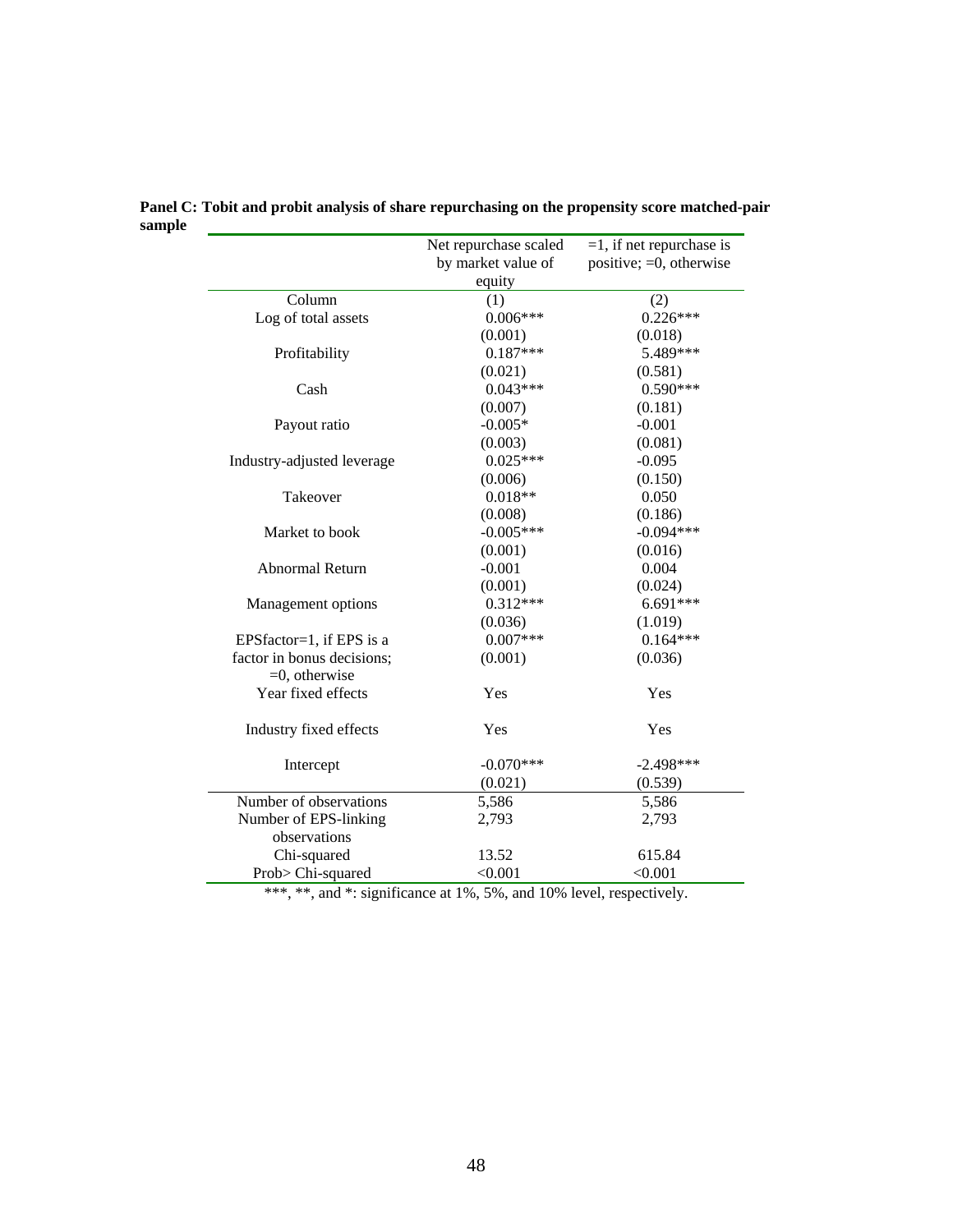**Panel C: Tobit and probit analysis of share repurchasing on the propensity score matched-pair sample**

| | Net repurchase scaled by market value of equity | =1, if net repurchase is positive; =0, otherwise |
|---|---|---|
| Column | (1) | (2) |
| Log of total assets | 0.006*** | 0.226*** |
| | (0.001) | (0.018) |
| Profitability | 0.187*** | 5.489*** |
| | (0.021) | (0.581) |
| Cash | 0.043*** | 0.590*** |
| | (0.007) | (0.181) |
| Payout ratio | -0.005* | -0.001 |
| | (0.003) | (0.081) |
| Industry-adjusted leverage | 0.025*** | -0.095 |
| | (0.006) | (0.150) |
| Takeover | 0.018** | 0.050 |
| | (0.008) | (0.186) |
| Market to book | -0.005*** | -0.094*** |
| | (0.001) | (0.016) |
| Abnormal Return | -0.001 | 0.004 |
| | (0.001) | (0.024) |
| Management options | 0.312*** | 6.691*** |
| | (0.036) | (1.019) |
| EPSfactor=1, if EPS is a factor in bonus decisions; =0, otherwise | 0.007*** | 0.164*** |
| | (0.001) | (0.036) |
| Year fixed effects | Yes | Yes |
| Industry fixed effects | Yes | Yes |
| Intercept | -0.070*** | -2.498*** |
| | (0.021) | (0.539) |
| Number of observations | 5,586 | 5,586 |
| Number of EPS-linking observations | 2,793 | 2,793 |
| Chi-squared | 13.52 | 615.84 |
| Prob> Chi-squared | <0.001 | <0.001 |

***, **, and *: significance at 1%, 5%, and 10% level, respectively.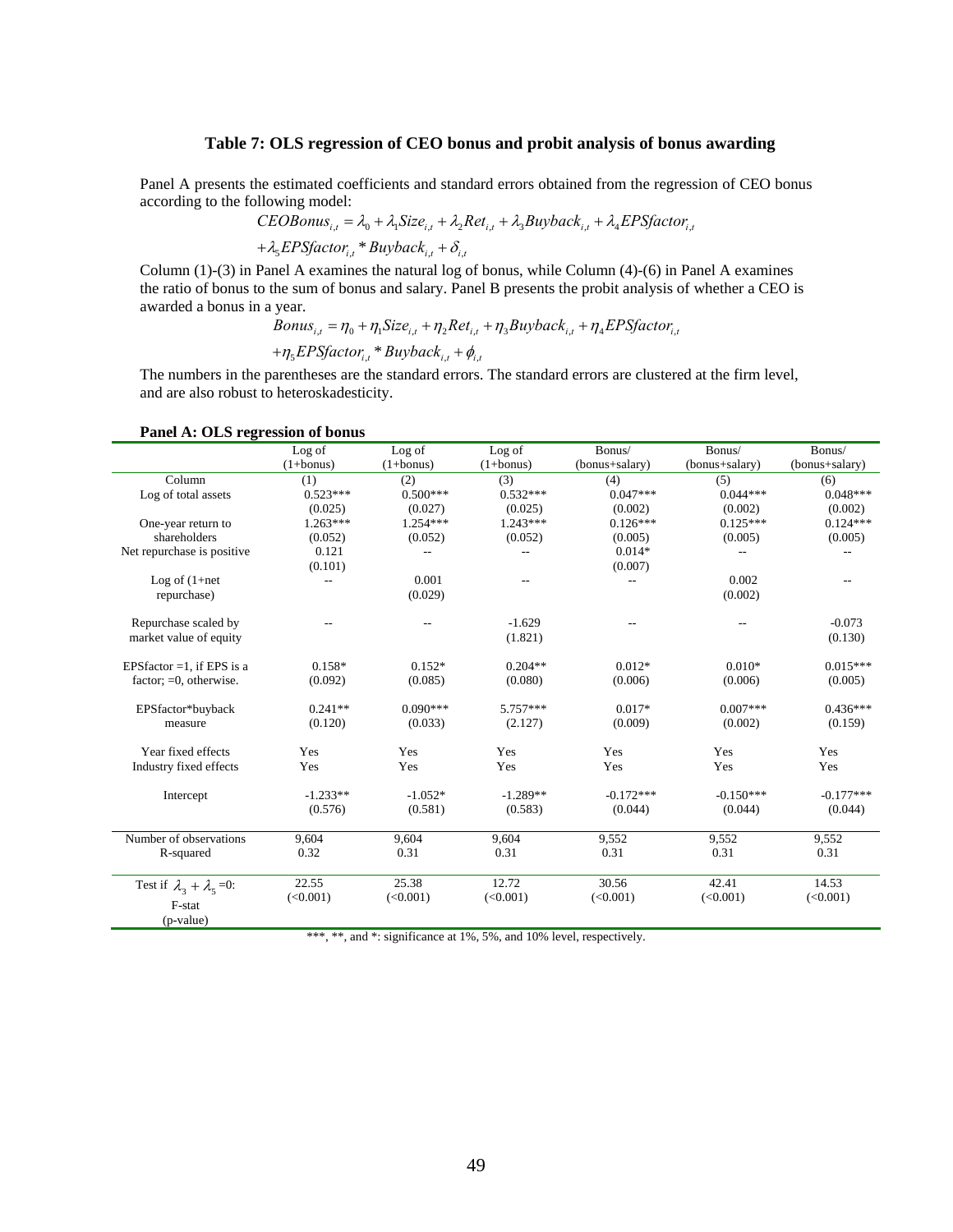**Table 7: OLS regression of CEO bonus and probit analysis of bonus awarding**

Panel A presents the estimated coefficients and standard errors obtained from the regression of CEO bonus according to the following model:

$$CEOBonus_{i,t} = \lambda_0 + \lambda_1 Size_{i,t} + \lambda_2 Ret_{i,t} + \lambda_3 Buyback_{i,t} + \lambda_4 EPSfactor_{i,t}$$
$$+ \lambda_5 EPSfactor_{i,t} * Buyback_{i,t} + \delta_{i,t}$$

Column (1)-(3) in Panel A examines the natural log of bonus, while Column (4)-(6) in Panel A examines the ratio of bonus to the sum of bonus and salary. Panel B presents the probit analysis of whether a CEO is awarded a bonus in a year.

$$Bonus_{i,t} = \eta_0 + \eta_1 Size_{i,t} + \eta_2 Ret_{i,t} + \eta_3 Buyback_{i,t} + \eta_4 EPSfactor_{i,t}$$
$$+ \eta_5 EPSfactor_{i,t} * Buyback_{i,t} + \phi_{i,t}$$

The numbers in the parentheses are the standard errors. The standard errors are clustered at the firm level, and are also robust to heteroskadesticity.

**Panel A: OLS regression of bonus**

| | Log of (1+bonus) | Log of (1+bonus) | Log of (1+bonus) | Bonus/ (bonus+salary) | Bonus/ (bonus+salary) | Bonus/ (bonus+salary) |
|---|---|---|---|---|---|---|
| Column | (1) | (2) | (3) | (4) | (5) | (6) |
| Log of total assets | 0.523*** | 0.500*** | 0.532*** | 0.047*** | 0.044*** | 0.048*** |
| | (0.025) | (0.027) | (0.025) | (0.002) | (0.002) | (0.002) |
| One-year return to shareholders | 1.263*** | 1.254*** | 1.243*** | 0.126*** | 0.125*** | 0.124*** |
| | (0.052) | (0.052) | (0.052) | (0.005) | (0.005) | (0.005) |
| Net repurchase is positive | 0.121 | -- | -- | 0.014* | -- | -- |
| | (0.101) | | | (0.007) | | |
| Log of (1+net repurchase) | -- | 0.001 | -- | -- | 0.002 | -- |
| | | (0.029) | | | (0.002) | |
| Repurchase scaled by market value of equity | -- | -- | -1.629 | -- | -- | -0.073 |
| | | | (1.821) | | | (0.130) |
| EPSfactor =1, if EPS is a factor; =0, otherwise. | 0.158* | 0.152* | 0.204** | 0.012* | 0.010* | 0.015*** |
| | (0.092) | (0.085) | (0.080) | (0.006) | (0.006) | (0.005) |
| EPSfactor*buyback measure | 0.241** | 0.090*** | 5.757*** | 0.017* | 0.007*** | 0.436*** |
| | (0.120) | (0.033) | (2.127) | (0.009) | (0.002) | (0.159) |
| Year fixed effects | Yes | Yes | Yes | Yes | Yes | Yes |
| Industry fixed effects | Yes | Yes | Yes | Yes | Yes | Yes |
| Intercept | -1.233** | -1.052* | -1.289** | -0.172*** | -0.150*** | -0.177*** |
| | (0.576) | (0.581) | (0.583) | (0.044) | (0.044) | (0.044) |
| Number of observations | 9,604 | 9,604 | 9,604 | 9,552 | 9,552 | 9,552 |
| R-squared | 0.32 | 0.31 | 0.31 | 0.31 | 0.31 | 0.31 |
| Test if $\lambda_3 + \lambda_5$ =0: F-stat (p-value) | 22.55 | 25.38 | 12.72 | 30.56 | 42.41 | 14.53 |
| | (<0.001) | (<0.001) | (<0.001) | (<0.001) | (<0.001) | (<0.001) |

***, **, and *: significance at 1%, 5%, and 10% level, respectively.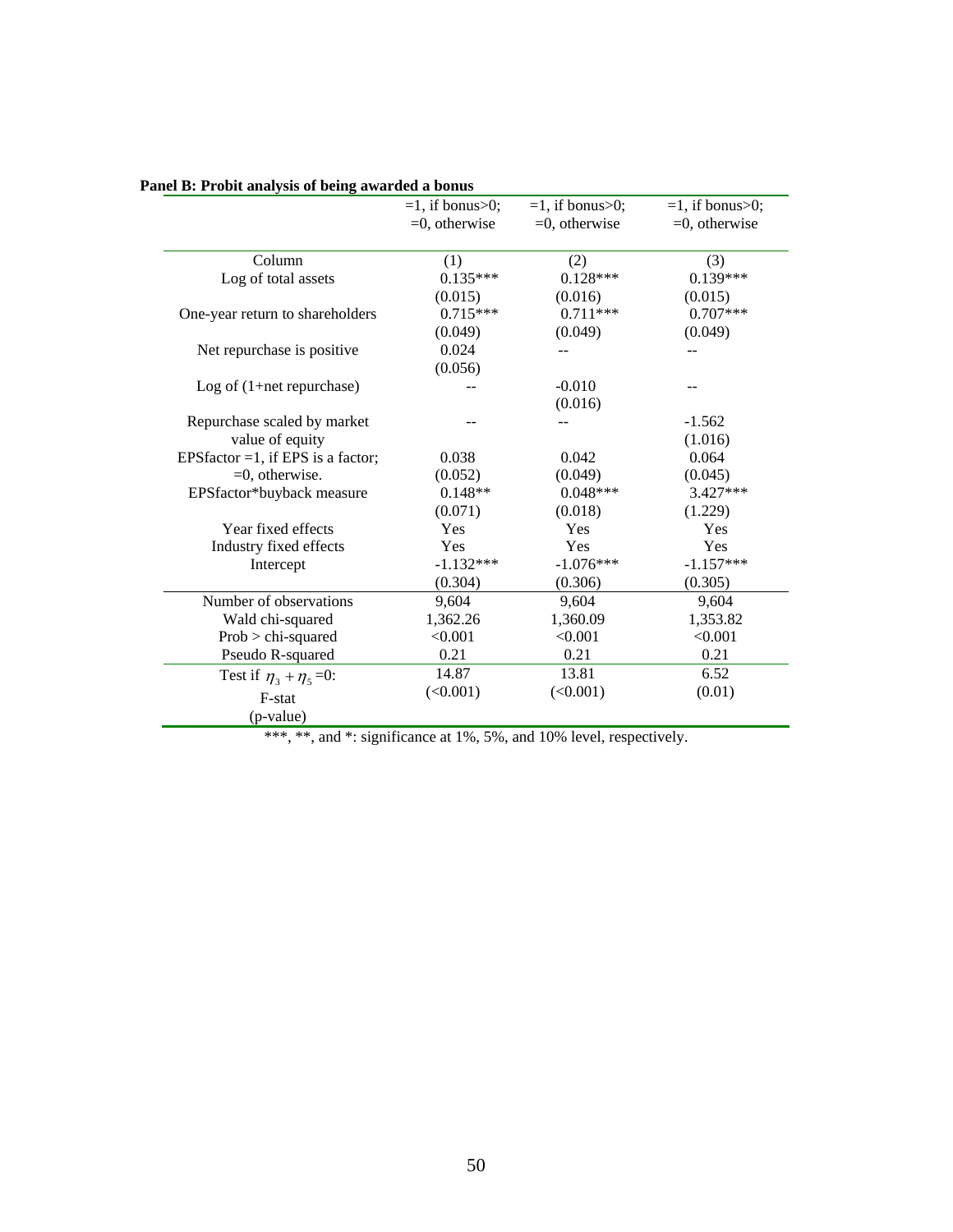**Panel B: Probit analysis of being awarded a bonus**

| | =1, if bonus>0; =0, otherwise | =1, if bonus>0; =0, otherwise | =1, if bonus>0; =0, otherwise |
|---|---|---|---|
| Column | (1) | (2) | (3) |
| Log of total assets | 0.135*** | 0.128*** | 0.139*** |
| | (0.015) | (0.016) | (0.015) |
| One-year return to shareholders | 0.715*** | 0.711*** | 0.707*** |
| | (0.049) | (0.049) | (0.049) |
| Net repurchase is positive | 0.024 | -- | -- |
| | (0.056) | | |
| Log of (1+net repurchase) | -- | -0.010 | -- |
| | | (0.016) | |
| Repurchase scaled by market value of equity | -- | -- | -1.562 |
| | | | (1.016) |
| EPSfactor =1, if EPS is a factor; =0, otherwise. | 0.038 | 0.042 | 0.064 |
| | (0.052) | (0.049) | (0.045) |
| EPSfactor*buyback measure | 0.148** | 0.048*** | 3.427*** |
| | (0.071) | (0.018) | (1.229) |
| Year fixed effects | Yes | Yes | Yes |
| Industry fixed effects | Yes | Yes | Yes |
| Intercept | -1.132*** | -1.076*** | -1.157*** |
| | (0.304) | (0.306) | (0.305) |
| Number of observations | 9,604 | 9,604 | 9,604 |
| Wald chi-squared | 1,362.26 | 1,360.09 | 1,353.82 |
| Prob > chi-squared | <0.001 | <0.001 | <0.001 |
| Pseudo R-squared | 0.21 | 0.21 | 0.21 |
| Test if $\eta_3 + \eta_5$ =0: F-stat | 14.87 | 13.81 | 6.52 |
| (p-value) | (<0.001) | (<0.001) | (0.01) |

***, **, and *: significance at 1%, 5%, and 10% level, respectively.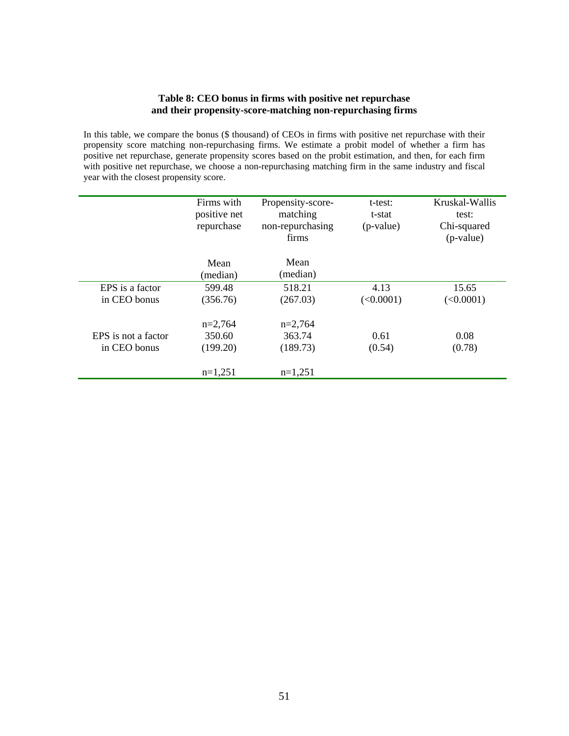**Table 8: CEO bonus in firms with positive net repurchase and their propensity-score-matching non-repurchasing firms**

In this table, we compare the bonus ($ thousand) of CEOs in firms with positive net repurchase with their propensity score matching non-repurchasing firms. We estimate a probit model of whether a firm has positive net repurchase, generate propensity scores based on the probit estimation, and then, for each firm with positive net repurchase, we choose a non-repurchasing matching firm in the same industry and fiscal year with the closest propensity score.

| | Firms with positive net repurchase | Propensity-score-matching non-repurchasing firms | t-test: t-stat (p-value) | Kruskal-Wallis test: Chi-squared (p-value) |
|---|---|---|---|---|
| | Mean (median) | Mean (median) | | |
| EPS is a factor in CEO bonus | 599.48 (356.76) | 518.21 (267.03) | 4.13 (<0.0001) | 15.65 (<0.0001) |
| | n=2,764 | n=2,764 | | |
| EPS is not a factor in CEO bonus | 350.60 (199.20) | 363.74 (189.73) | 0.61 (0.54) | 0.08 (0.78) |
| | n=1,251 | n=1,251 | | |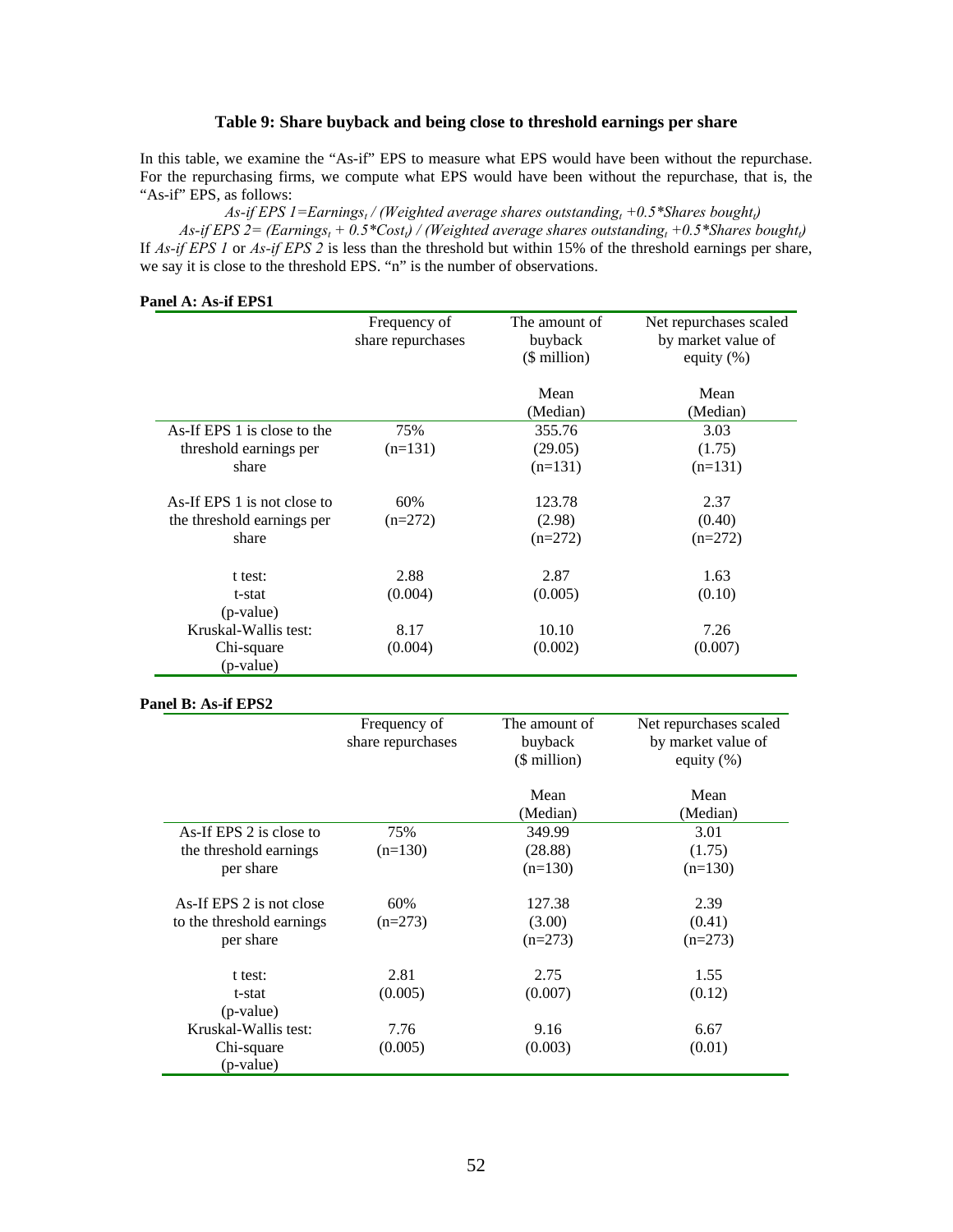### Table 9: Share buyback and being close to threshold earnings per share

In this table, we examine the "As-if" EPS to measure what EPS would have been without the repurchase. For the repurchasing firms, we compute what EPS would have been without the repurchase, that is, the "As-if" EPS, as follows:

$$\text{As-if EPS 1} = \text{Earnings}_t \,/\, (\text{Weighted average shares outstanding}_t + 0.5 * \text{Shares bought}_t)$$

$$\text{As-if EPS 2} = (\text{Earnings}_t + 0.5 * \text{Cost}_t) \,/\, (\text{Weighted average shares outstanding}_t + 0.5 * \text{Shares bought}_t)$$

If *As-if EPS 1* or *As-if EPS 2* is less than the threshold but within 15% of the threshold earnings per share, we say it is close to the threshold EPS. "n" is the number of observations.

**Panel A: As-if EPS1**

| | Frequency of share repurchases | The amount of buyback ($ million) | Net repurchases scaled by market value of equity (%) |
|---|---|---|---|
| | | Mean (Median) | Mean (Median) |
| As-If EPS 1 is close to the threshold earnings per share | 75% (n=131) | 355.76 (29.05) (n=131) | 3.03 (1.75) (n=131) |
| As-If EPS 1 is not close to the threshold earnings per share | 60% (n=272) | 123.78 (2.98) (n=272) | 2.37 (0.40) (n=272) |
| t test: t-stat (p-value) | 2.88 (0.004) | 2.87 (0.005) | 1.63 (0.10) |
| Kruskal-Wallis test: Chi-square (p-value) | 8.17 (0.004) | 10.10 (0.002) | 7.26 (0.007) |

**Panel B: As-if EPS2**

| | Frequency of share repurchases | The amount of buyback ($ million) | Net repurchases scaled by market value of equity (%) |
|---|---|---|---|
| | | Mean (Median) | Mean (Median) |
| As-If EPS 2 is close to the threshold earnings per share | 75% (n=130) | 349.99 (28.88) (n=130) | 3.01 (1.75) (n=130) |
| As-If EPS 2 is not close to the threshold earnings per share | 60% (n=273) | 127.38 (3.00) (n=273) | 2.39 (0.41) (n=273) |
| t test: t-stat (p-value) | 2.81 (0.005) | 2.75 (0.007) | 1.55 (0.12) |
| Kruskal-Wallis test: Chi-square (p-value) | 7.76 (0.005) | 9.16 (0.003) | 6.67 (0.01) |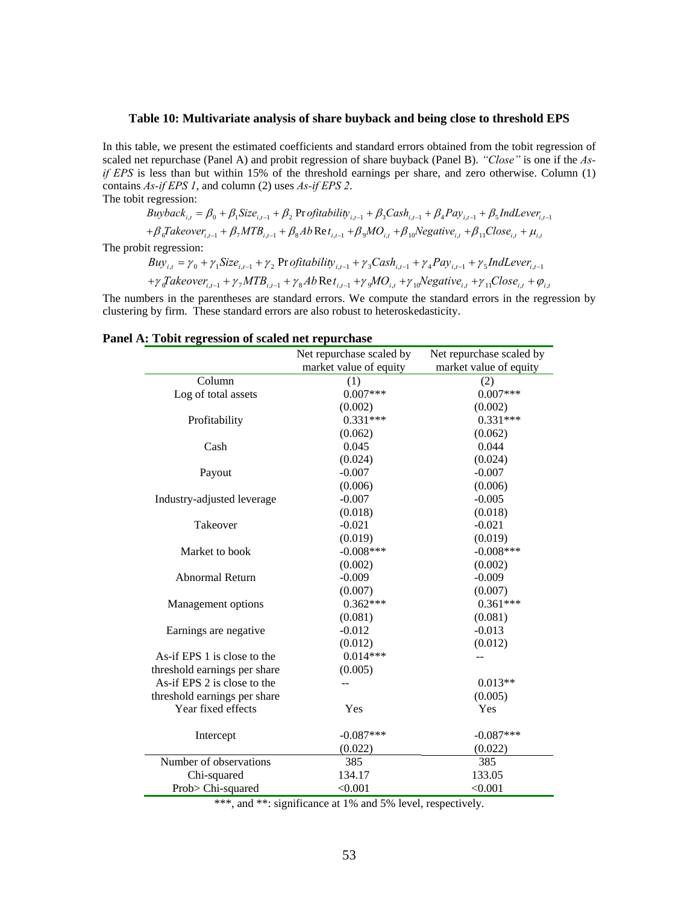**Table 10: Multivariate analysis of share buyback and being close to threshold EPS**

In this table, we present the estimated coefficients and standard errors obtained from the tobit regression of scaled net repurchase (Panel A) and probit regression of share buyback (Panel B). *"Close"* is one if the *As-if EPS* is less than but within 15% of the threshold earnings per share, and zero otherwise. Column (1) contains *As-if EPS 1*, and column (2) uses *As-if EPS 2*.

The tobit regression:

$$Buyback_{i,t} = \beta_0 + \beta_1 Size_{i,t-1} + \beta_2 Profitability_{i,t-1} + \beta_3 Cash_{i,t-1} + \beta_4 Pay_{i,t-1} + \beta_5 IndLever_{i,t-1}$$
$$+\beta_6 Takeover_{i,t-1} + \beta_7 MTB_{i,t-1} + \beta_8 AbRet_{i,t-1} + \beta_9 MO_{i,t} + \beta_{10} Negative_{i,t} + \beta_{11} Close_{i,t} + \mu_{i,t}$$

The probit regression:

$$Buy_{i,t} = \gamma_0 + \gamma_1 Size_{i,t-1} + \gamma_2 Profitability_{i,t-1} + \gamma_3 Cash_{i,t-1} + \gamma_4 Pay_{i,t-1} + \gamma_5 IndLever_{i,t-1}$$
$$+\gamma_6 Takeover_{i,t-1} + \gamma_7 MTB_{i,t-1} + \gamma_8 AbRet_{i,t-1} + \gamma_9 MO_{i,t} + \gamma_{10} Negative_{i,t} + \gamma_{11} Close_{i,t} + \varphi_{i,t}$$

The numbers in the parentheses are standard errors. We compute the standard errors in the regression by clustering by firm. These standard errors are also robust to heteroskedasticity.

**Panel A: Tobit regression of scaled net repurchase**

| | Net repurchase scaled by market value of equity | Net repurchase scaled by market value of equity |
|---|---|---|
| Column | (1) | (2) |
| Log of total assets | 0.007*** | 0.007*** |
| | (0.002) | (0.002) |
| Profitability | 0.331*** | 0.331*** |
| | (0.062) | (0.062) |
| Cash | 0.045 | 0.044 |
| | (0.024) | (0.024) |
| Payout | -0.007 | -0.007 |
| | (0.006) | (0.006) |
| Industry-adjusted leverage | -0.007 | -0.005 |
| | (0.018) | (0.018) |
| Takeover | -0.021 | -0.021 |
| | (0.019) | (0.019) |
| Market to book | -0.008*** | -0.008*** |
| | (0.002) | (0.002) |
| Abnormal Return | -0.009 | -0.009 |
| | (0.007) | (0.007) |
| Management options | 0.362*** | 0.361*** |
| | (0.081) | (0.081) |
| Earnings are negative | -0.012 | -0.013 |
| | (0.012) | (0.012) |
| As-if EPS 1 is close to the threshold earnings per share | 0.014*** | -- |
| | (0.005) | |
| As-if EPS 2 is close to the threshold earnings per share | -- | 0.013** |
| | | (0.005) |
| Year fixed effects | Yes | Yes |
| Intercept | -0.087*** | -0.087*** |
| | (0.022) | (0.022) |
| Number of observations | 385 | 385 |
| Chi-squared | 134.17 | 133.05 |
| Prob> Chi-squared | <0.001 | <0.001 |

***, and **: significance at 1% and 5% level, respectively.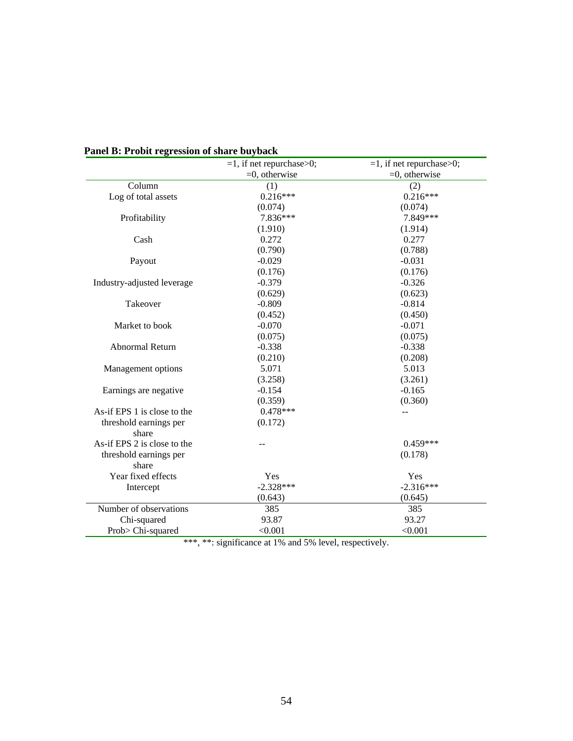**Panel B: Probit regression of share buyback**

| | =1, if net repurchase>0; =0, otherwise | =1, if net repurchase>0; =0, otherwise |
|---|---|---|
| Column | (1) | (2) |
| Log of total assets | 0.216*** | 0.216*** |
| | (0.074) | (0.074) |
| Profitability | 7.836*** | 7.849*** |
| | (1.910) | (1.914) |
| Cash | 0.272 | 0.277 |
| | (0.790) | (0.788) |
| Payout | -0.029 | -0.031 |
| | (0.176) | (0.176) |
| Industry-adjusted leverage | -0.379 | -0.326 |
| | (0.629) | (0.623) |
| Takeover | -0.809 | -0.814 |
| | (0.452) | (0.450) |
| Market to book | -0.070 | -0.071 |
| | (0.075) | (0.075) |
| Abnormal Return | -0.338 | -0.338 |
| | (0.210) | (0.208) |
| Management options | 5.071 | 5.013 |
| | (3.258) | (3.261) |
| Earnings are negative | -0.154 | -0.165 |
| | (0.359) | (0.360) |
| As-if EPS 1 is close to the threshold earnings per share | 0.478*** | -- |
| | (0.172) | |
| As-if EPS 2 is close to the threshold earnings per share | -- | 0.459*** |
| | | (0.178) |
| Year fixed effects | Yes | Yes |
| Intercept | -2.328*** | -2.316*** |
| | (0.643) | (0.645) |
| Number of observations | 385 | 385 |
| Chi-squared | 93.87 | 93.27 |
| Prob> Chi-squared | <0.001 | <0.001 |

***, **: significance at 1% and 5% level, respectively.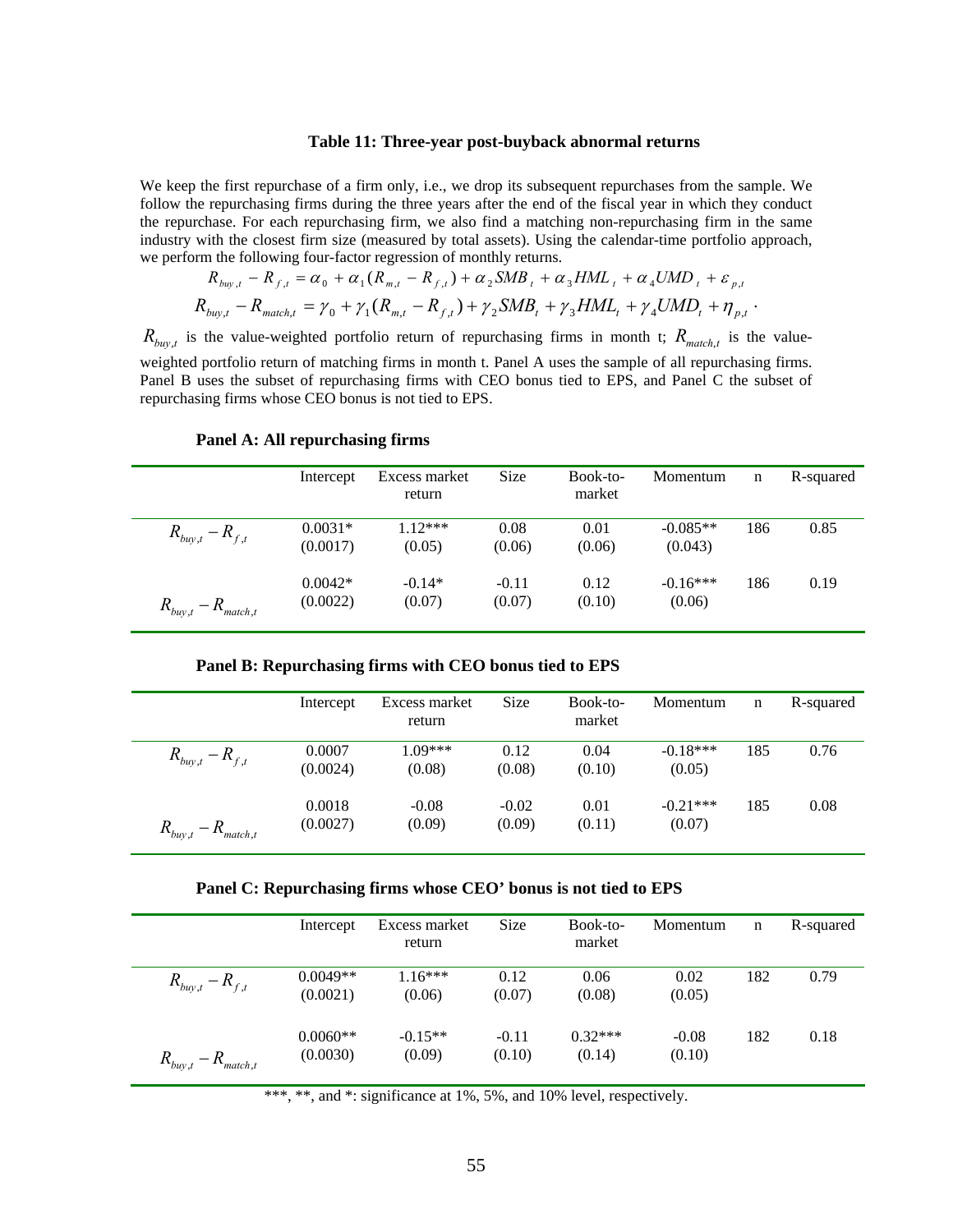### Table 11: Three-year post-buyback abnormal returns

We keep the first repurchase of a firm only, i.e., we drop its subsequent repurchases from the sample. We follow the repurchasing firms during the three years after the end of the fiscal year in which they conduct the repurchase. For each repurchasing firm, we also find a matching non-repurchasing firm in the same industry with the closest firm size (measured by total assets). Using the calendar-time portfolio approach, we perform the following four-factor regression of monthly returns.

$$R_{buy,t} - R_{f,t} = \alpha_0 + \alpha_1 (R_{m,t} - R_{f,t}) + \alpha_2 SMB_t + \alpha_3 HML_t + \alpha_4 UMD_t + \varepsilon_{p,t}$$

$$R_{buy,t} - R_{match,t} = \gamma_0 + \gamma_1 (R_{m,t} - R_{f,t}) + \gamma_2 SMB_t + \gamma_3 HML_t + \gamma_4 UMD_t + \eta_{p,t} \cdot$$

$R_{buy,t}$ is the value-weighted portfolio return of repurchasing firms in month t; $R_{match,t}$ is the value-weighted portfolio return of matching firms in month t. Panel A uses the sample of all repurchasing firms. Panel B uses the subset of repurchasing firms with CEO bonus tied to EPS, and Panel C the subset of repurchasing firms whose CEO bonus is not tied to EPS.

**Panel A: All repurchasing firms**

| | Intercept | Excess market return | Size | Book-to-market | Momentum | n | R-squared |
|---|---|---|---|---|---|---|---|
| $R_{buy,t} - R_{f,t}$ | 0.0031* (0.0017) | 1.12*** (0.05) | 0.08 (0.06) | 0.01 (0.06) | -0.085** (0.043) | 186 | 0.85 |
| $R_{buy,t} - R_{match,t}$ | 0.0042* (0.0022) | -0.14* (0.07) | -0.11 (0.07) | 0.12 (0.10) | -0.16*** (0.06) | 186 | 0.19 |

**Panel B: Repurchasing firms with CEO bonus tied to EPS**

| | Intercept | Excess market return | Size | Book-to-market | Momentum | n | R-squared |
|---|---|---|---|---|---|---|---|
| $R_{buy,t} - R_{f,t}$ | 0.0007 (0.0024) | 1.09*** (0.08) | 0.12 (0.08) | 0.04 (0.10) | -0.18*** (0.05) | 185 | 0.76 |
| $R_{buy,t} - R_{match,t}$ | 0.0018 (0.0027) | -0.08 (0.09) | -0.02 (0.09) | 0.01 (0.11) | -0.21*** (0.07) | 185 | 0.08 |

**Panel C: Repurchasing firms whose CEO' bonus is not tied to EPS**

| | Intercept | Excess market return | Size | Book-to-market | Momentum | n | R-squared |
|---|---|---|---|---|---|---|---|
| $R_{buy,t} - R_{f,t}$ | 0.0049** (0.0021) | 1.16*** (0.06) | 0.12 (0.07) | 0.06 (0.08) | 0.02 (0.05) | 182 | 0.79 |
| $R_{buy,t} - R_{match,t}$ | 0.0060** (0.0030) | -0.15** (0.09) | -0.11 (0.10) | 0.32*** (0.14) | -0.08 (0.10) | 182 | 0.18 |

***, **, and *: significance at 1%, 5%, and 10% level, respectively.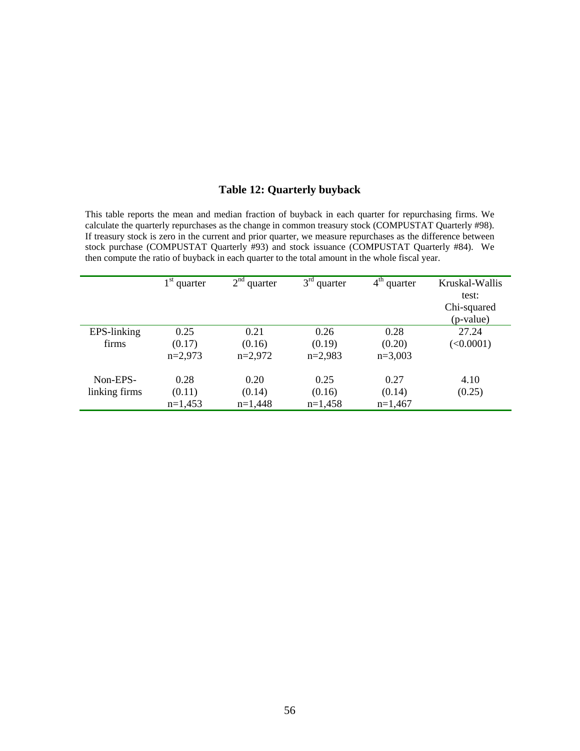## Table 12: Quarterly buyback

This table reports the mean and median fraction of buyback in each quarter for repurchasing firms. We calculate the quarterly repurchases as the change in common treasury stock (COMPUSTAT Quarterly #98). If treasury stock is zero in the current and prior quarter, we measure repurchases as the difference between stock purchase (COMPUSTAT Quarterly #93) and stock issuance (COMPUSTAT Quarterly #84). We then compute the ratio of buyback in each quarter to the total amount in the whole fiscal year.

| | 1st quarter | 2nd quarter | 3rd quarter | 4th quarter | Kruskal-Wallis test: Chi-squared (p-value) |
|---|---|---|---|---|---|
| EPS-linking firms | 0.25<br>(0.17)<br>n=2,973 | 0.21<br>(0.16)<br>n=2,972 | 0.26<br>(0.19)<br>n=2,983 | 0.28<br>(0.20)<br>n=3,003 | 27.24<br>(<0.0001) |
| Non-EPS-linking firms | 0.28<br>(0.11)<br>n=1,453 | 0.20<br>(0.14)<br>n=1,448 | 0.25<br>(0.16)<br>n=1,458 | 0.27<br>(0.14)<br>n=1,467 | 4.10<br>(0.25) |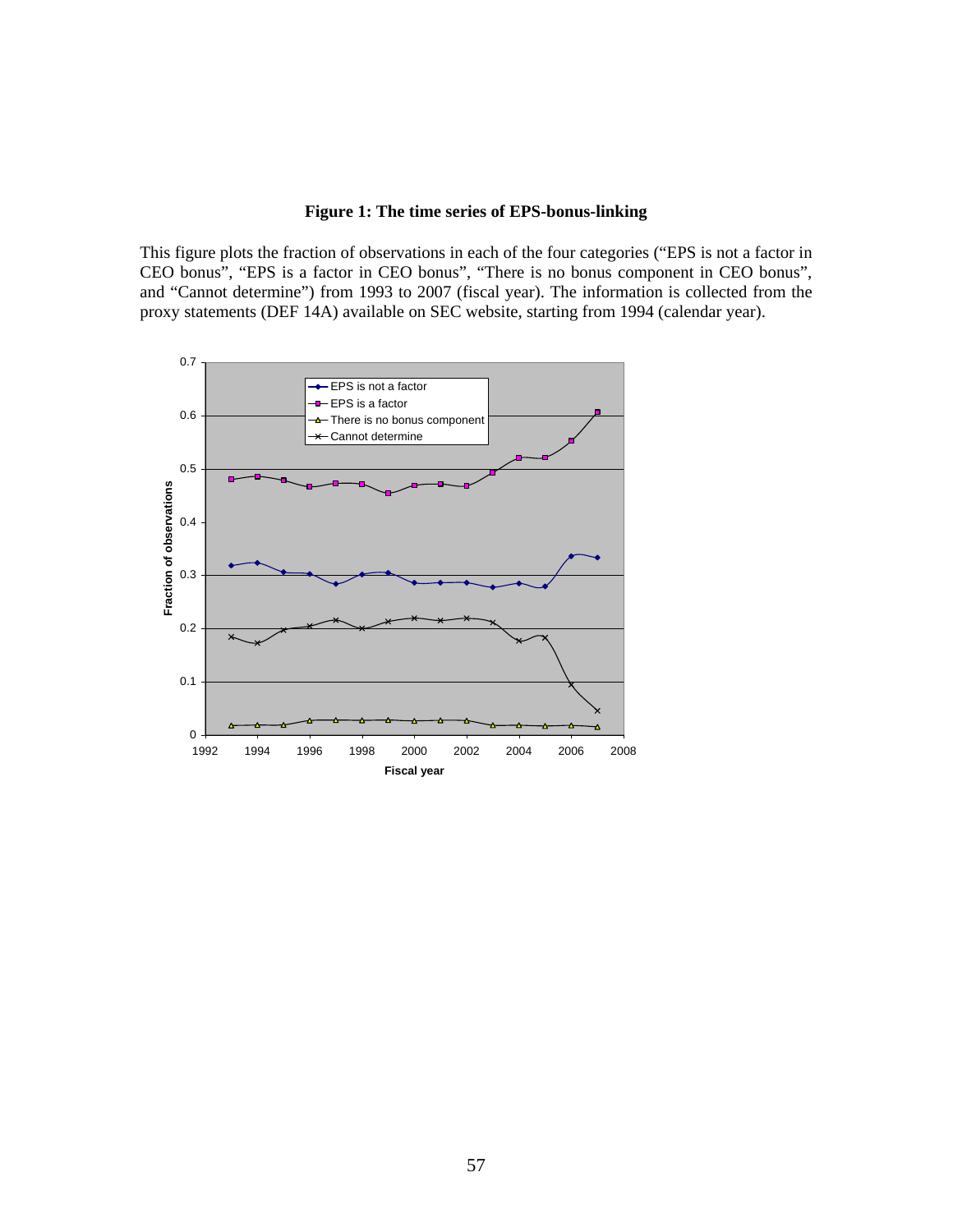**Figure 1: The time series of EPS-bonus-linking**

This figure plots the fraction of observations in each of the four categories ("EPS is not a factor in CEO bonus", "EPS is a factor in CEO bonus", "There is no bonus component in CEO bonus", and "Cannot determine") from 1993 to 2007 (fiscal year). The information is collected from the proxy statements (DEF 14A) available on SEC website, starting from 1994 (calendar year).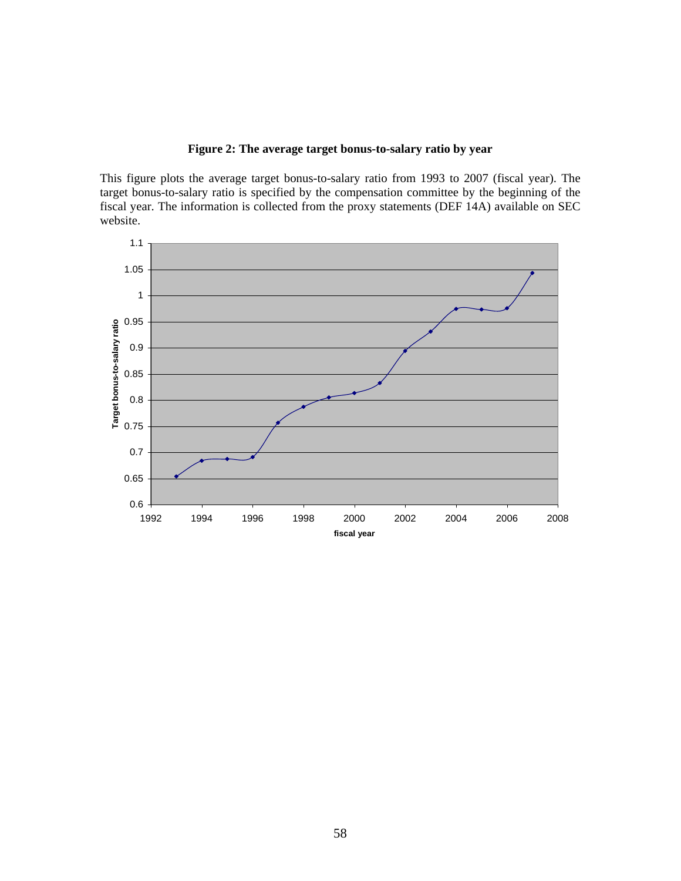**Figure 2: The average target bonus-to-salary ratio by year**

This figure plots the average target bonus-to-salary ratio from 1993 to 2007 (fiscal year). The target bonus-to-salary ratio is specified by the compensation committee by the beginning of the fiscal year. The information is collected from the proxy statements (DEF 14A) available on SEC website.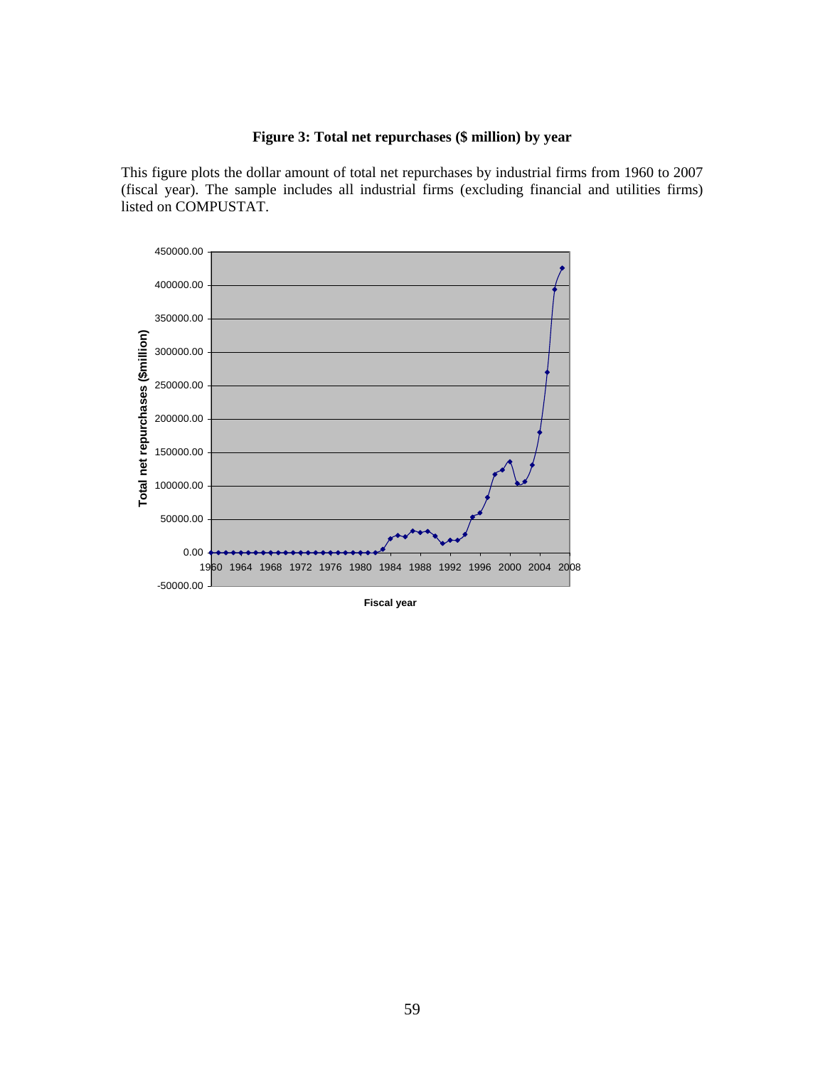**Figure 3: Total net repurchases ($ million) by year**

This figure plots the dollar amount of total net repurchases by industrial firms from 1960 to 2007 (fiscal year). The sample includes all industrial firms (excluding financial and utilities firms) listed on COMPUSTAT.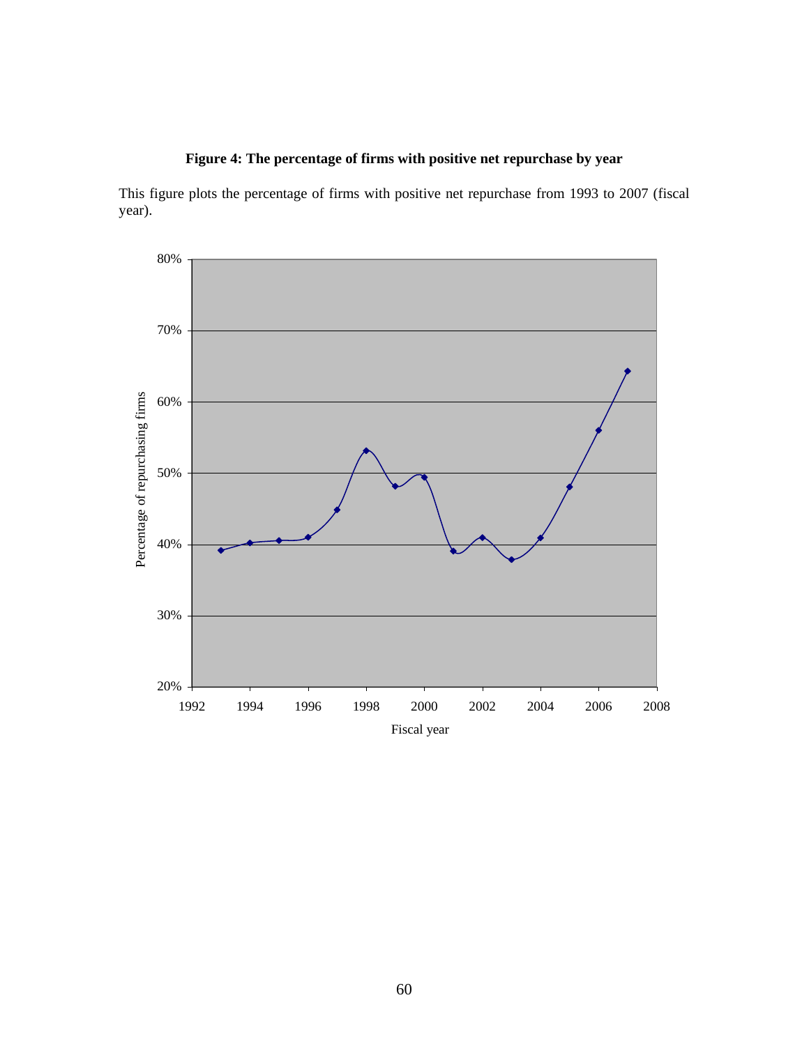**Figure 4: The percentage of firms with positive net repurchase by year**

This figure plots the percentage of firms with positive net repurchase from 1993 to 2007 (fiscal year).

80%
70%
60%
50%
40%
30%
20%

Percentage of repurchasing firms

1992 1994 1996 1998 2000 2002 2004 2006 2008

Fiscal year